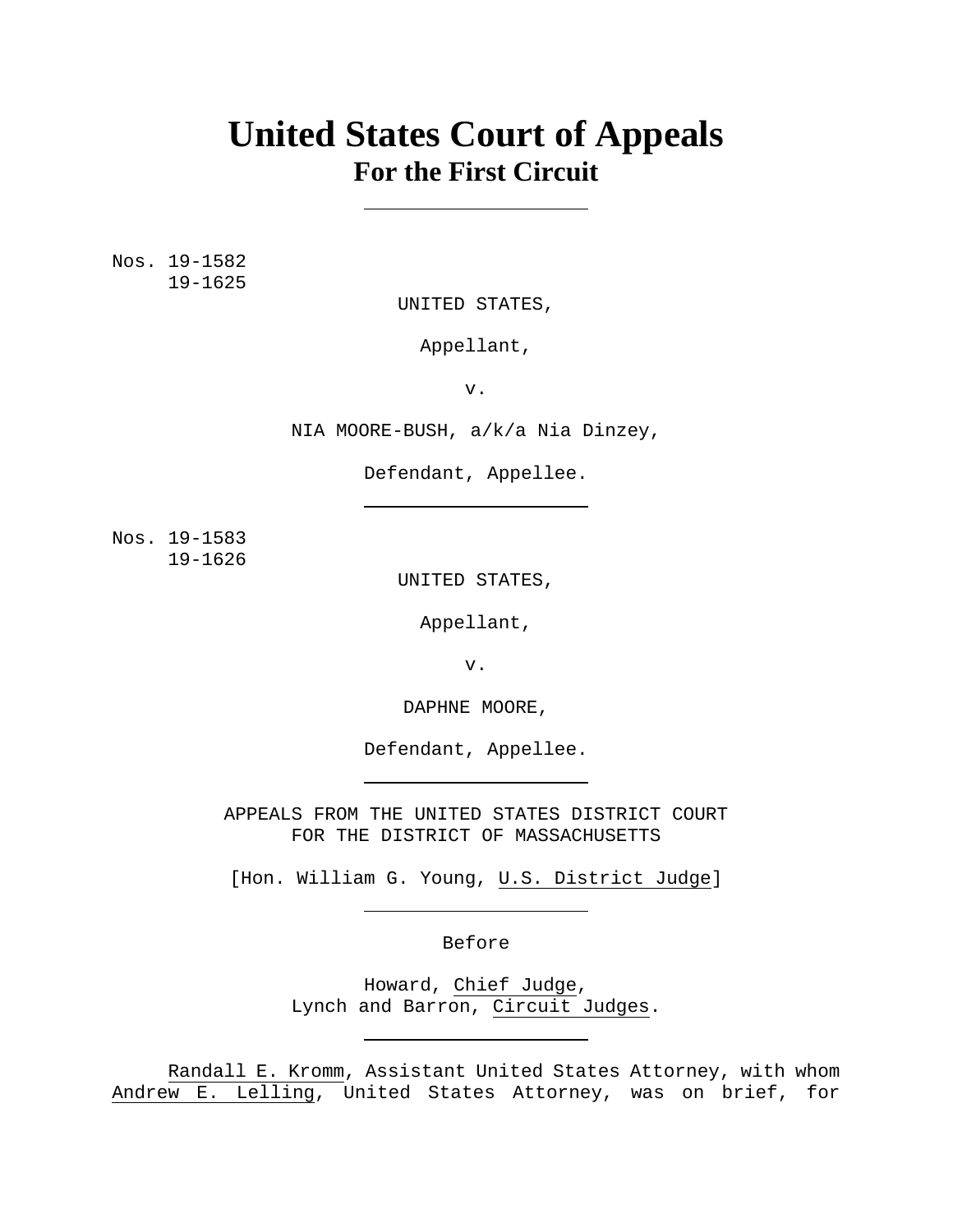# United States Court of Appeals
## For the First Circuit

---

Nos. 19-1582
     19-1625

UNITED STATES,

Appellant,

v.

NIA MOORE-BUSH, a/k/a Nia Dinzey,

Defendant, Appellee.

---

Nos. 19-1583
     19-1626

UNITED STATES,

Appellant,

v.

DAPHNE MOORE,

Defendant, Appellee.

---

APPEALS FROM THE UNITED STATES DISTRICT COURT
FOR THE DISTRICT OF MASSACHUSETTS

[Hon. William G. Young, U.S. District Judge]

---

Before

Howard, Chief Judge,
Lynch and Barron, Circuit Judges.

---

Randall E. Kromm, Assistant United States Attorney, with whom Andrew E. Lelling, United States Attorney, was on brief, for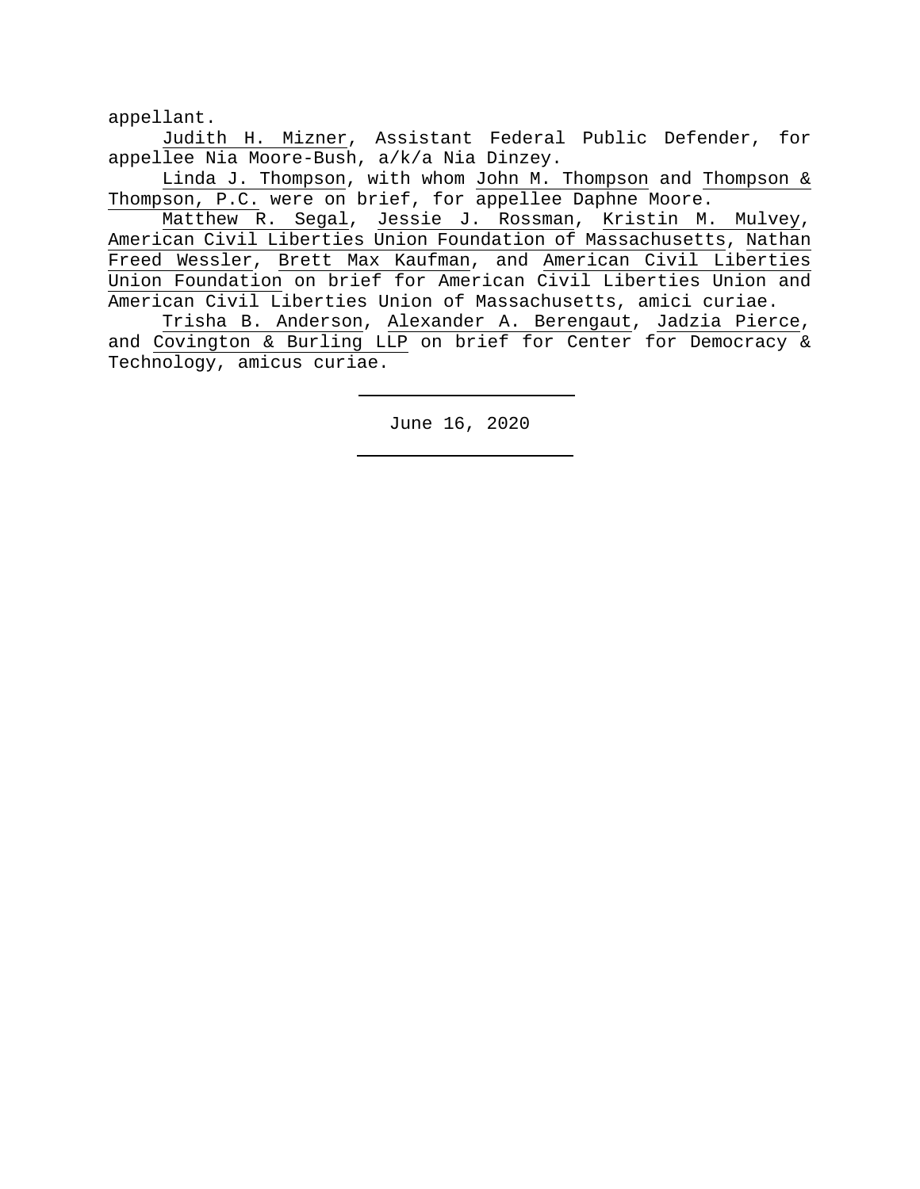appellant.

Judith H. Mizner, Assistant Federal Public Defender, for appellee Nia Moore-Bush, a/k/a Nia Dinzey.

Linda J. Thompson, with whom John M. Thompson and Thompson & Thompson, P.C. were on brief, for appellee Daphne Moore.

Matthew R. Segal, Jessie J. Rossman, Kristin M. Mulvey, American Civil Liberties Union Foundation of Massachusetts, Nathan Freed Wessler, Brett Max Kaufman, and American Civil Liberties Union Foundation on brief for American Civil Liberties Union and American Civil Liberties Union of Massachusetts, amici curiae.

Trisha B. Anderson, Alexander A. Berengaut, Jadzia Pierce, and Covington & Burling LLP on brief for Center for Democracy & Technology, amicus curiae.

---

June 16, 2020

---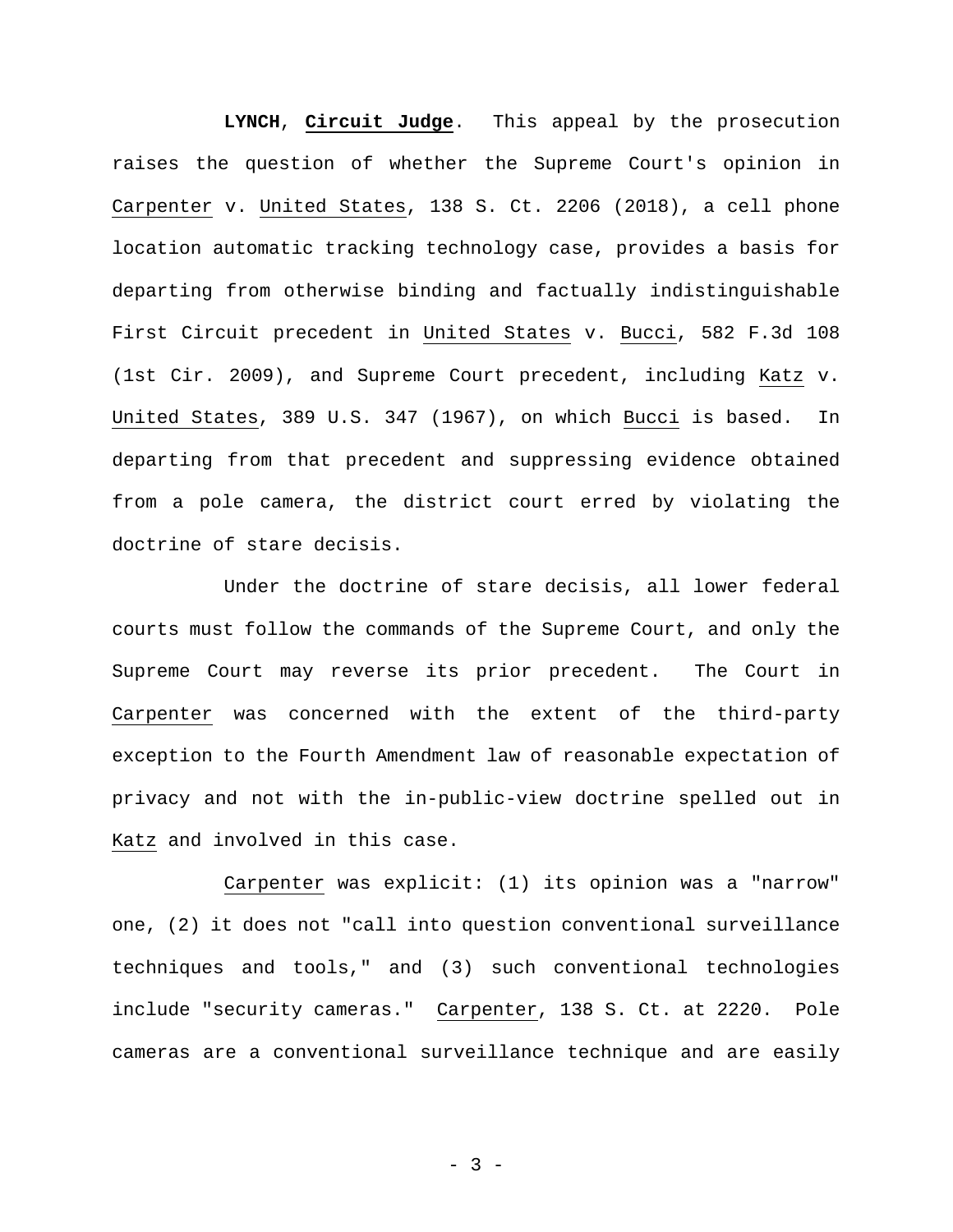**LYNCH**, **Circuit Judge**. This appeal by the prosecution raises the question of whether the Supreme Court's opinion in Carpenter v. United States, 138 S. Ct. 2206 (2018), a cell phone location automatic tracking technology case, provides a basis for departing from otherwise binding and factually indistinguishable First Circuit precedent in United States v. Bucci, 582 F.3d 108 (1st Cir. 2009), and Supreme Court precedent, including Katz v. United States, 389 U.S. 347 (1967), on which Bucci is based. In departing from that precedent and suppressing evidence obtained from a pole camera, the district court erred by violating the doctrine of stare decisis.

Under the doctrine of stare decisis, all lower federal courts must follow the commands of the Supreme Court, and only the Supreme Court may reverse its prior precedent. The Court in Carpenter was concerned with the extent of the third-party exception to the Fourth Amendment law of reasonable expectation of privacy and not with the in-public-view doctrine spelled out in Katz and involved in this case.

Carpenter was explicit: (1) its opinion was a "narrow" one, (2) it does not "call into question conventional surveillance techniques and tools," and (3) such conventional technologies include "security cameras." Carpenter, 138 S. Ct. at 2220. Pole cameras are a conventional surveillance technique and are easily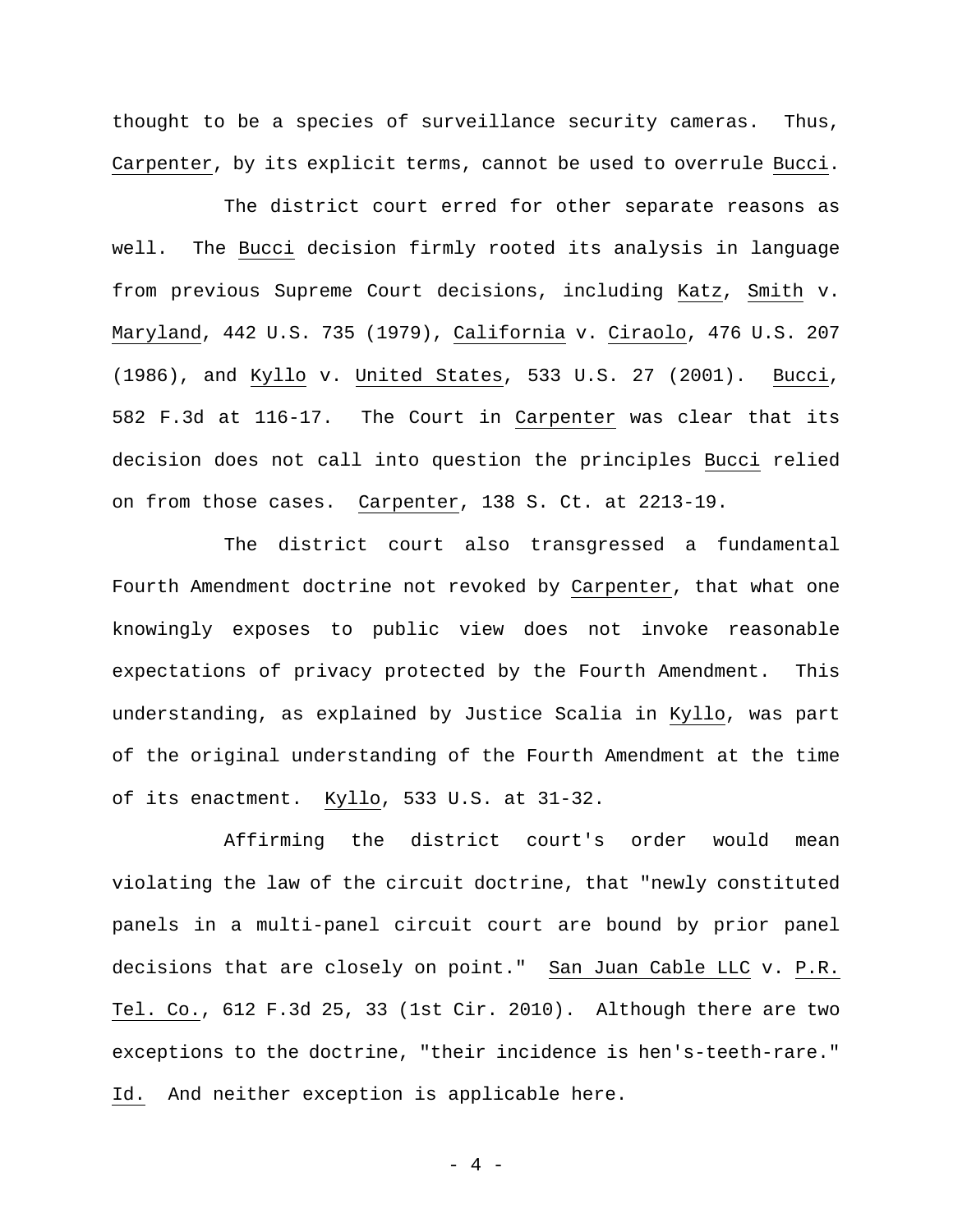thought to be a species of surveillance security cameras. Thus, Carpenter, by its explicit terms, cannot be used to overrule Bucci.

The district court erred for other separate reasons as well. The Bucci decision firmly rooted its analysis in language from previous Supreme Court decisions, including Katz, Smith v. Maryland, 442 U.S. 735 (1979), California v. Ciraolo, 476 U.S. 207 (1986), and Kyllo v. United States, 533 U.S. 27 (2001). Bucci, 582 F.3d at 116-17. The Court in Carpenter was clear that its decision does not call into question the principles Bucci relied on from those cases. Carpenter, 138 S. Ct. at 2213-19.

The district court also transgressed a fundamental Fourth Amendment doctrine not revoked by Carpenter, that what one knowingly exposes to public view does not invoke reasonable expectations of privacy protected by the Fourth Amendment. This understanding, as explained by Justice Scalia in Kyllo, was part of the original understanding of the Fourth Amendment at the time of its enactment. Kyllo, 533 U.S. at 31-32.

Affirming the district court's order would mean violating the law of the circuit doctrine, that "newly constituted panels in a multi-panel circuit court are bound by prior panel decisions that are closely on point." San Juan Cable LLC v. P.R. Tel. Co., 612 F.3d 25, 33 (1st Cir. 2010). Although there are two exceptions to the doctrine, "their incidence is hen's-teeth-rare." Id. And neither exception is applicable here.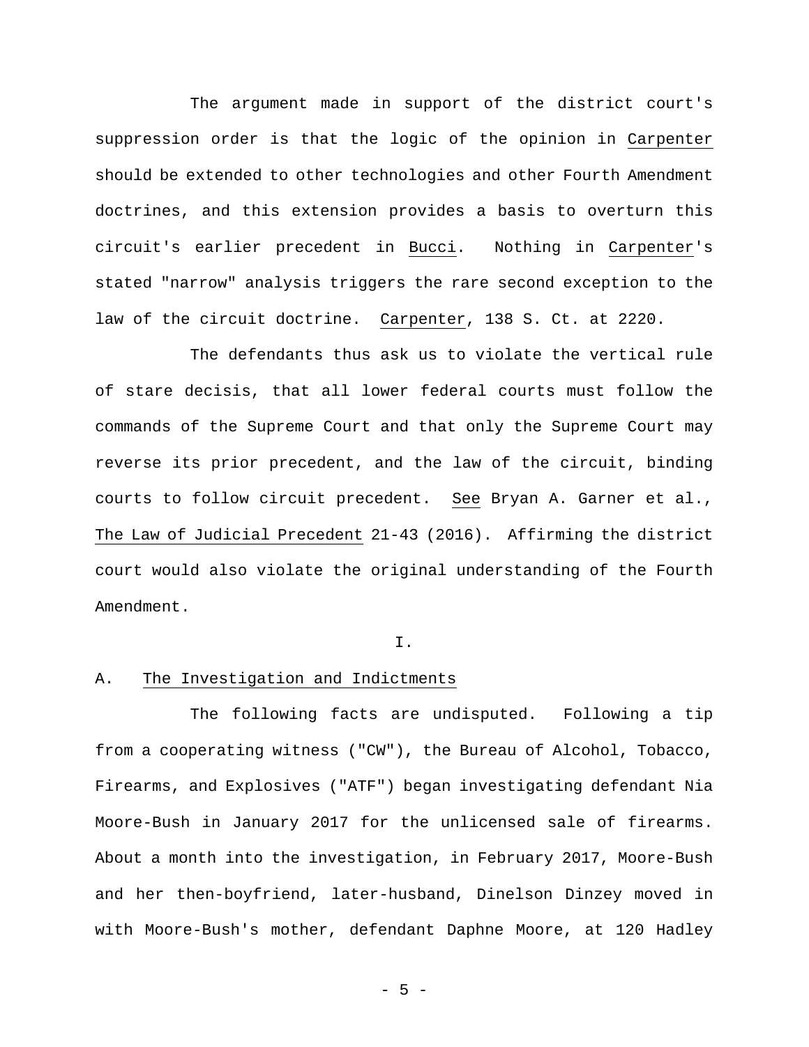The argument made in support of the district court's suppression order is that the logic of the opinion in Carpenter should be extended to other technologies and other Fourth Amendment doctrines, and this extension provides a basis to overturn this circuit's earlier precedent in Bucci. Nothing in Carpenter's stated "narrow" analysis triggers the rare second exception to the law of the circuit doctrine. Carpenter, 138 S. Ct. at 2220.

The defendants thus ask us to violate the vertical rule of stare decisis, that all lower federal courts must follow the commands of the Supreme Court and that only the Supreme Court may reverse its prior precedent, and the law of the circuit, binding courts to follow circuit precedent. See Bryan A. Garner et al., The Law of Judicial Precedent 21-43 (2016). Affirming the district court would also violate the original understanding of the Fourth Amendment.

# I.

## A. The Investigation and Indictments

The following facts are undisputed. Following a tip from a cooperating witness ("CW"), the Bureau of Alcohol, Tobacco, Firearms, and Explosives ("ATF") began investigating defendant Nia Moore-Bush in January 2017 for the unlicensed sale of firearms. About a month into the investigation, in February 2017, Moore-Bush and her then-boyfriend, later-husband, Dinelson Dinzey moved in with Moore-Bush's mother, defendant Daphne Moore, at 120 Hadley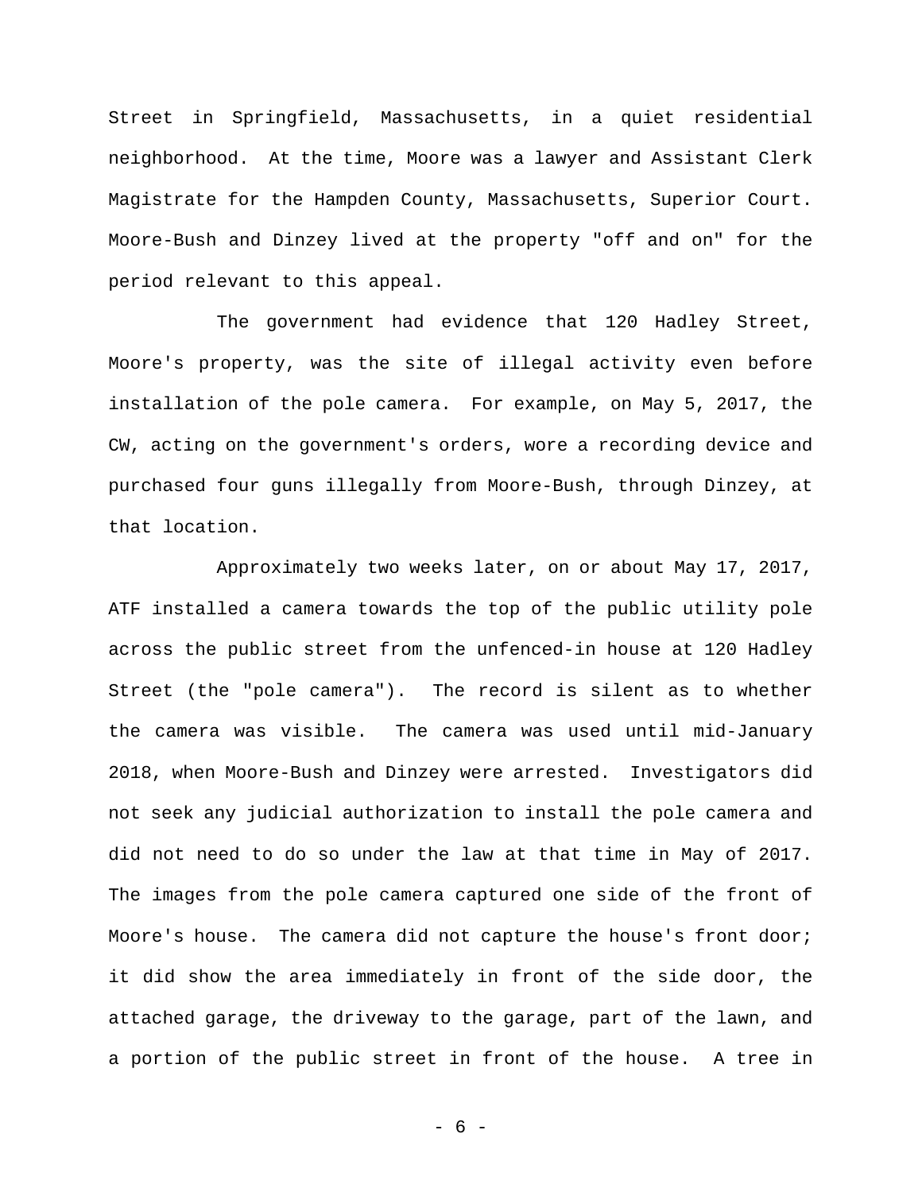Street in Springfield, Massachusetts, in a quiet residential neighborhood. At the time, Moore was a lawyer and Assistant Clerk Magistrate for the Hampden County, Massachusetts, Superior Court. Moore-Bush and Dinzey lived at the property "off and on" for the period relevant to this appeal.

The government had evidence that 120 Hadley Street, Moore's property, was the site of illegal activity even before installation of the pole camera. For example, on May 5, 2017, the CW, acting on the government's orders, wore a recording device and purchased four guns illegally from Moore-Bush, through Dinzey, at that location.

Approximately two weeks later, on or about May 17, 2017, ATF installed a camera towards the top of the public utility pole across the public street from the unfenced-in house at 120 Hadley Street (the "pole camera"). The record is silent as to whether the camera was visible. The camera was used until mid-January 2018, when Moore-Bush and Dinzey were arrested. Investigators did not seek any judicial authorization to install the pole camera and did not need to do so under the law at that time in May of 2017. The images from the pole camera captured one side of the front of Moore's house. The camera did not capture the house's front door; it did show the area immediately in front of the side door, the attached garage, the driveway to the garage, part of the lawn, and a portion of the public street in front of the house. A tree in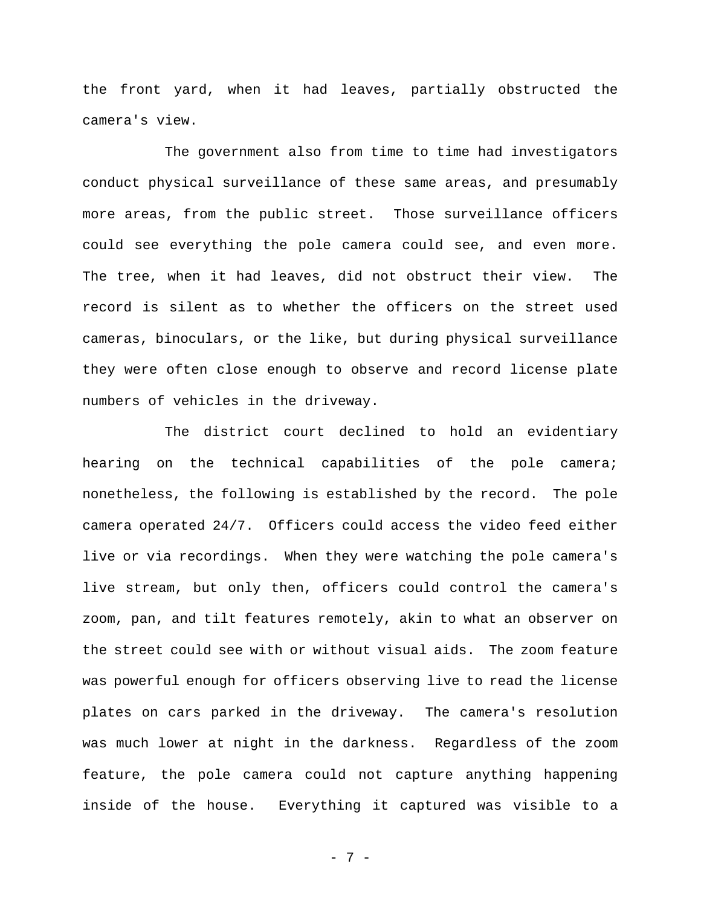the front yard, when it had leaves, partially obstructed the camera's view.

The government also from time to time had investigators conduct physical surveillance of these same areas, and presumably more areas, from the public street. Those surveillance officers could see everything the pole camera could see, and even more. The tree, when it had leaves, did not obstruct their view. The record is silent as to whether the officers on the street used cameras, binoculars, or the like, but during physical surveillance they were often close enough to observe and record license plate numbers of vehicles in the driveway.

The district court declined to hold an evidentiary hearing on the technical capabilities of the pole camera; nonetheless, the following is established by the record. The pole camera operated 24/7. Officers could access the video feed either live or via recordings. When they were watching the pole camera's live stream, but only then, officers could control the camera's zoom, pan, and tilt features remotely, akin to what an observer on the street could see with or without visual aids. The zoom feature was powerful enough for officers observing live to read the license plates on cars parked in the driveway. The camera's resolution was much lower at night in the darkness. Regardless of the zoom feature, the pole camera could not capture anything happening inside of the house. Everything it captured was visible to a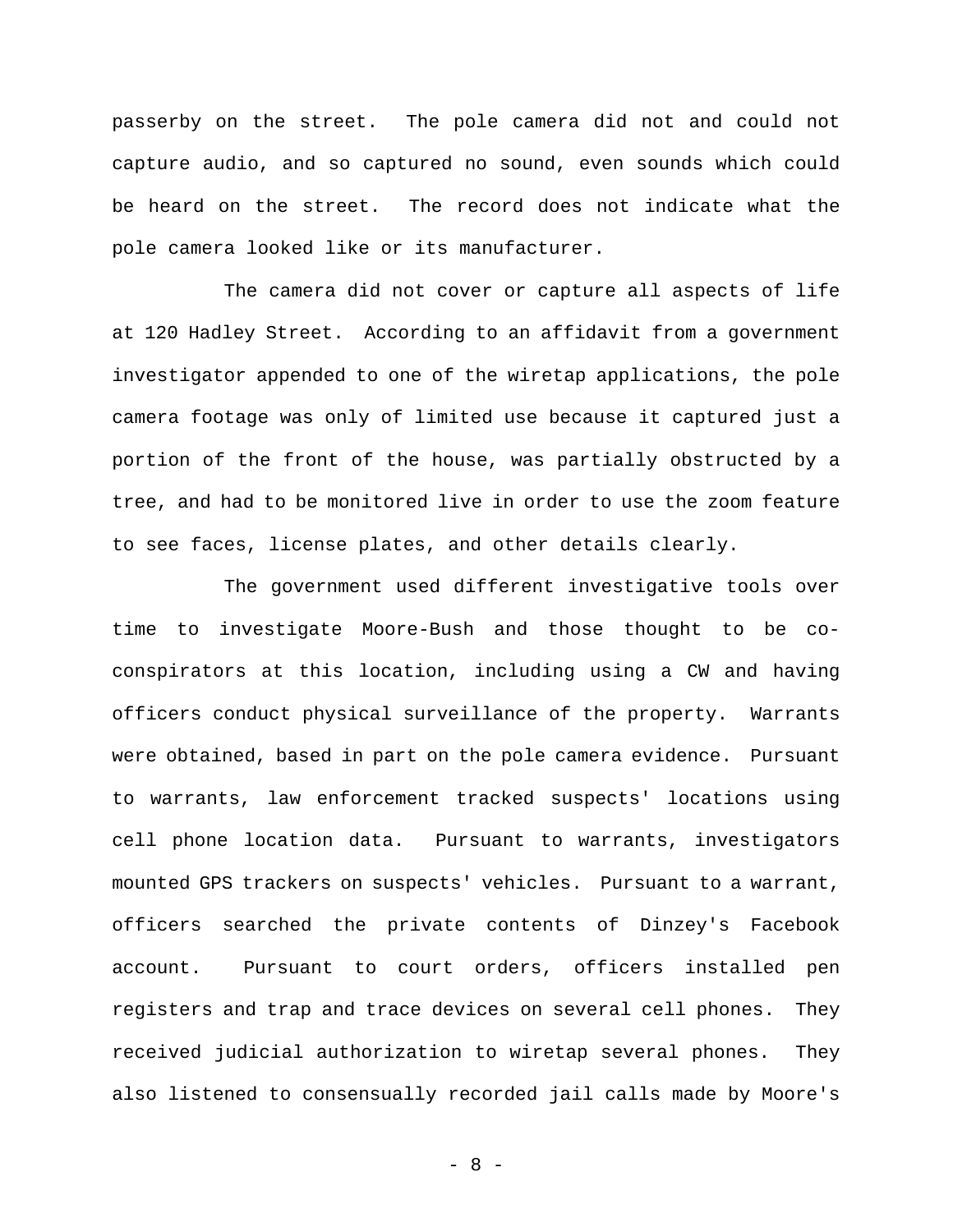passerby on the street. The pole camera did not and could not capture audio, and so captured no sound, even sounds which could be heard on the street. The record does not indicate what the pole camera looked like or its manufacturer.

The camera did not cover or capture all aspects of life at 120 Hadley Street. According to an affidavit from a government investigator appended to one of the wiretap applications, the pole camera footage was only of limited use because it captured just a portion of the front of the house, was partially obstructed by a tree, and had to be monitored live in order to use the zoom feature to see faces, license plates, and other details clearly.

The government used different investigative tools over time to investigate Moore-Bush and those thought to be co-conspirators at this location, including using a CW and having officers conduct physical surveillance of the property. Warrants were obtained, based in part on the pole camera evidence. Pursuant to warrants, law enforcement tracked suspects' locations using cell phone location data. Pursuant to warrants, investigators mounted GPS trackers on suspects' vehicles. Pursuant to a warrant, officers searched the private contents of Dinzey's Facebook account. Pursuant to court orders, officers installed pen registers and trap and trace devices on several cell phones. They received judicial authorization to wiretap several phones. They also listened to consensually recorded jail calls made by Moore's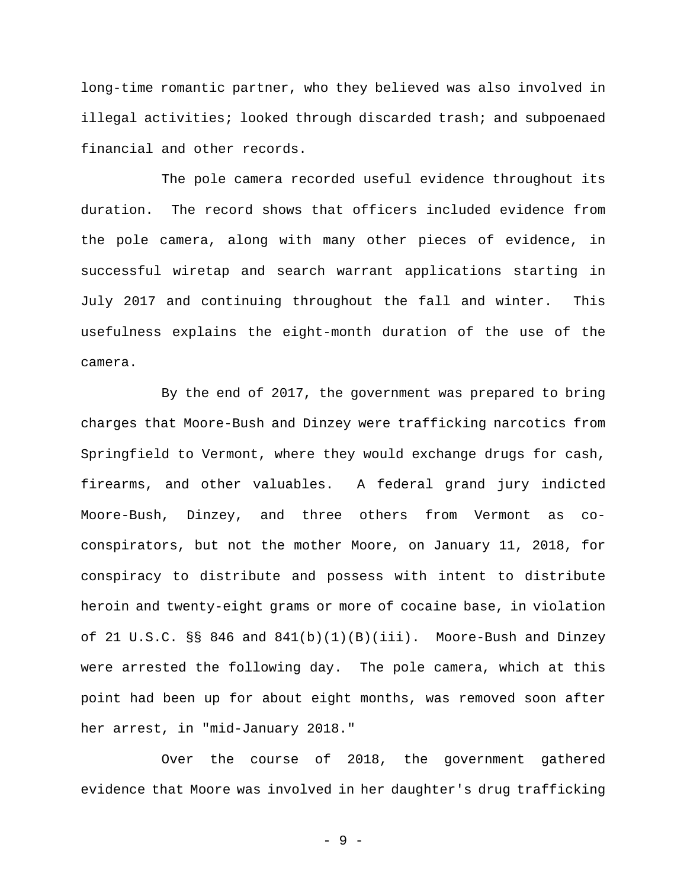long-time romantic partner, who they believed was also involved in illegal activities; looked through discarded trash; and subpoenaed financial and other records.

The pole camera recorded useful evidence throughout its duration. The record shows that officers included evidence from the pole camera, along with many other pieces of evidence, in successful wiretap and search warrant applications starting in July 2017 and continuing throughout the fall and winter. This usefulness explains the eight-month duration of the use of the camera.

By the end of 2017, the government was prepared to bring charges that Moore-Bush and Dinzey were trafficking narcotics from Springfield to Vermont, where they would exchange drugs for cash, firearms, and other valuables. A federal grand jury indicted Moore-Bush, Dinzey, and three others from Vermont as co-conspirators, but not the mother Moore, on January 11, 2018, for conspiracy to distribute and possess with intent to distribute heroin and twenty-eight grams or more of cocaine base, in violation of 21 U.S.C. §§ 846 and 841(b)(1)(B)(iii). Moore-Bush and Dinzey were arrested the following day. The pole camera, which at this point had been up for about eight months, was removed soon after her arrest, in "mid-January 2018."

Over the course of 2018, the government gathered evidence that Moore was involved in her daughter's drug trafficking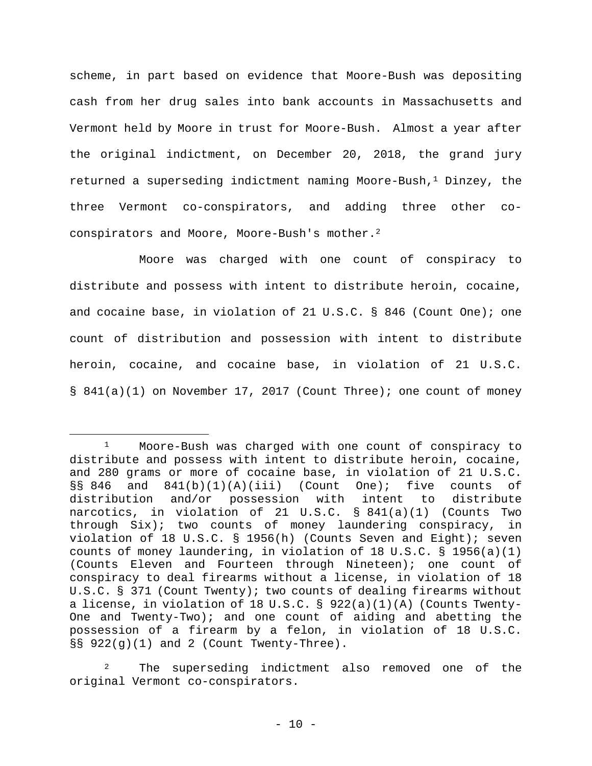scheme, in part based on evidence that Moore-Bush was depositing cash from her drug sales into bank accounts in Massachusetts and Vermont held by Moore in trust for Moore-Bush. Almost a year after the original indictment, on December 20, 2018, the grand jury returned a superseding indictment naming Moore-Bush,[1] Dinzey, the three Vermont co-conspirators, and adding three other co-conspirators and Moore, Moore-Bush's mother.[2]

Moore was charged with one count of conspiracy to distribute and possess with intent to distribute heroin, cocaine, and cocaine base, in violation of 21 U.S.C. § 846 (Count One); one count of distribution and possession with intent to distribute heroin, cocaine, and cocaine base, in violation of 21 U.S.C. § 841(a)(1) on November 17, 2017 (Count Three); one count of money

---

[1] Moore-Bush was charged with one count of conspiracy to distribute and possess with intent to distribute heroin, cocaine, and 280 grams or more of cocaine base, in violation of 21 U.S.C. §§ 846 and 841(b)(1)(A)(iii) (Count One); five counts of distribution and/or possession with intent to distribute narcotics, in violation of 21 U.S.C. § 841(a)(1) (Counts Two through Six); two counts of money laundering conspiracy, in violation of 18 U.S.C. § 1956(h) (Counts Seven and Eight); seven counts of money laundering, in violation of 18 U.S.C. § 1956(a)(1) (Counts Eleven and Fourteen through Nineteen); one count of conspiracy to deal firearms without a license, in violation of 18 U.S.C. § 371 (Count Twenty); two counts of dealing firearms without a license, in violation of 18 U.S.C. § 922(a)(1)(A) (Counts Twenty-One and Twenty-Two); and one count of aiding and abetting the possession of a firearm by a felon, in violation of 18 U.S.C. §§ 922(g)(1) and 2 (Count Twenty-Three).

[2] The superseding indictment also removed one of the original Vermont co-conspirators.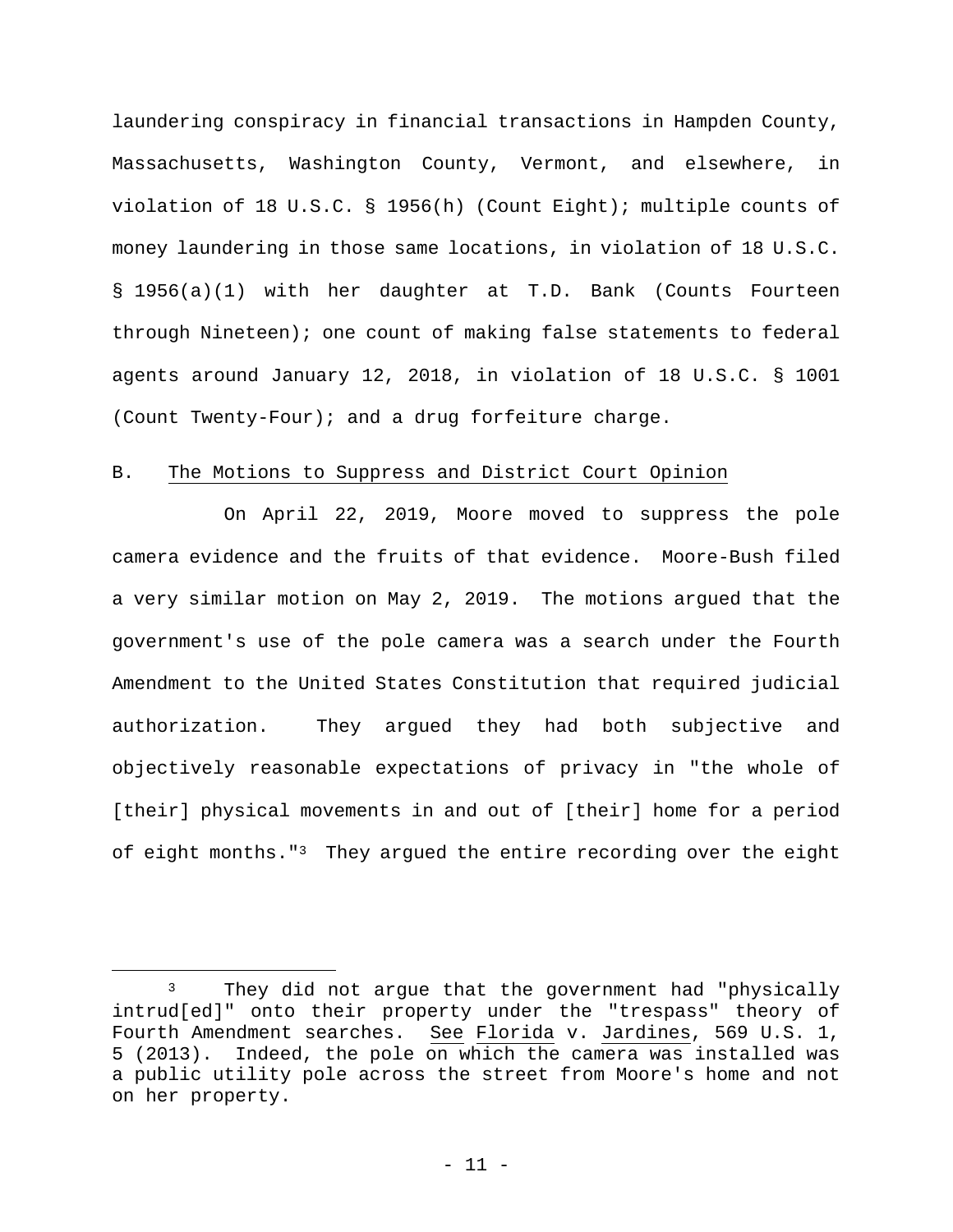laundering conspiracy in financial transactions in Hampden County, Massachusetts, Washington County, Vermont, and elsewhere, in violation of 18 U.S.C. § 1956(h) (Count Eight); multiple counts of money laundering in those same locations, in violation of 18 U.S.C. § 1956(a)(1) with her daughter at T.D. Bank (Counts Fourteen through Nineteen); one count of making false statements to federal agents around January 12, 2018, in violation of 18 U.S.C. § 1001 (Count Twenty-Four); and a drug forfeiture charge.

B. The Motions to Suppress and District Court Opinion

On April 22, 2019, Moore moved to suppress the pole camera evidence and the fruits of that evidence. Moore-Bush filed a very similar motion on May 2, 2019. The motions argued that the government's use of the pole camera was a search under the Fourth Amendment to the United States Constitution that required judicial authorization. They argued they had both subjective and objectively reasonable expectations of privacy in "the whole of [their] physical movements in and out of [their] home for a period of eight months."[3] They argued the entire recording over the eight

---

[3] They did not argue that the government had "physically intrud[ed]" onto their property under the "trespass" theory of Fourth Amendment searches. See Florida v. Jardines, 569 U.S. 1, 5 (2013). Indeed, the pole on which the camera was installed was a public utility pole across the street from Moore's home and not on her property.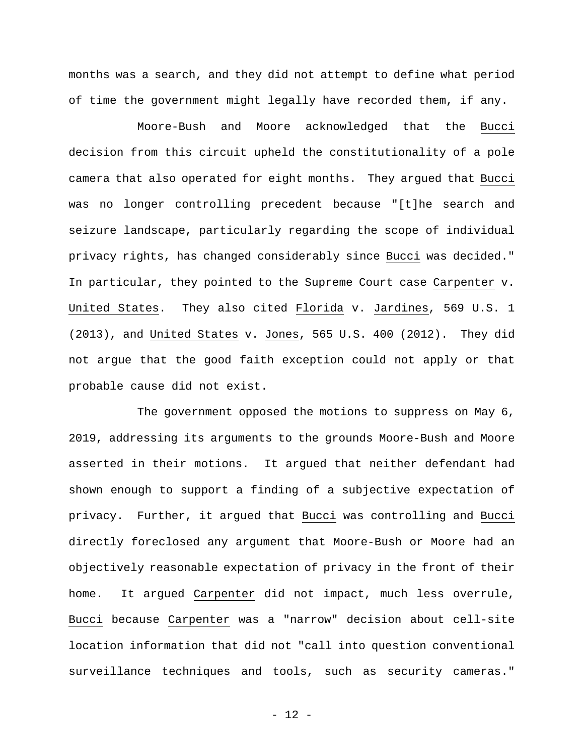months was a search, and they did not attempt to define what period of time the government might legally have recorded them, if any.

Moore-Bush and Moore acknowledged that the _Bucci_ decision from this circuit upheld the constitutionality of a pole camera that also operated for eight months. They argued that _Bucci_ was no longer controlling precedent because "[t]he search and seizure landscape, particularly regarding the scope of individual privacy rights, has changed considerably since _Bucci_ was decided." In particular, they pointed to the Supreme Court case _Carpenter_ v. _United States_. They also cited _Florida_ v. _Jardines_, 569 U.S. 1 (2013), and _United States_ v. _Jones_, 565 U.S. 400 (2012). They did not argue that the good faith exception could not apply or that probable cause did not exist.

The government opposed the motions to suppress on May 6, 2019, addressing its arguments to the grounds Moore-Bush and Moore asserted in their motions. It argued that neither defendant had shown enough to support a finding of a subjective expectation of privacy. Further, it argued that _Bucci_ was controlling and _Bucci_ directly foreclosed any argument that Moore-Bush or Moore had an objectively reasonable expectation of privacy in the front of their home. It argued _Carpenter_ did not impact, much less overrule, _Bucci_ because _Carpenter_ was a "narrow" decision about cell-site location information that did not "call into question conventional surveillance techniques and tools, such as security cameras."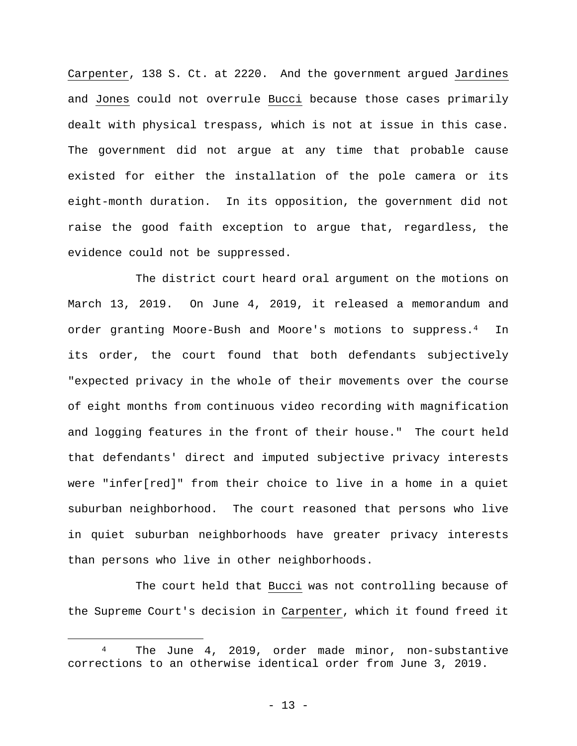Carpenter, 138 S. Ct. at 2220. And the government argued Jardines and Jones could not overrule Bucci because those cases primarily dealt with physical trespass, which is not at issue in this case. The government did not argue at any time that probable cause existed for either the installation of the pole camera or its eight-month duration. In its opposition, the government did not raise the good faith exception to argue that, regardless, the evidence could not be suppressed.

The district court heard oral argument on the motions on March 13, 2019. On June 4, 2019, it released a memorandum and order granting Moore-Bush and Moore's motions to suppress.[4] In its order, the court found that both defendants subjectively "expected privacy in the whole of their movements over the course of eight months from continuous video recording with magnification and logging features in the front of their house." The court held that defendants' direct and imputed subjective privacy interests were "infer[red]" from their choice to live in a home in a quiet suburban neighborhood. The court reasoned that persons who live in quiet suburban neighborhoods have greater privacy interests than persons who live in other neighborhoods.

The court held that Bucci was not controlling because of the Supreme Court's decision in Carpenter, which it found freed it

[4] The June 4, 2019, order made minor, non-substantive corrections to an otherwise identical order from June 3, 2019.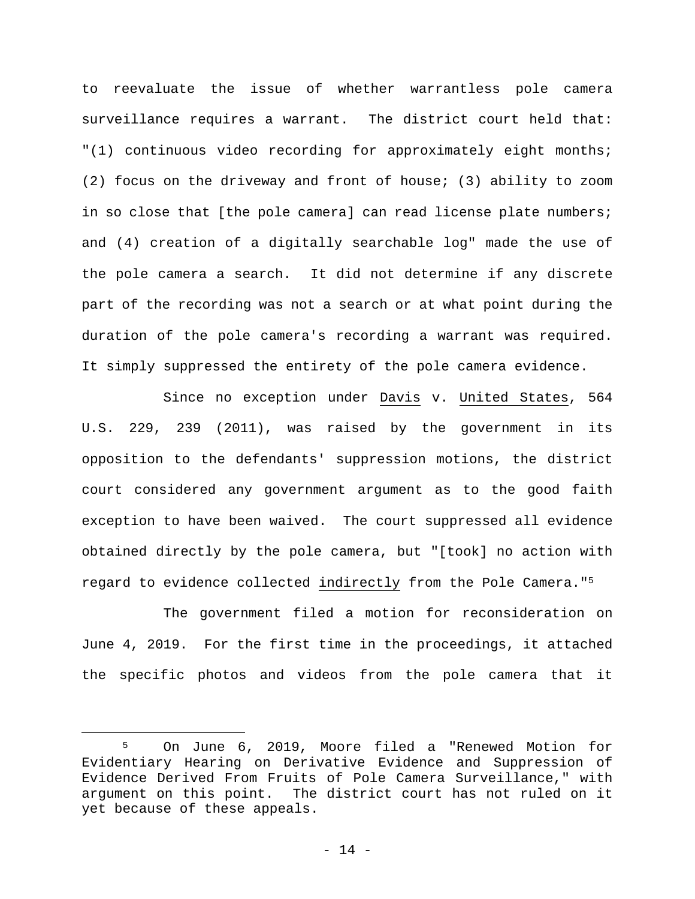to reevaluate the issue of whether warrantless pole camera surveillance requires a warrant. The district court held that: "(1) continuous video recording for approximately eight months; (2) focus on the driveway and front of house; (3) ability to zoom in so close that [the pole camera] can read license plate numbers; and (4) creation of a digitally searchable log" made the use of the pole camera a search. It did not determine if any discrete part of the recording was not a search or at what point during the duration of the pole camera's recording a warrant was required. It simply suppressed the entirety of the pole camera evidence.

Since no exception under Davis v. United States, 564 U.S. 229, 239 (2011), was raised by the government in its opposition to the defendants' suppression motions, the district court considered any government argument as to the good faith exception to have been waived. The court suppressed all evidence obtained directly by the pole camera, but "[took] no action with regard to evidence collected indirectly from the Pole Camera."[5]

The government filed a motion for reconsideration on June 4, 2019. For the first time in the proceedings, it attached the specific photos and videos from the pole camera that it

---

[5] On June 6, 2019, Moore filed a "Renewed Motion for Evidentiary Hearing on Derivative Evidence and Suppression of Evidence Derived From Fruits of Pole Camera Surveillance," with argument on this point. The district court has not ruled on it yet because of these appeals.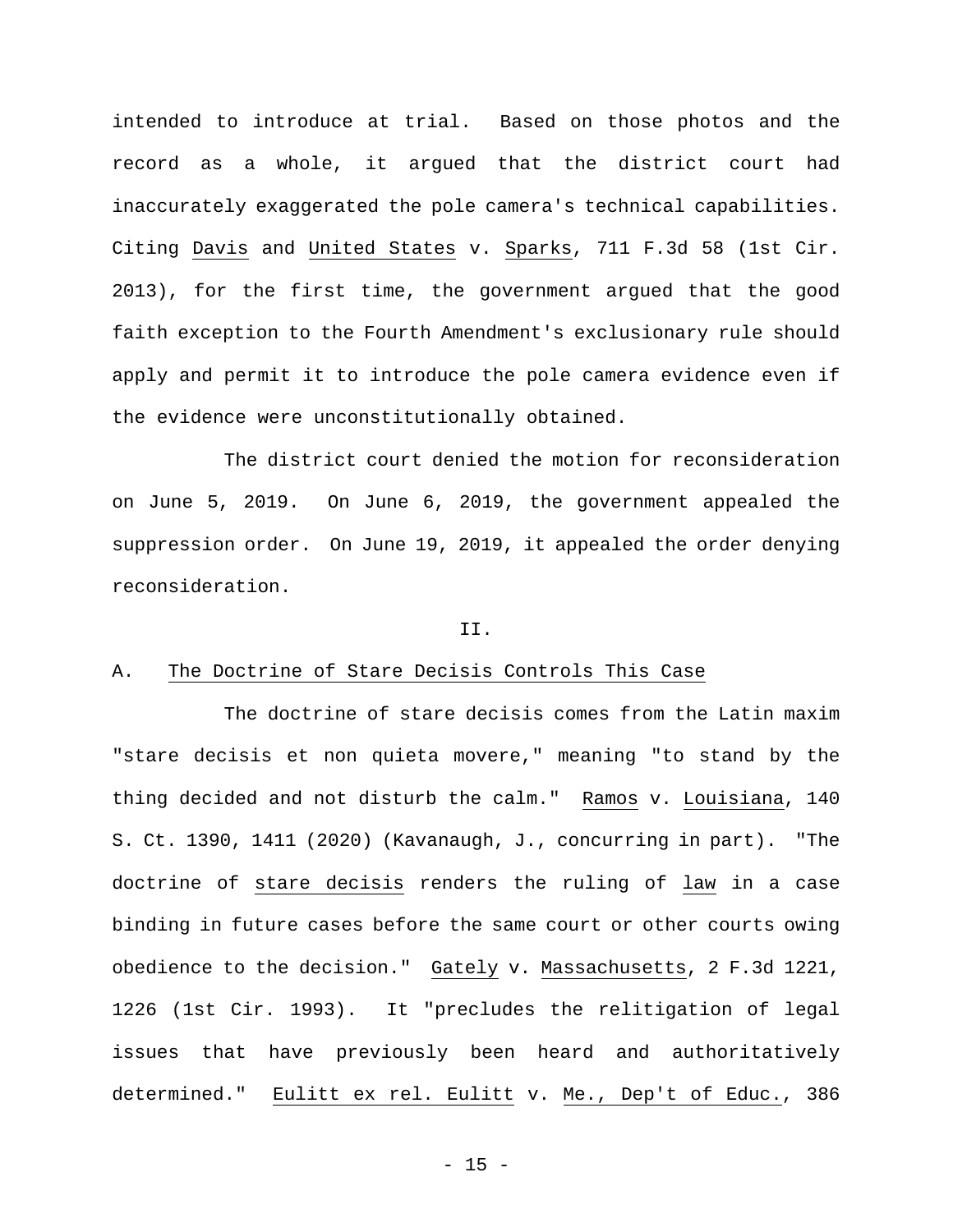intended to introduce at trial. Based on those photos and the record as a whole, it argued that the district court had inaccurately exaggerated the pole camera's technical capabilities. Citing Davis and United States v. Sparks, 711 F.3d 58 (1st Cir. 2013), for the first time, the government argued that the good faith exception to the Fourth Amendment's exclusionary rule should apply and permit it to introduce the pole camera evidence even if the evidence were unconstitutionally obtained.

The district court denied the motion for reconsideration on June 5, 2019. On June 6, 2019, the government appealed the suppression order. On June 19, 2019, it appealed the order denying reconsideration.

II.

A. The Doctrine of Stare Decisis Controls This Case

The doctrine of stare decisis comes from the Latin maxim "stare decisis et non quieta movere," meaning "to stand by the thing decided and not disturb the calm." Ramos v. Louisiana, 140 S. Ct. 1390, 1411 (2020) (Kavanaugh, J., concurring in part). "The doctrine of stare decisis renders the ruling of law in a case binding in future cases before the same court or other courts owing obedience to the decision." Gately v. Massachusetts, 2 F.3d 1221, 1226 (1st Cir. 1993). It "precludes the relitigation of legal issues that have previously been heard and authoritatively determined." Eulitt ex rel. Eulitt v. Me., Dep't of Educ., 386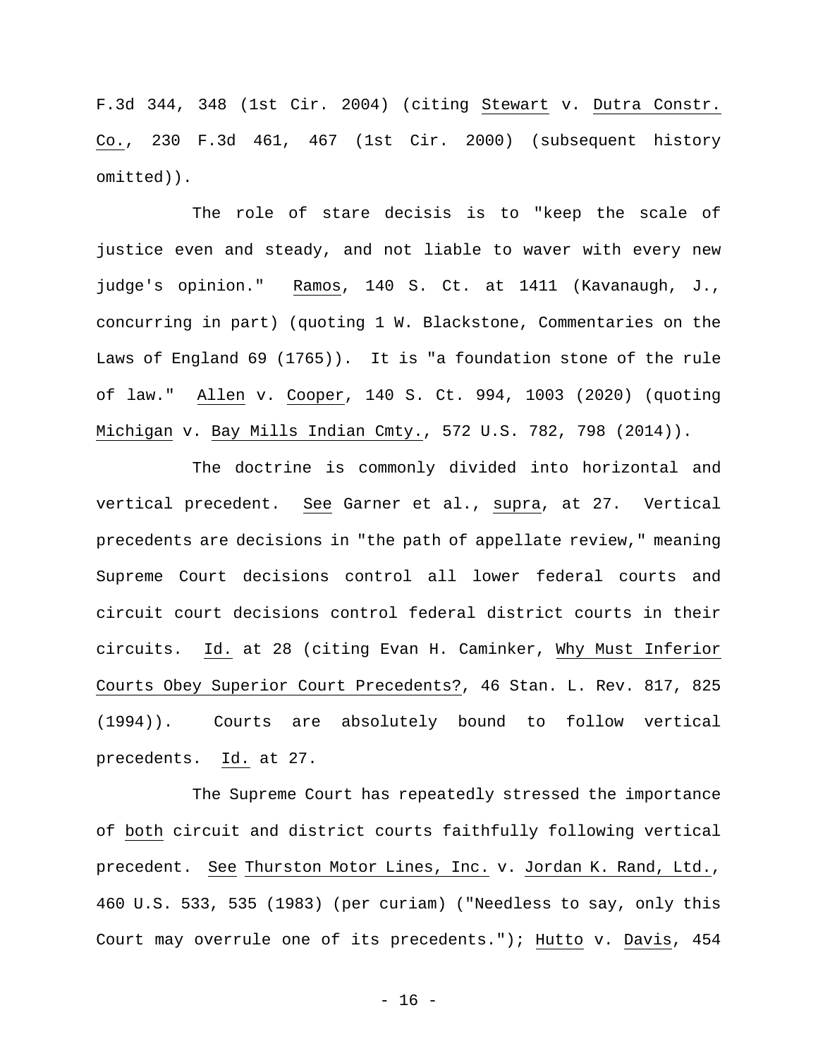F.3d 344, 348 (1st Cir. 2004) (citing _Stewart_ v. _Dutra Constr. Co._, 230 F.3d 461, 467 (1st Cir. 2000) (subsequent history omitted)).

The role of stare decisis is to "keep the scale of justice even and steady, and not liable to waver with every new judge's opinion." _Ramos_, 140 S. Ct. at 1411 (Kavanaugh, J., concurring in part) (quoting 1 W. Blackstone, Commentaries on the Laws of England 69 (1765)). It is "a foundation stone of the rule of law." _Allen_ v. _Cooper_, 140 S. Ct. 994, 1003 (2020) (quoting _Michigan_ v. _Bay Mills Indian Cmty._, 572 U.S. 782, 798 (2014)).

The doctrine is commonly divided into horizontal and vertical precedent. _See_ Garner et al., _supra_, at 27. Vertical precedents are decisions in "the path of appellate review," meaning Supreme Court decisions control all lower federal courts and circuit court decisions control federal district courts in their circuits. _Id._ at 28 (citing Evan H. Caminker, _Why Must Inferior Courts Obey Superior Court Precedents?_, 46 Stan. L. Rev. 817, 825 (1994)). Courts are absolutely bound to follow vertical precedents. _Id._ at 27.

The Supreme Court has repeatedly stressed the importance of _both_ circuit and district courts faithfully following vertical precedent. _See_ _Thurston Motor Lines, Inc._ v. _Jordan K. Rand, Ltd._, 460 U.S. 533, 535 (1983) (per curiam) ("Needless to say, only this Court may overrule one of its precedents."); _Hutto_ v. _Davis_, 454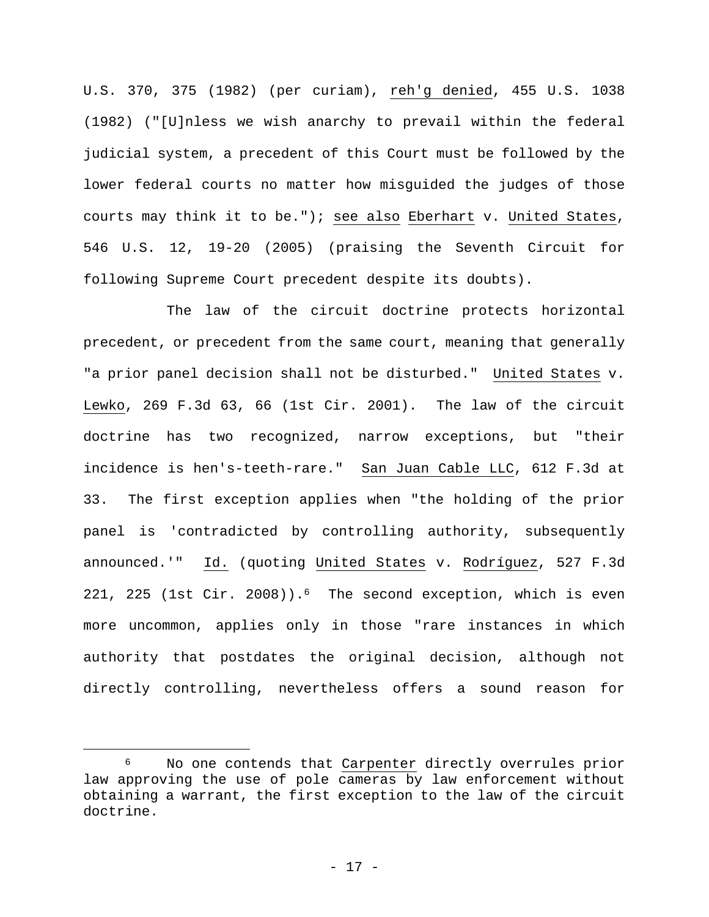U.S. 370, 375 (1982) (per curiam), _reh'g denied_, 455 U.S. 1038 (1982) ("[U]nless we wish anarchy to prevail within the federal judicial system, a precedent of this Court must be followed by the lower federal courts no matter how misguided the judges of those courts may think it to be."); _see also_ _Eberhart_ v. _United States_, 546 U.S. 12, 19-20 (2005) (praising the Seventh Circuit for following Supreme Court precedent despite its doubts).

The law of the circuit doctrine protects horizontal precedent, or precedent from the same court, meaning that generally "a prior panel decision shall not be disturbed." _United States_ v. _Lewko_, 269 F.3d 63, 66 (1st Cir. 2001). The law of the circuit doctrine has two recognized, narrow exceptions, but "their incidence is hen's-teeth-rare." _San Juan Cable LLC_, 612 F.3d at 33. The first exception applies when "the holding of the prior panel is 'contradicted by controlling authority, subsequently announced.'" _Id._ (quoting _United States_ v. _Rodríguez_, 527 F.3d 221, 225 (1st Cir. 2008)).[6] The second exception, which is even more uncommon, applies only in those "rare instances in which authority that postdates the original decision, although not directly controlling, nevertheless offers a sound reason for

---

[6] No one contends that _Carpenter_ directly overrules prior law approving the use of pole cameras by law enforcement without obtaining a warrant, the first exception to the law of the circuit doctrine.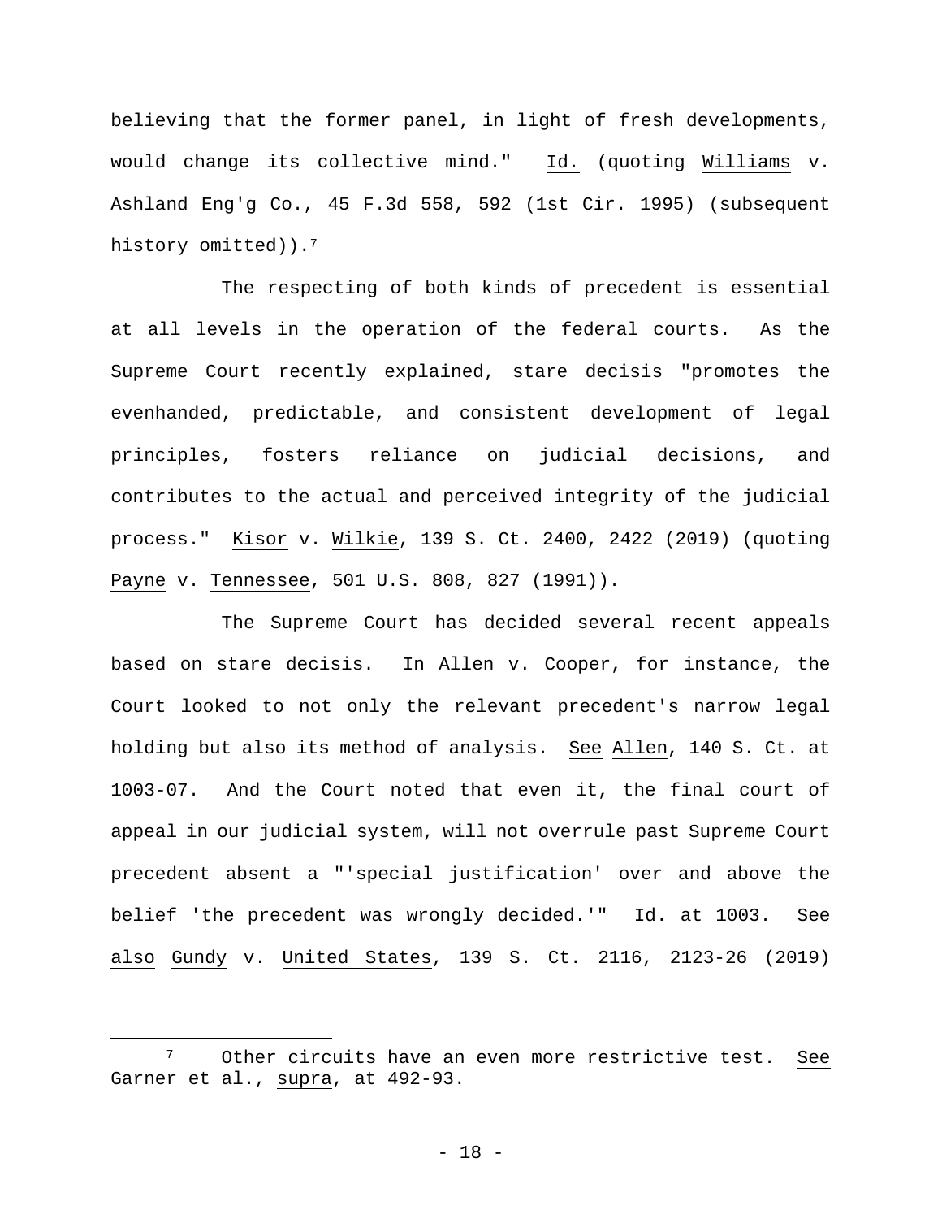believing that the former panel, in light of fresh developments, would change its collective mind." Id. (quoting Williams v. Ashland Eng'g Co., 45 F.3d 558, 592 (1st Cir. 1995) (subsequent history omitted)).[7]

The respecting of both kinds of precedent is essential at all levels in the operation of the federal courts. As the Supreme Court recently explained, stare decisis "promotes the evenhanded, predictable, and consistent development of legal principles, fosters reliance on judicial decisions, and contributes to the actual and perceived integrity of the judicial process." Kisor v. Wilkie, 139 S. Ct. 2400, 2422 (2019) (quoting Payne v. Tennessee, 501 U.S. 808, 827 (1991)).

The Supreme Court has decided several recent appeals based on stare decisis. In Allen v. Cooper, for instance, the Court looked to not only the relevant precedent's narrow legal holding but also its method of analysis. See Allen, 140 S. Ct. at 1003-07. And the Court noted that even it, the final court of appeal in our judicial system, will not overrule past Supreme Court precedent absent a "'special justification' over and above the belief 'the precedent was wrongly decided.'" Id. at 1003. See also Gundy v. United States, 139 S. Ct. 2116, 2123-26 (2019)

---

[7] Other circuits have an even more restrictive test. See Garner et al., supra, at 492-93.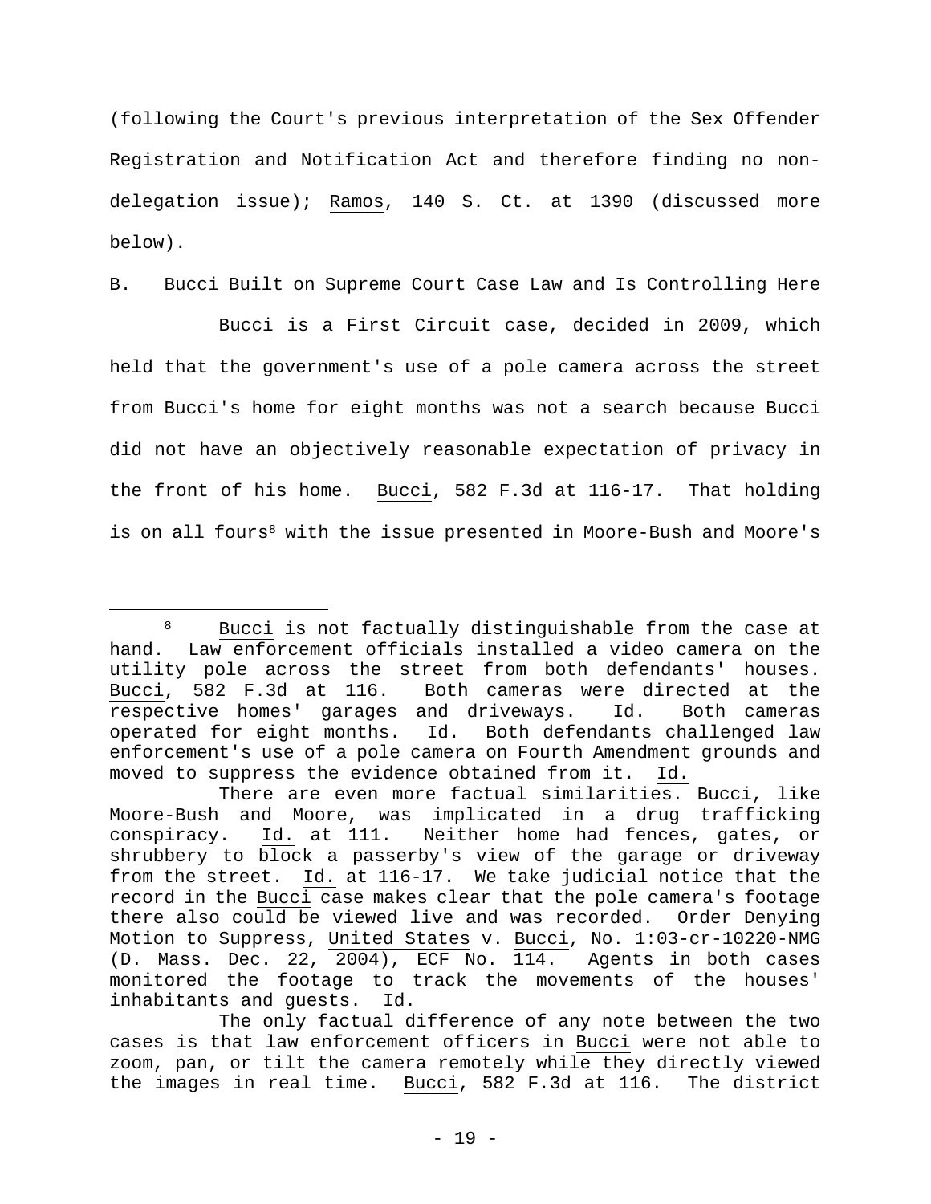(following the Court's previous interpretation of the Sex Offender Registration and Notification Act and therefore finding no non-delegation issue); Ramos, 140 S. Ct. at 1390 (discussed more below).

B. Bucci Built on Supreme Court Case Law and Is Controlling Here

Bucci is a First Circuit case, decided in 2009, which held that the government's use of a pole camera across the street from Bucci's home for eight months was not a search because Bucci did not have an objectively reasonable expectation of privacy in the front of his home. Bucci, 582 F.3d at 116-17. That holding is on all fours[8] with the issue presented in Moore-Bush and Moore's

---

[8] Bucci is not factually distinguishable from the case at hand. Law enforcement officials installed a video camera on the utility pole across the street from both defendants' houses. Bucci, 582 F.3d at 116. Both cameras were directed at the respective homes' garages and driveways. Id. Both cameras operated for eight months. Id. Both defendants challenged law enforcement's use of a pole camera on Fourth Amendment grounds and moved to suppress the evidence obtained from it. Id.

There are even more factual similarities. Bucci, like Moore-Bush and Moore, was implicated in a drug trafficking conspiracy. Id. at 111. Neither home had fences, gates, or shrubbery to block a passerby's view of the garage or driveway from the street. Id. at 116-17. We take judicial notice that the record in the Bucci case makes clear that the pole camera's footage there also could be viewed live and was recorded. Order Denying Motion to Suppress, United States v. Bucci, No. 1:03-cr-10220-NMG (D. Mass. Dec. 22, 2004), ECF No. 114. Agents in both cases monitored the footage to track the movements of the houses' inhabitants and guests. Id.

The only factual difference of any note between the two cases is that law enforcement officers in Bucci were not able to zoom, pan, or tilt the camera remotely while they directly viewed the images in real time. Bucci, 582 F.3d at 116. The district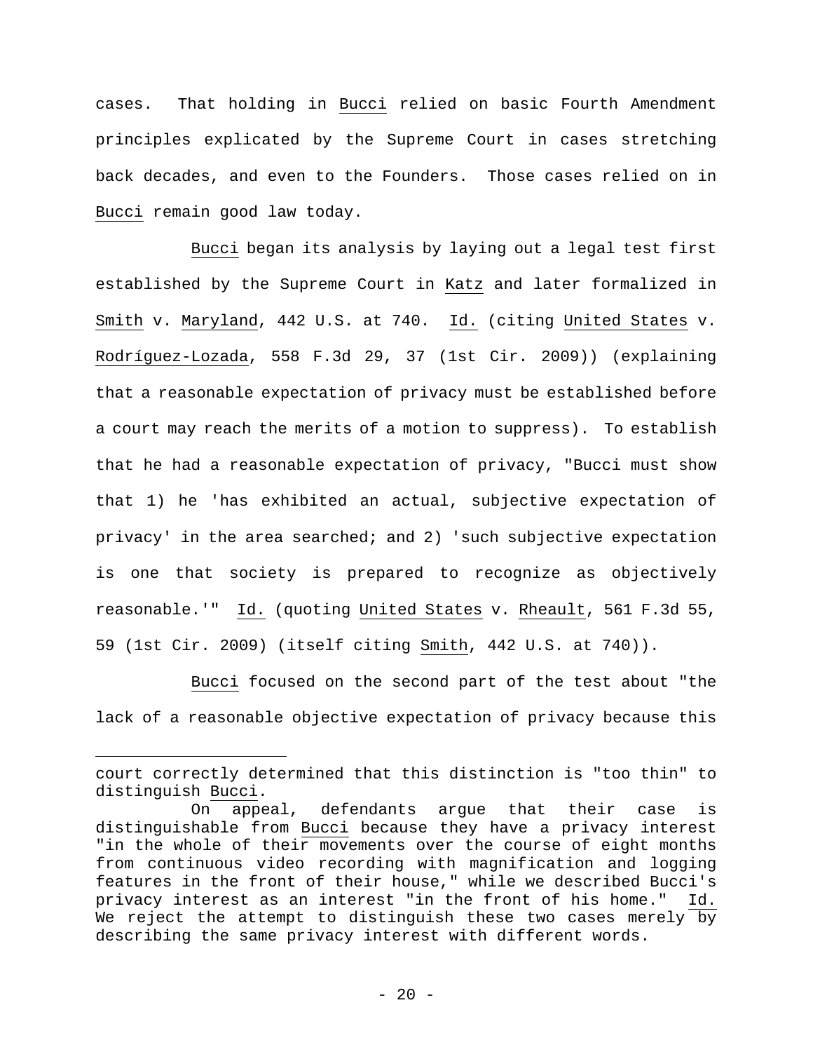cases. That holding in Bucci relied on basic Fourth Amendment principles explicated by the Supreme Court in cases stretching back decades, and even to the Founders. Those cases relied on in Bucci remain good law today.

Bucci began its analysis by laying out a legal test first established by the Supreme Court in Katz and later formalized in Smith v. Maryland, 442 U.S. at 740. Id. (citing United States v. Rodríguez-Lozada, 558 F.3d 29, 37 (1st Cir. 2009)) (explaining that a reasonable expectation of privacy must be established before a court may reach the merits of a motion to suppress). To establish that he had a reasonable expectation of privacy, "Bucci must show that 1) he 'has exhibited an actual, subjective expectation of privacy' in the area searched; and 2) 'such subjective expectation is one that society is prepared to recognize as objectively reasonable.'" Id. (quoting United States v. Rheault, 561 F.3d 55, 59 (1st Cir. 2009) (itself citing Smith, 442 U.S. at 740)).

Bucci focused on the second part of the test about "the lack of a reasonable objective expectation of privacy because this

---

court correctly determined that this distinction is "too thin" to distinguish Bucci.

On appeal, defendants argue that their case is distinguishable from Bucci because they have a privacy interest "in the whole of their movements over the course of eight months from continuous video recording with magnification and logging features in the front of their house," while we described Bucci's privacy interest as an interest "in the front of his home." Id. We reject the attempt to distinguish these two cases merely by describing the same privacy interest with different words.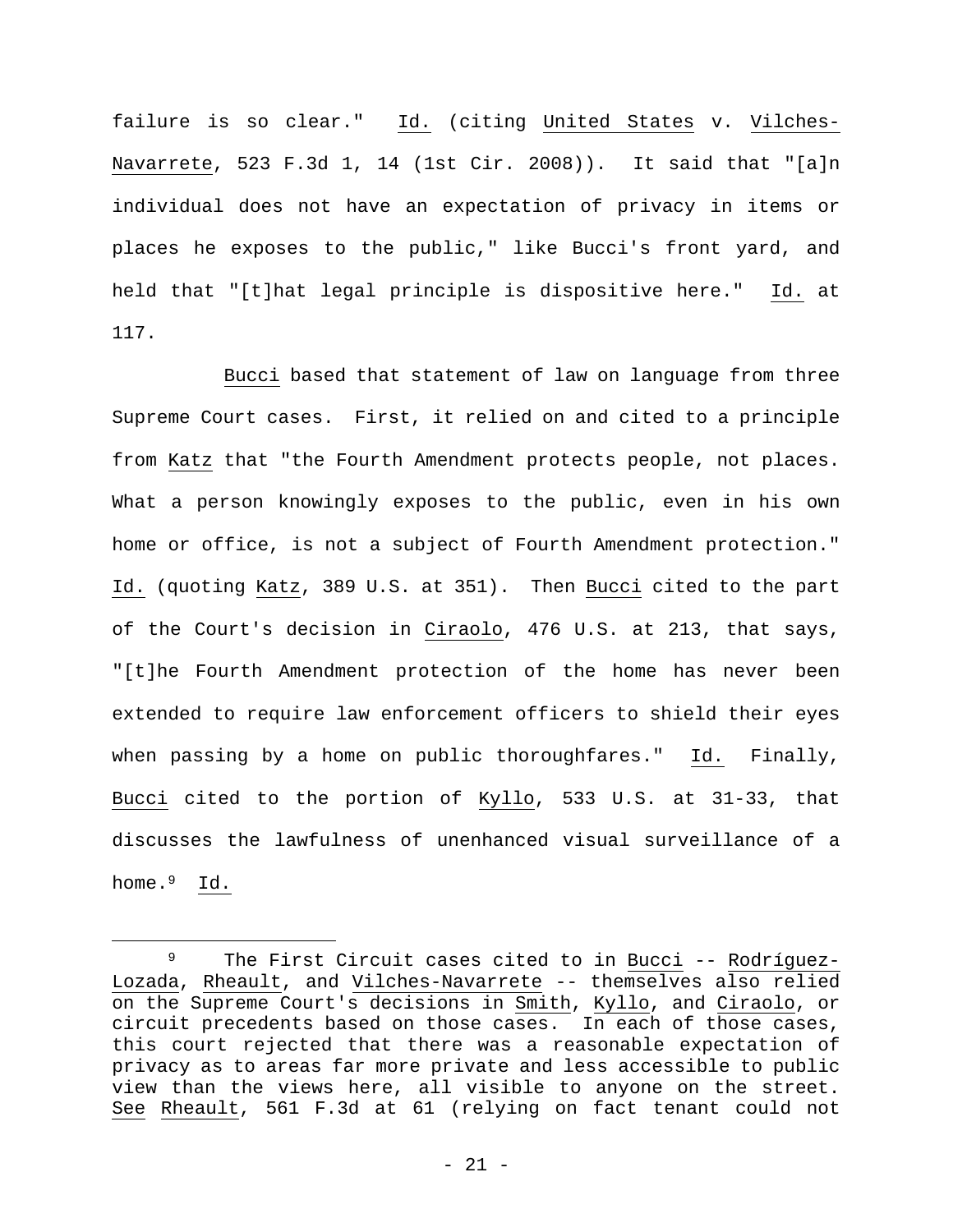failure is so clear." Id. (citing United States v. Vilches-Navarrete, 523 F.3d 1, 14 (1st Cir. 2008)). It said that "[a]n individual does not have an expectation of privacy in items or places he exposes to the public," like Bucci's front yard, and held that "[t]hat legal principle is dispositive here." Id. at 117.

Bucci based that statement of law on language from three Supreme Court cases. First, it relied on and cited to a principle from Katz that "the Fourth Amendment protects people, not places. What a person knowingly exposes to the public, even in his own home or office, is not a subject of Fourth Amendment protection." Id. (quoting Katz, 389 U.S. at 351). Then Bucci cited to the part of the Court's decision in Ciraolo, 476 U.S. at 213, that says, "[t]he Fourth Amendment protection of the home has never been extended to require law enforcement officers to shield their eyes when passing by a home on public thoroughfares." Id. Finally, Bucci cited to the portion of Kyllo, 533 U.S. at 31-33, that discusses the lawfulness of unenhanced visual surveillance of a home.[9] Id.

---

[9] The First Circuit cases cited to in Bucci -- Rodríguez-Lozada, Rheault, and Vilches-Navarrete -- themselves also relied on the Supreme Court's decisions in Smith, Kyllo, and Ciraolo, or circuit precedents based on those cases. In each of those cases, this court rejected that there was a reasonable expectation of privacy as to areas far more private and less accessible to public view than the views here, all visible to anyone on the street. See Rheault, 561 F.3d at 61 (relying on fact tenant could not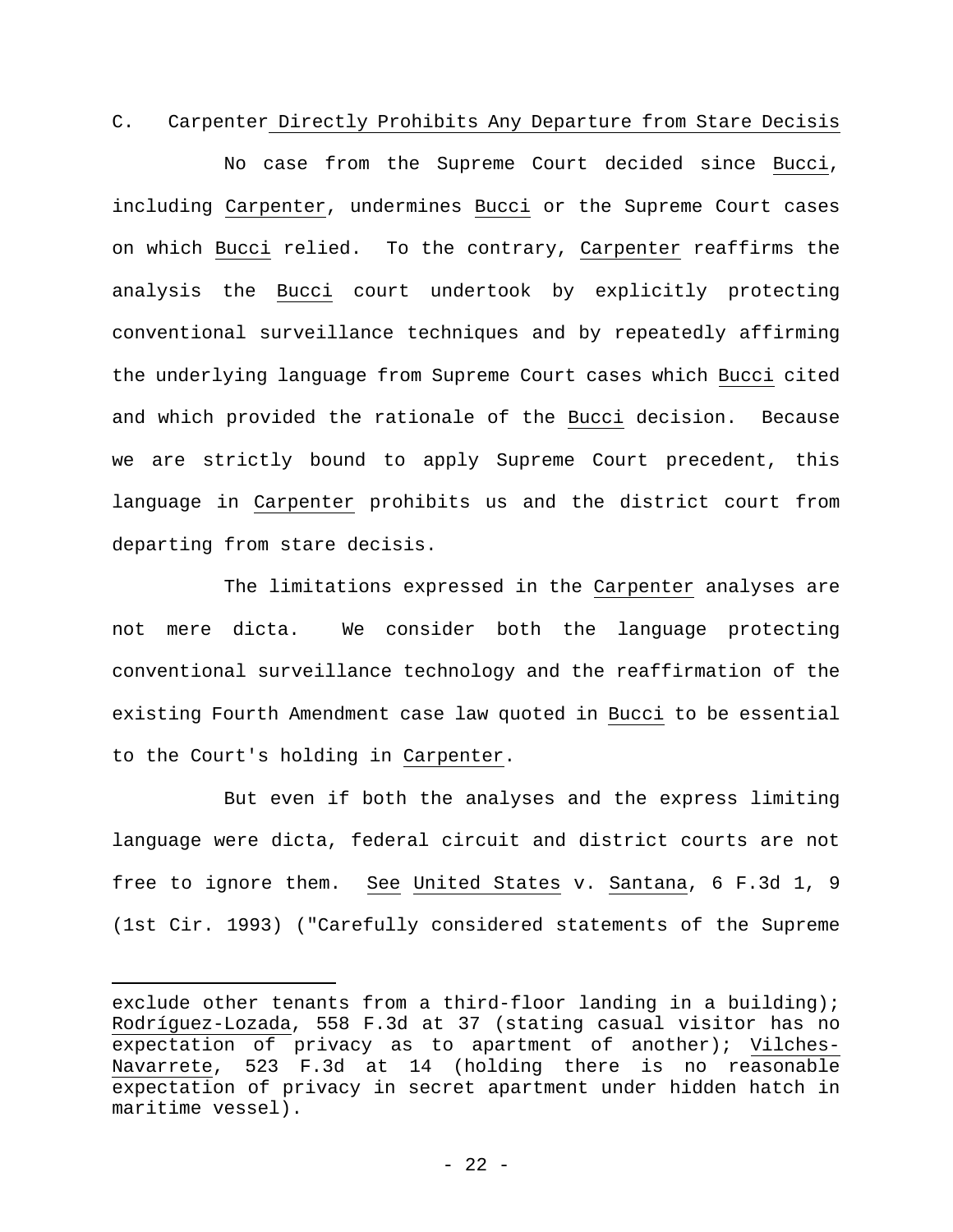### C. Carpenter Directly Prohibits Any Departure from Stare Decisis

No case from the Supreme Court decided since Bucci, including Carpenter, undermines Bucci or the Supreme Court cases on which Bucci relied. To the contrary, Carpenter reaffirms the analysis the Bucci court undertook by explicitly protecting conventional surveillance techniques and by repeatedly affirming the underlying language from Supreme Court cases which Bucci cited and which provided the rationale of the Bucci decision. Because we are strictly bound to apply Supreme Court precedent, this language in Carpenter prohibits us and the district court from departing from stare decisis.

The limitations expressed in the Carpenter analyses are not mere dicta. We consider both the language protecting conventional surveillance technology and the reaffirmation of the existing Fourth Amendment case law quoted in Bucci to be essential to the Court's holding in Carpenter.

But even if both the analyses and the express limiting language were dicta, federal circuit and district courts are not free to ignore them. See United States v. Santana, 6 F.3d 1, 9 (1st Cir. 1993) ("Carefully considered statements of the Supreme

---

exclude other tenants from a third-floor landing in a building); Rodríguez-Lozada, 558 F.3d at 37 (stating casual visitor has no expectation of privacy as to apartment of another); Vilches-Navarrete, 523 F.3d at 14 (holding there is no reasonable expectation of privacy in secret apartment under hidden hatch in maritime vessel).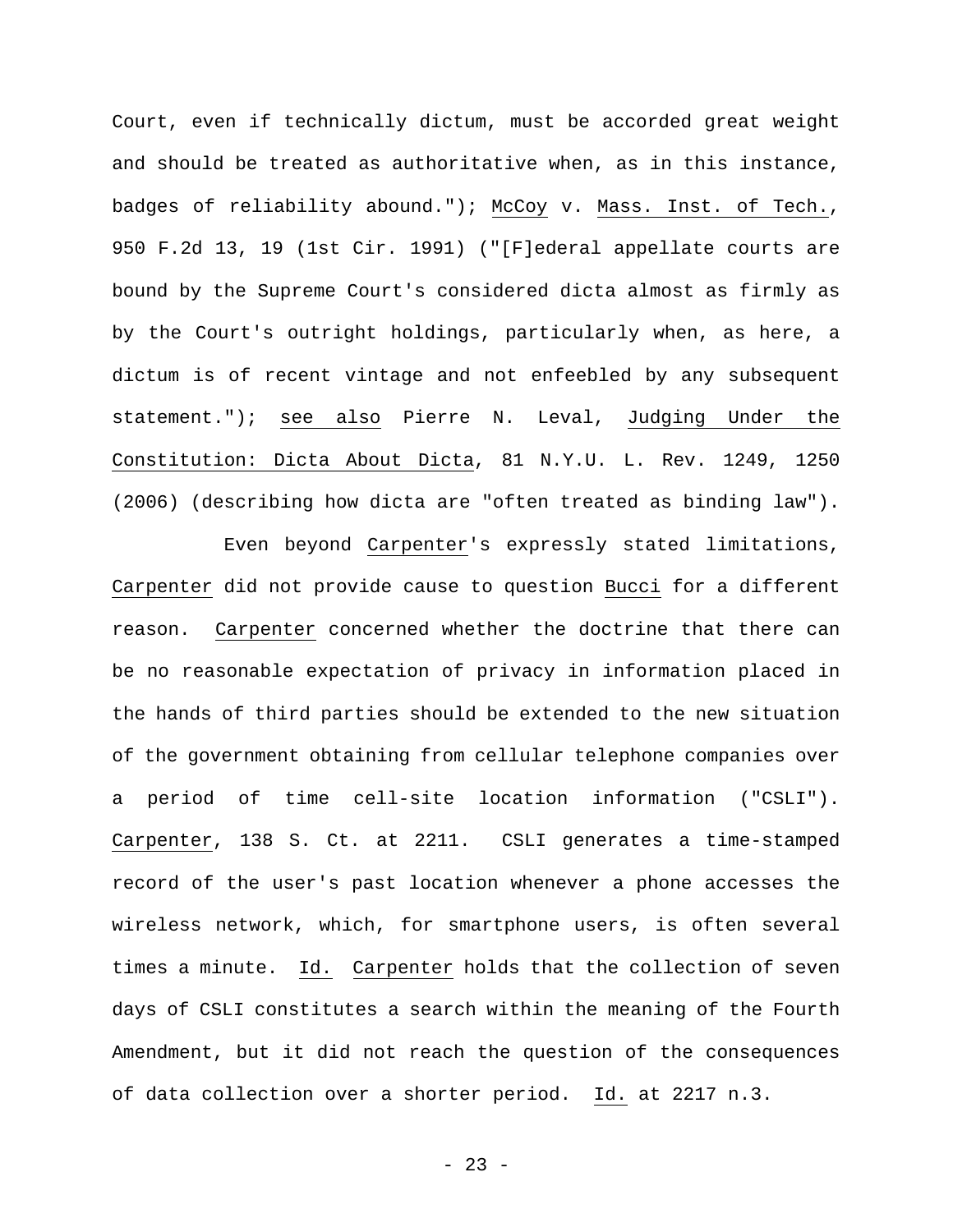Court, even if technically dictum, must be accorded great weight and should be treated as authoritative when, as in this instance, badges of reliability abound."); McCoy v. Mass. Inst. of Tech., 950 F.2d 13, 19 (1st Cir. 1991) ("[F]ederal appellate courts are bound by the Supreme Court's considered dicta almost as firmly as by the Court's outright holdings, particularly when, as here, a dictum is of recent vintage and not enfeebled by any subsequent statement."); see also Pierre N. Leval, Judging Under the Constitution: Dicta About Dicta, 81 N.Y.U. L. Rev. 1249, 1250 (2006) (describing how dicta are "often treated as binding law").

Even beyond Carpenter's expressly stated limitations, Carpenter did not provide cause to question Bucci for a different reason. Carpenter concerned whether the doctrine that there can be no reasonable expectation of privacy in information placed in the hands of third parties should be extended to the new situation of the government obtaining from cellular telephone companies over a period of time cell-site location information ("CSLI"). Carpenter, 138 S. Ct. at 2211. CSLI generates a time-stamped record of the user's past location whenever a phone accesses the wireless network, which, for smartphone users, is often several times a minute. Id. Carpenter holds that the collection of seven days of CSLI constitutes a search within the meaning of the Fourth Amendment, but it did not reach the question of the consequences of data collection over a shorter period. Id. at 2217 n.3.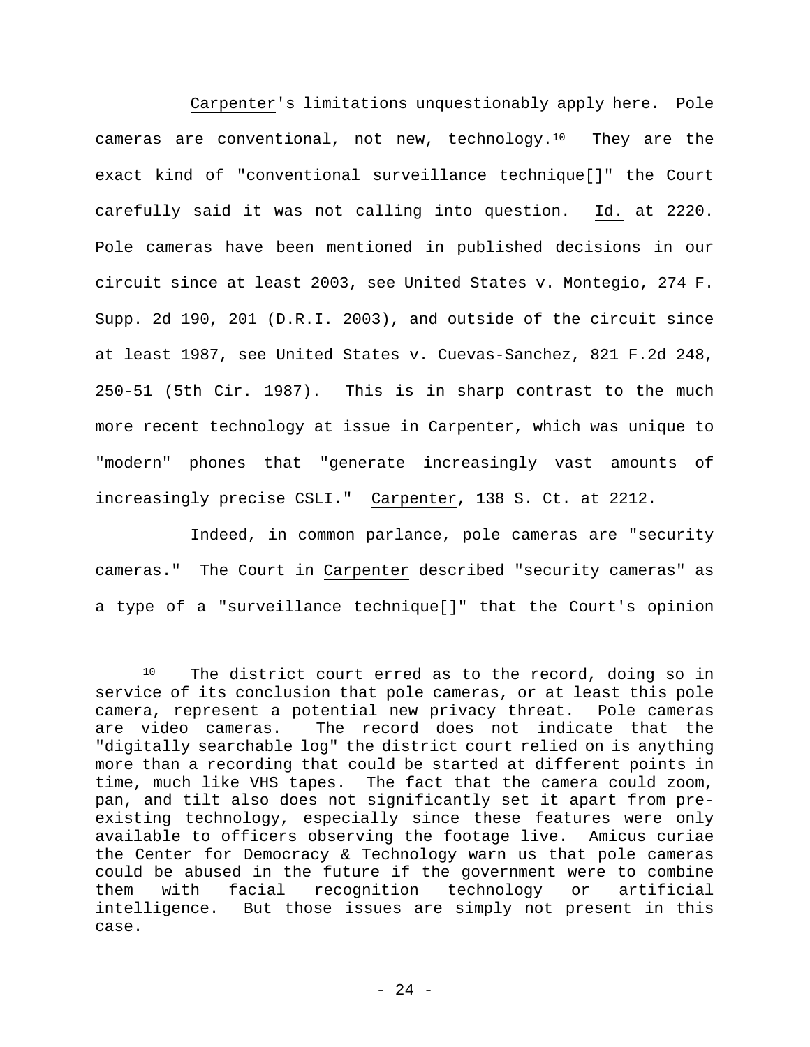Carpenter's limitations unquestionably apply here. Pole cameras are conventional, not new, technology.[10] They are the exact kind of "conventional surveillance technique[]" the Court carefully said it was not calling into question. Id. at 2220. Pole cameras have been mentioned in published decisions in our circuit since at least 2003, see United States v. Montegio, 274 F. Supp. 2d 190, 201 (D.R.I. 2003), and outside of the circuit since at least 1987, see United States v. Cuevas-Sanchez, 821 F.2d 248, 250-51 (5th Cir. 1987). This is in sharp contrast to the much more recent technology at issue in Carpenter, which was unique to "modern" phones that "generate increasingly vast amounts of increasingly precise CSLI." Carpenter, 138 S. Ct. at 2212.

Indeed, in common parlance, pole cameras are "security cameras." The Court in Carpenter described "security cameras" as a type of a "surveillance technique[]" that the Court's opinion

[10] The district court erred as to the record, doing so in service of its conclusion that pole cameras, or at least this pole camera, represent a potential new privacy threat. Pole cameras are video cameras. The record does not indicate that the "digitally searchable log" the district court relied on is anything more than a recording that could be started at different points in time, much like VHS tapes. The fact that the camera could zoom, pan, and tilt also does not significantly set it apart from pre-existing technology, especially since these features were only available to officers observing the footage live. Amicus curiae the Center for Democracy & Technology warn us that pole cameras could be abused in the future if the government were to combine them with facial recognition technology or artificial intelligence. But those issues are simply not present in this case.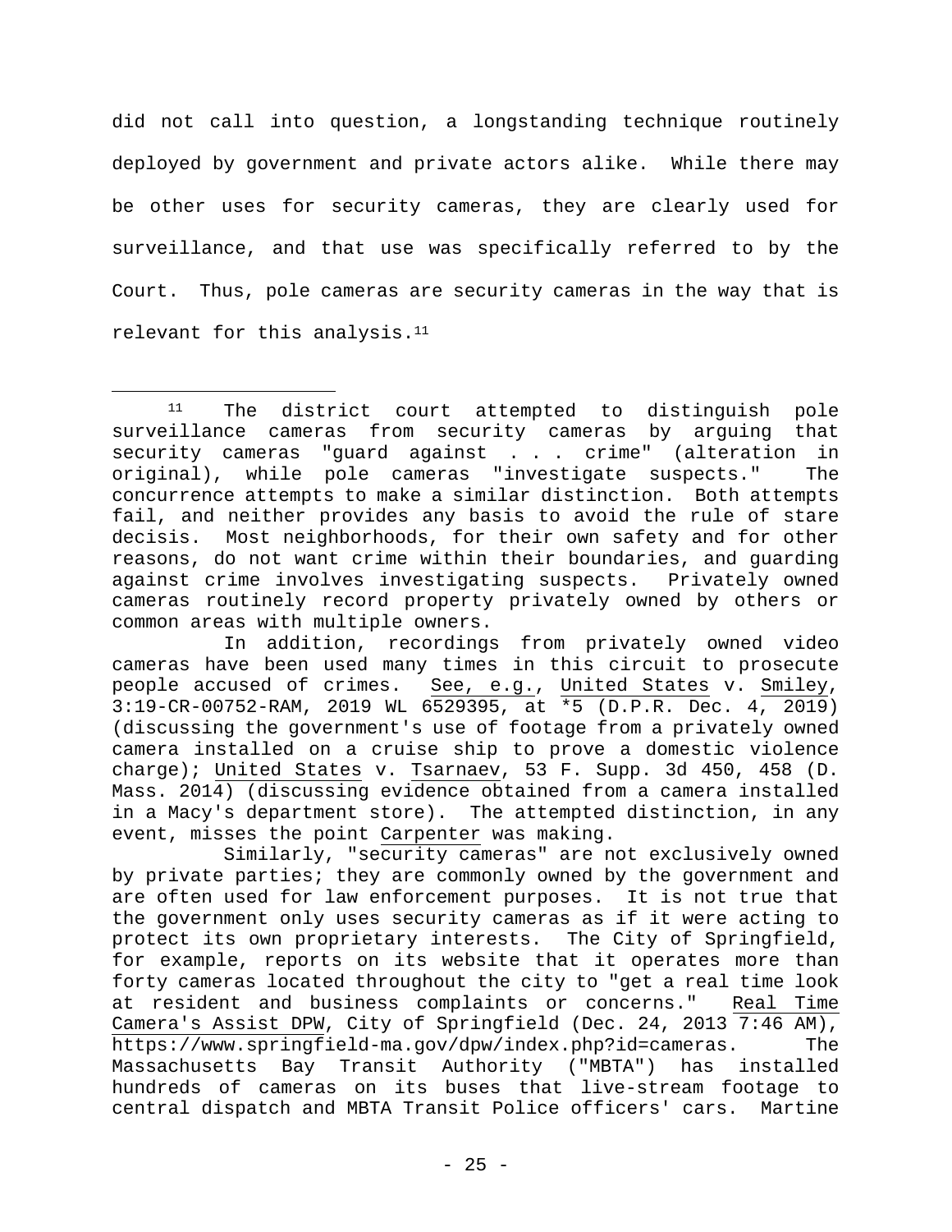did not call into question, a longstanding technique routinely deployed by government and private actors alike. While there may be other uses for security cameras, they are clearly used for surveillance, and that use was specifically referred to by the Court. Thus, pole cameras are security cameras in the way that is relevant for this analysis.[11]

---

[11] The district court attempted to distinguish pole surveillance cameras from security cameras by arguing that security cameras "guard against . . . crime" (alteration in original), while pole cameras "investigate suspects." The concurrence attempts to make a similar distinction. Both attempts fail, and neither provides any basis to avoid the rule of stare decisis. Most neighborhoods, for their own safety and for other reasons, do not want crime within their boundaries, and guarding against crime involves investigating suspects. Privately owned cameras routinely record property privately owned by others or common areas with multiple owners.

In addition, recordings from privately owned video cameras have been used many times in this circuit to prosecute people accused of crimes. See, e.g., United States v. Smiley, 3:19-CR-00752-RAM, 2019 WL 6529395, at *5 (D.P.R. Dec. 4, 2019) (discussing the government's use of footage from a privately owned camera installed on a cruise ship to prove a domestic violence charge); United States v. Tsarnaev, 53 F. Supp. 3d 450, 458 (D. Mass. 2014) (discussing evidence obtained from a camera installed in a Macy's department store). The attempted distinction, in any event, misses the point Carpenter was making.

Similarly, "security cameras" are not exclusively owned by private parties; they are commonly owned by the government and are often used for law enforcement purposes. It is not true that the government only uses security cameras as if it were acting to protect its own proprietary interests. The City of Springfield, for example, reports on its website that it operates more than forty cameras located throughout the city to "get a real time look at resident and business complaints or concerns." Real Time Camera's Assist DPW, City of Springfield (Dec. 24, 2013 7:46 AM), https://www.springfield-ma.gov/dpw/index.php?id=cameras. The Massachusetts Bay Transit Authority ("MBTA") has installed hundreds of cameras on its buses that live-stream footage to central dispatch and MBTA Transit Police officers' cars. Martine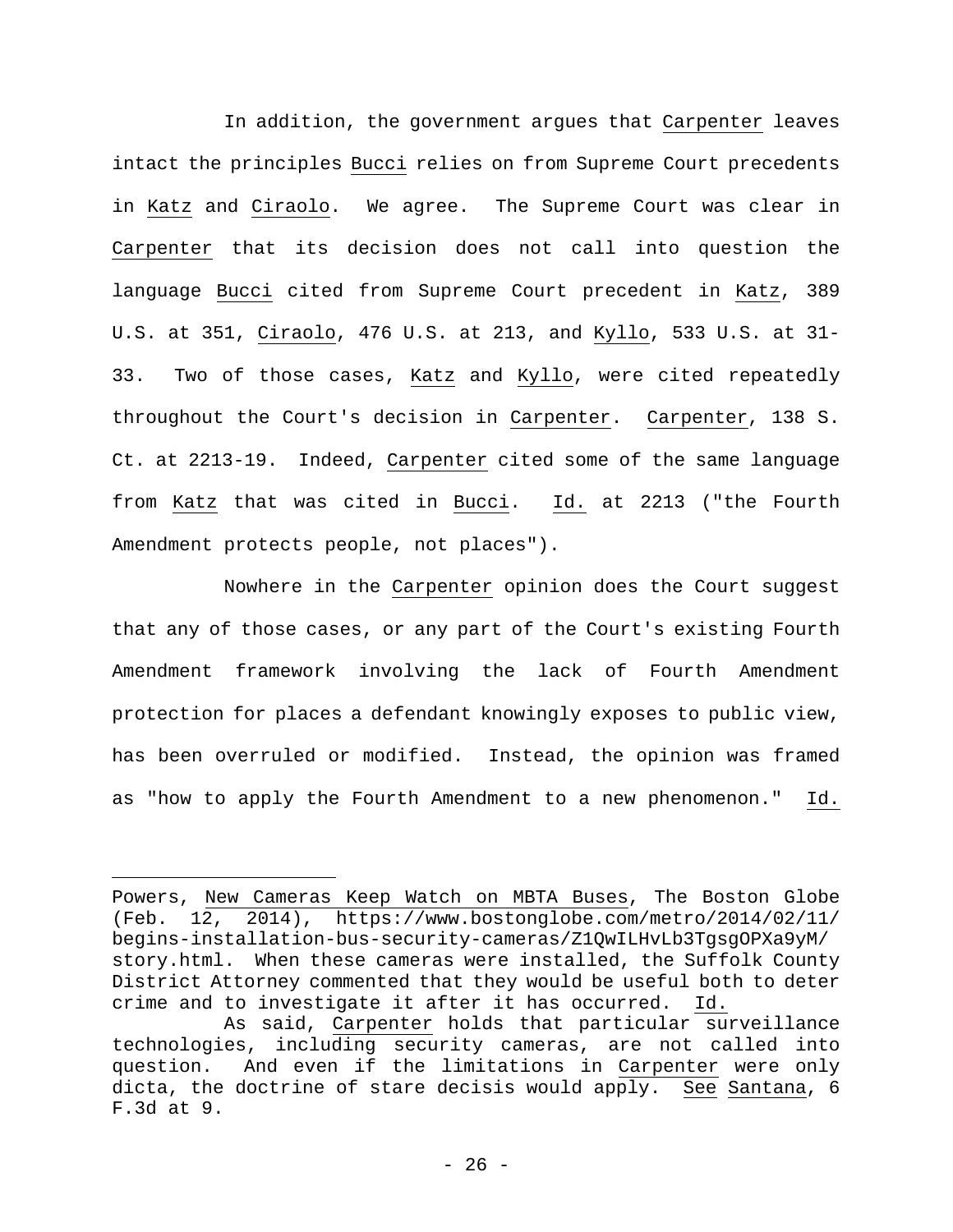In addition, the government argues that Carpenter leaves intact the principles Bucci relies on from Supreme Court precedents in Katz and Ciraolo. We agree. The Supreme Court was clear in Carpenter that its decision does not call into question the language Bucci cited from Supreme Court precedent in Katz, 389 U.S. at 351, Ciraolo, 476 U.S. at 213, and Kyllo, 533 U.S. at 31-33. Two of those cases, Katz and Kyllo, were cited repeatedly throughout the Court's decision in Carpenter. Carpenter, 138 S. Ct. at 2213-19. Indeed, Carpenter cited some of the same language from Katz that was cited in Bucci. Id. at 2213 ("the Fourth Amendment protects people, not places").

Nowhere in the Carpenter opinion does the Court suggest that any of those cases, or any part of the Court's existing Fourth Amendment framework involving the lack of Fourth Amendment protection for places a defendant knowingly exposes to public view, has been overruled or modified. Instead, the opinion was framed as "how to apply the Fourth Amendment to a new phenomenon." Id.

---

Powers, New Cameras Keep Watch on MBTA Buses, The Boston Globe (Feb. 12, 2014), https://www.bostonglobe.com/metro/2014/02/11/begins-installation-bus-security-cameras/Z1QwILHvLb3TgsgOPXa9yM/story.html. When these cameras were installed, the Suffolk County District Attorney commented that they would be useful both to deter crime and to investigate it after it has occurred. Id.

As said, Carpenter holds that particular surveillance technologies, including security cameras, are not called into question. And even if the limitations in Carpenter were only dicta, the doctrine of stare decisis would apply. See Santana, 6 F.3d at 9.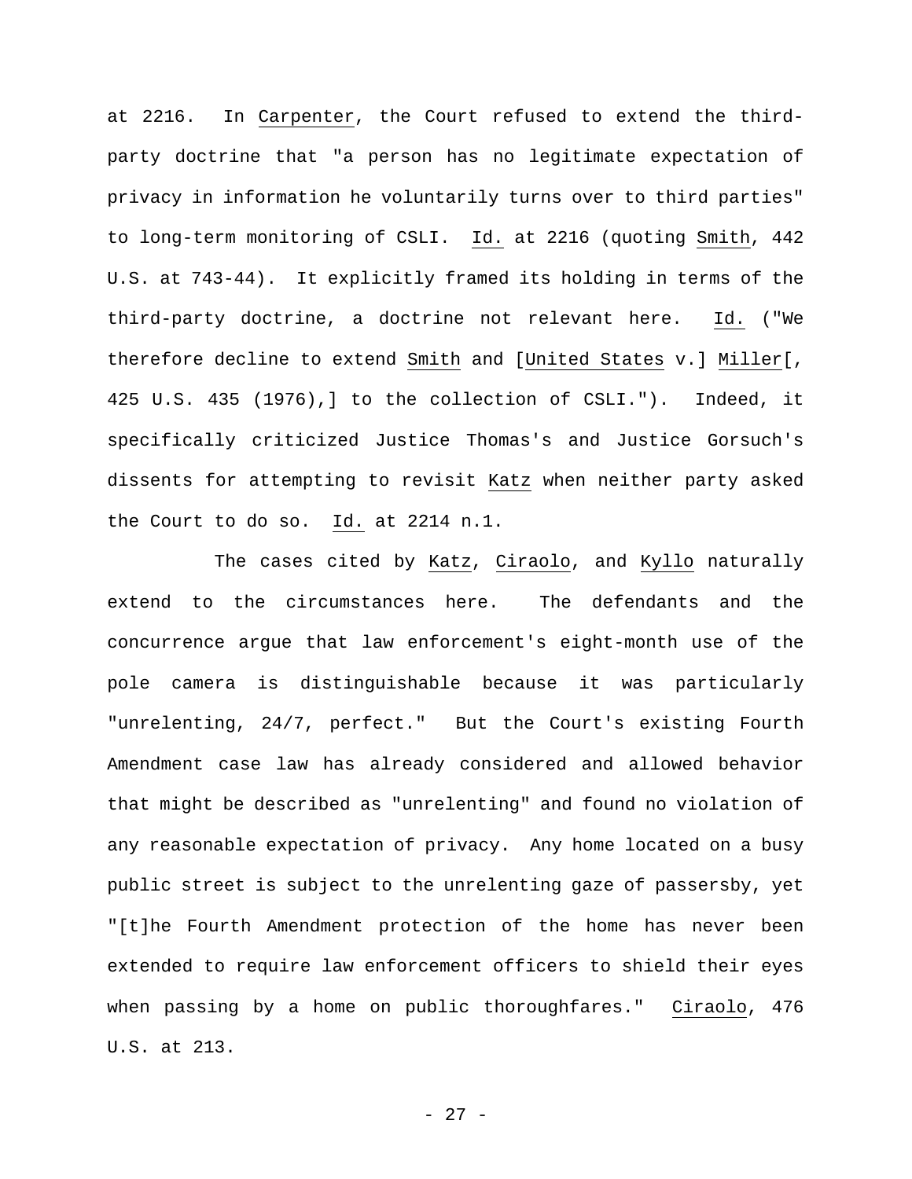at 2216. In *Carpenter*, the Court refused to extend the third-party doctrine that "a person has no legitimate expectation of privacy in information he voluntarily turns over to third parties" to long-term monitoring of CSLI. *Id.* at 2216 (quoting *Smith*, 442 U.S. at 743-44). It explicitly framed its holding in terms of the third-party doctrine, a doctrine not relevant here. *Id.* ("We therefore decline to extend *Smith* and [*United States* v.] *Miller*[, 425 U.S. 435 (1976),] to the collection of CSLI."). Indeed, it specifically criticized Justice Thomas's and Justice Gorsuch's dissents for attempting to revisit *Katz* when neither party asked the Court to do so. *Id.* at 2214 n.1.

The cases cited by *Katz*, *Ciraolo*, and *Kyllo* naturally extend to the circumstances here. The defendants and the concurrence argue that law enforcement's eight-month use of the pole camera is distinguishable because it was particularly "unrelenting, 24/7, perfect." But the Court's existing Fourth Amendment case law has already considered and allowed behavior that might be described as "unrelenting" and found no violation of any reasonable expectation of privacy. Any home located on a busy public street is subject to the unrelenting gaze of passersby, yet "[t]he Fourth Amendment protection of the home has never been extended to require law enforcement officers to shield their eyes when passing by a home on public thoroughfares." *Ciraolo*, 476 U.S. at 213.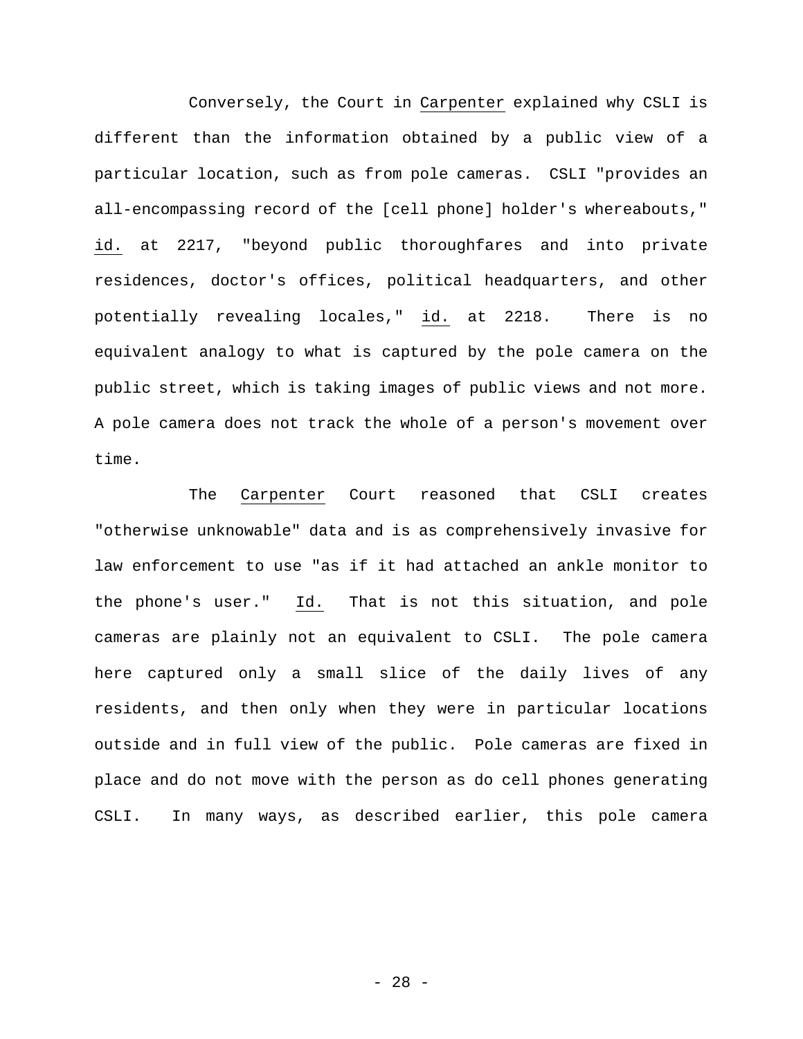Conversely, the Court in Carpenter explained why CSLI is different than the information obtained by a public view of a particular location, such as from pole cameras. CSLI "provides an all-encompassing record of the [cell phone] holder's whereabouts," id. at 2217, "beyond public thoroughfares and into private residences, doctor's offices, political headquarters, and other potentially revealing locales," id. at 2218. There is no equivalent analogy to what is captured by the pole camera on the public street, which is taking images of public views and not more. A pole camera does not track the whole of a person's movement over time.

The Carpenter Court reasoned that CSLI creates "otherwise unknowable" data and is as comprehensively invasive for law enforcement to use "as if it had attached an ankle monitor to the phone's user." Id. That is not this situation, and pole cameras are plainly not an equivalent to CSLI. The pole camera here captured only a small slice of the daily lives of any residents, and then only when they were in particular locations outside and in full view of the public. Pole cameras are fixed in place and do not move with the person as do cell phones generating CSLI. In many ways, as described earlier, this pole camera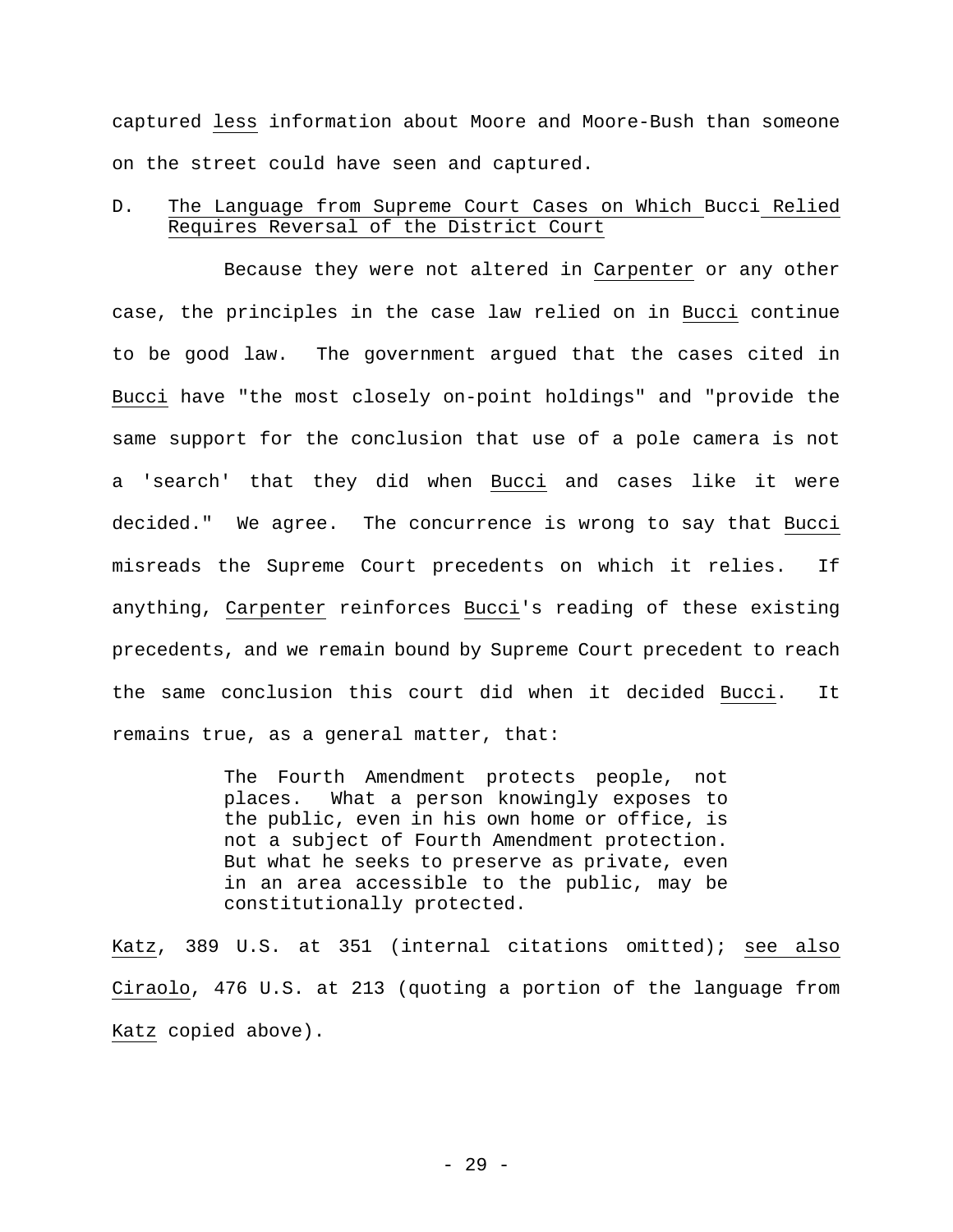captured <u>less</u> information about Moore and Moore-Bush than someone on the street could have seen and captured.

### D. <u>The Language from Supreme Court Cases on Which Bucci Relied Requires Reversal of the District Court</u>

Because they were not altered in <u>Carpenter</u> or any other case, the principles in the case law relied on in <u>Bucci</u> continue to be good law. The government argued that the cases cited in <u>Bucci</u> have "the most closely on-point holdings" and "provide the same support for the conclusion that use of a pole camera is not a 'search' that they did when <u>Bucci</u> and cases like it were decided." We agree. The concurrence is wrong to say that <u>Bucci</u> misreads the Supreme Court precedents on which it relies. If anything, <u>Carpenter</u> reinforces <u>Bucci</u>'s reading of these existing precedents, and we remain bound by Supreme Court precedent to reach the same conclusion this court did when it decided <u>Bucci</u>. It remains true, as a general matter, that:

> The Fourth Amendment protects people, not places. What a person knowingly exposes to the public, even in his own home or office, is not a subject of Fourth Amendment protection. But what he seeks to preserve as private, even in an area accessible to the public, may be constitutionally protected.

<u>Katz</u>, 389 U.S. at 351 (internal citations omitted); <u>see also Ciraolo</u>, 476 U.S. at 213 (quoting a portion of the language from <u>Katz</u> copied above).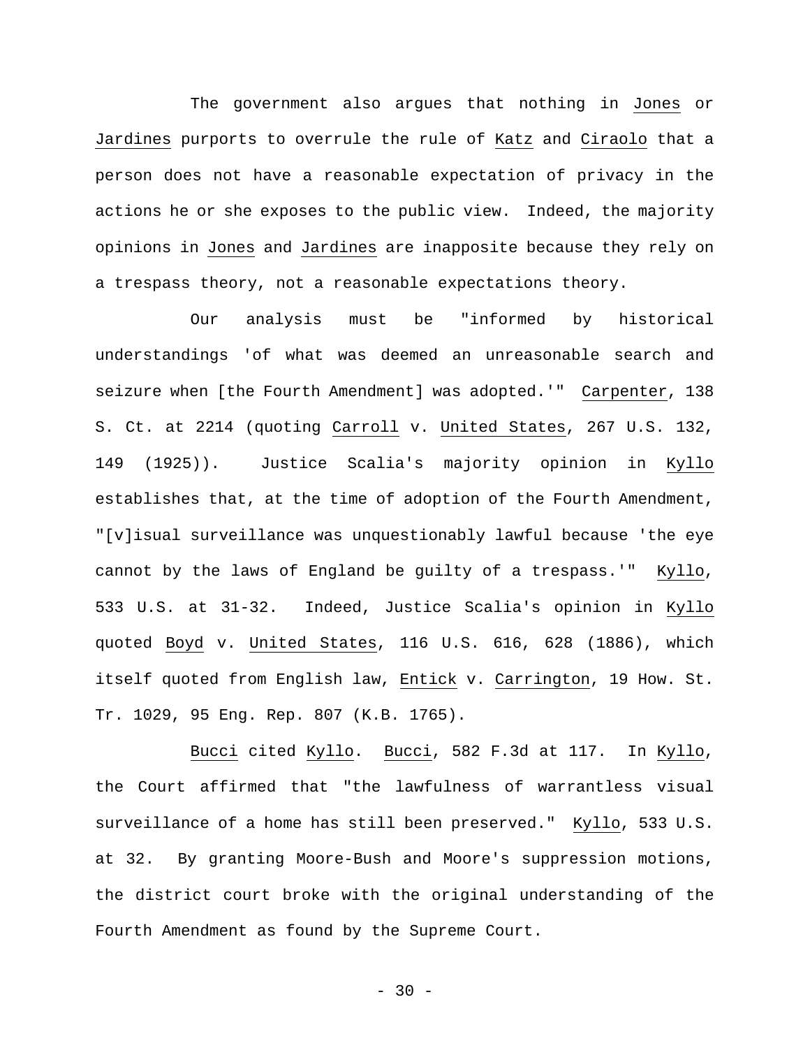The government also argues that nothing in _Jones_ or _Jardines_ purports to overrule the rule of _Katz_ and _Ciraolo_ that a person does not have a reasonable expectation of privacy in the actions he or she exposes to the public view. Indeed, the majority opinions in _Jones_ and _Jardines_ are inapposite because they rely on a trespass theory, not a reasonable expectations theory.

Our analysis must be "informed by historical understandings 'of what was deemed an unreasonable search and seizure when [the Fourth Amendment] was adopted.'" _Carpenter_, 138 S. Ct. at 2214 (quoting _Carroll_ v. _United States_, 267 U.S. 132, 149 (1925)). Justice Scalia's majority opinion in _Kyllo_ establishes that, at the time of adoption of the Fourth Amendment, "[v]isual surveillance was unquestionably lawful because 'the eye cannot by the laws of England be guilty of a trespass.'" _Kyllo_, 533 U.S. at 31-32. Indeed, Justice Scalia's opinion in _Kyllo_ quoted _Boyd_ v. _United States_, 116 U.S. 616, 628 (1886), which itself quoted from English law, _Entick_ v. _Carrington_, 19 How. St. Tr. 1029, 95 Eng. Rep. 807 (K.B. 1765).

_Bucci_ cited _Kyllo_. _Bucci_, 582 F.3d at 117. In _Kyllo_, the Court affirmed that "the lawfulness of warrantless visual surveillance of a home has still been preserved." _Kyllo_, 533 U.S. at 32. By granting Moore-Bush and Moore's suppression motions, the district court broke with the original understanding of the Fourth Amendment as found by the Supreme Court.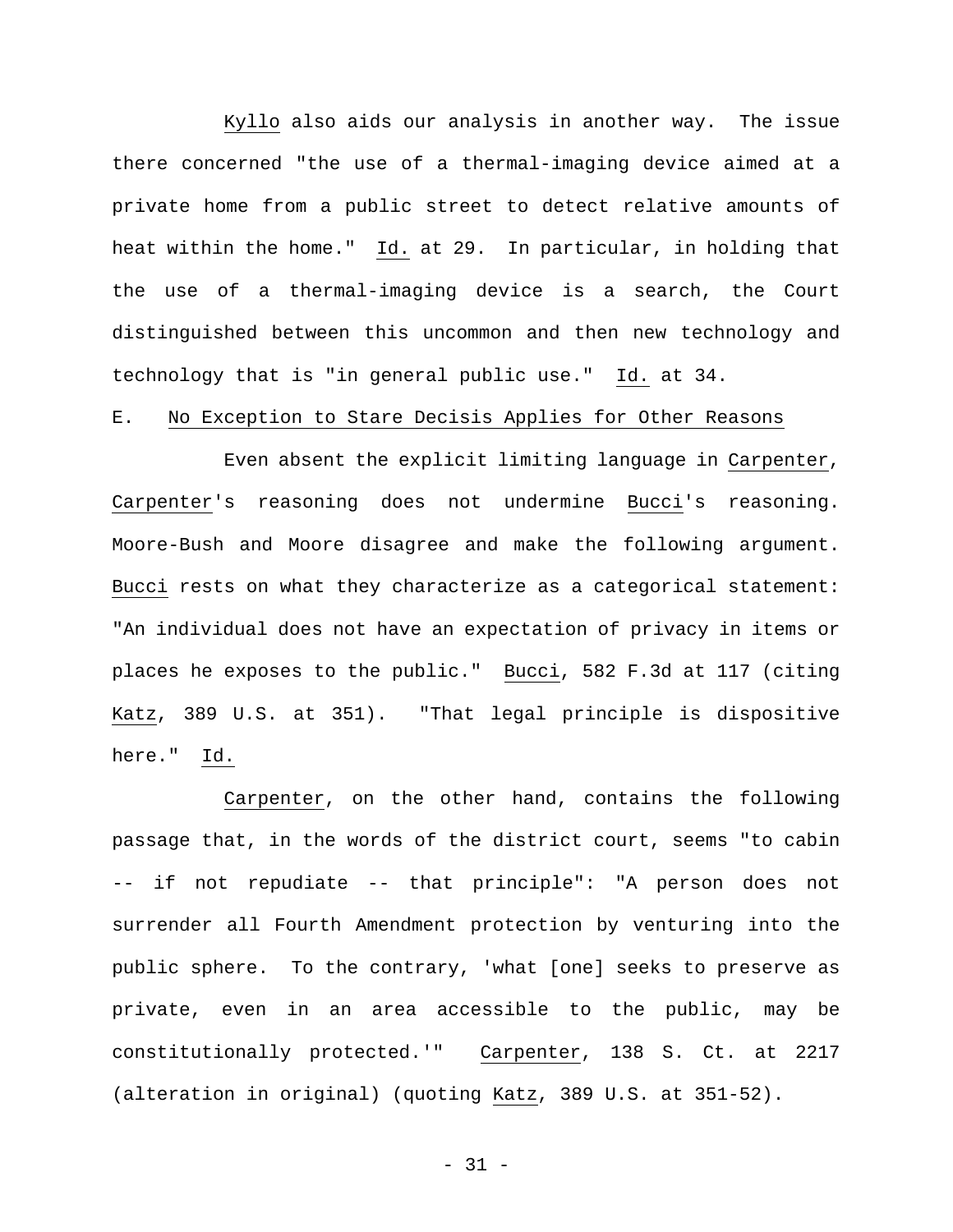*Kyllo* also aids our analysis in another way. The issue there concerned "the use of a thermal-imaging device aimed at a private home from a public street to detect relative amounts of heat within the home." *Id.* at 29. In particular, in holding that the use of a thermal-imaging device is a search, the Court distinguished between this uncommon and then new technology and technology that is "in general public use." *Id.* at 34.

## E. No Exception to Stare Decisis Applies for Other Reasons

Even absent the explicit limiting language in *Carpenter*, *Carpenter*'s reasoning does not undermine *Bucci*'s reasoning. Moore-Bush and Moore disagree and make the following argument. *Bucci* rests on what they characterize as a categorical statement: "An individual does not have an expectation of privacy in items or places he exposes to the public." *Bucci*, 582 F.3d at 117 (citing *Katz*, 389 U.S. at 351). "That legal principle is dispositive here." *Id.*

*Carpenter*, on the other hand, contains the following passage that, in the words of the district court, seems "to cabin -- if not repudiate -- that principle": "A person does not surrender all Fourth Amendment protection by venturing into the public sphere. To the contrary, 'what [one] seeks to preserve as private, even in an area accessible to the public, may be constitutionally protected.'" *Carpenter*, 138 S. Ct. at 2217 (alteration in original) (quoting *Katz*, 389 U.S. at 351-52).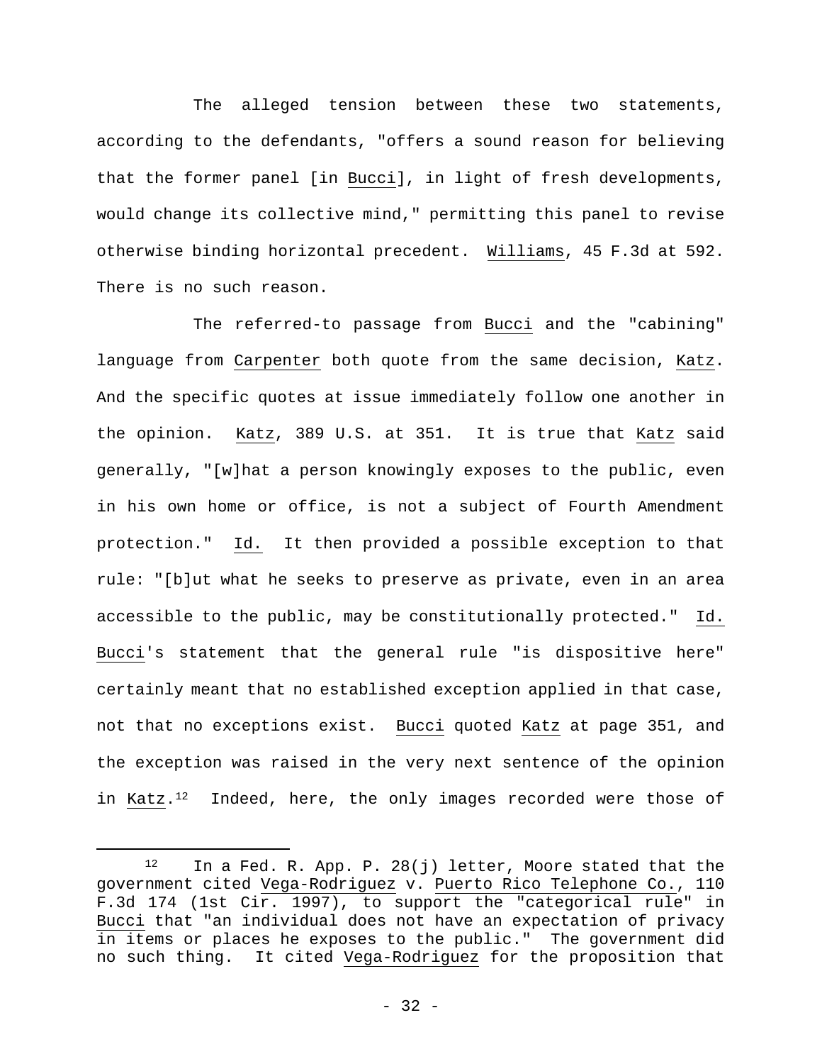The alleged tension between these two statements, according to the defendants, "offers a sound reason for believing that the former panel [in Bucci], in light of fresh developments, would change its collective mind," permitting this panel to revise otherwise binding horizontal precedent. Williams, 45 F.3d at 592. There is no such reason.

The referred-to passage from Bucci and the "cabining" language from Carpenter both quote from the same decision, Katz. And the specific quotes at issue immediately follow one another in the opinion. Katz, 389 U.S. at 351. It is true that Katz said generally, "[w]hat a person knowingly exposes to the public, even in his own home or office, is not a subject of Fourth Amendment protection." Id. It then provided a possible exception to that rule: "[b]ut what he seeks to preserve as private, even in an area accessible to the public, may be constitutionally protected." Id. Bucci's statement that the general rule "is dispositive here" certainly meant that no established exception applied in that case, not that no exceptions exist. Bucci quoted Katz at page 351, and the exception was raised in the very next sentence of the opinion in Katz.[12] Indeed, here, the only images recorded were those of

---

[12] In a Fed. R. App. P. 28(j) letter, Moore stated that the government cited Vega-Rodriguez v. Puerto Rico Telephone Co., 110 F.3d 174 (1st Cir. 1997), to support the "categorical rule" in Bucci that "an individual does not have an expectation of privacy in items or places he exposes to the public." The government did no such thing. It cited Vega-Rodriguez for the proposition that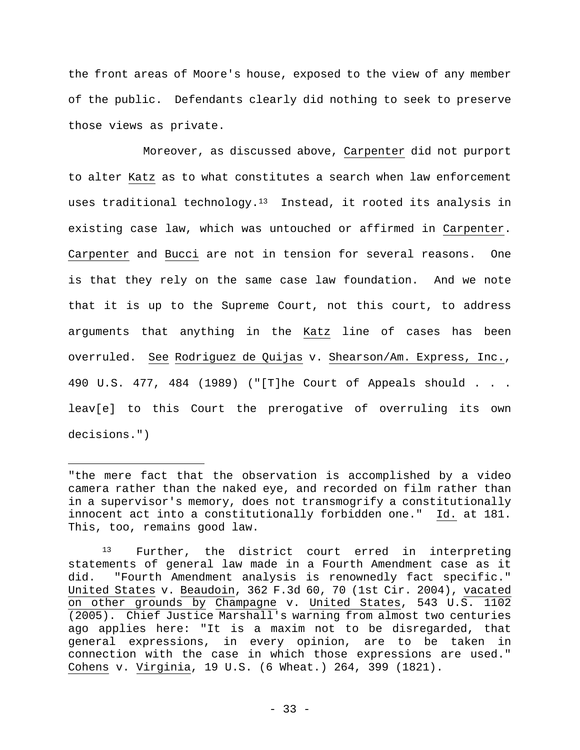the front areas of Moore's house, exposed to the view of any member of the public. Defendants clearly did nothing to seek to preserve those views as private.

Moreover, as discussed above, Carpenter did not purport to alter Katz as to what constitutes a search when law enforcement uses traditional technology.[13] Instead, it rooted its analysis in existing case law, which was untouched or affirmed in Carpenter. Carpenter and Bucci are not in tension for several reasons. One is that they rely on the same case law foundation. And we note that it is up to the Supreme Court, not this court, to address arguments that anything in the Katz line of cases has been overruled. See Rodriguez de Quijas v. Shearson/Am. Express, Inc., 490 U.S. 477, 484 (1989) ("[T]he Court of Appeals should . . . leav[e] to this Court the prerogative of overruling its own decisions.")

---

"the mere fact that the observation is accomplished by a video camera rather than the naked eye, and recorded on film rather than in a supervisor's memory, does not transmogrify a constitutionally innocent act into a constitutionally forbidden one." Id. at 181. This, too, remains good law.

[13] Further, the district court erred in interpreting statements of general law made in a Fourth Amendment case as it did. "Fourth Amendment analysis is renownedly fact specific." United States v. Beaudoin, 362 F.3d 60, 70 (1st Cir. 2004), vacated on other grounds by Champagne v. United States, 543 U.S. 1102 (2005). Chief Justice Marshall's warning from almost two centuries ago applies here: "It is a maxim not to be disregarded, that general expressions, in every opinion, are to be taken in connection with the case in which those expressions are used." Cohens v. Virginia, 19 U.S. (6 Wheat.) 264, 399 (1821).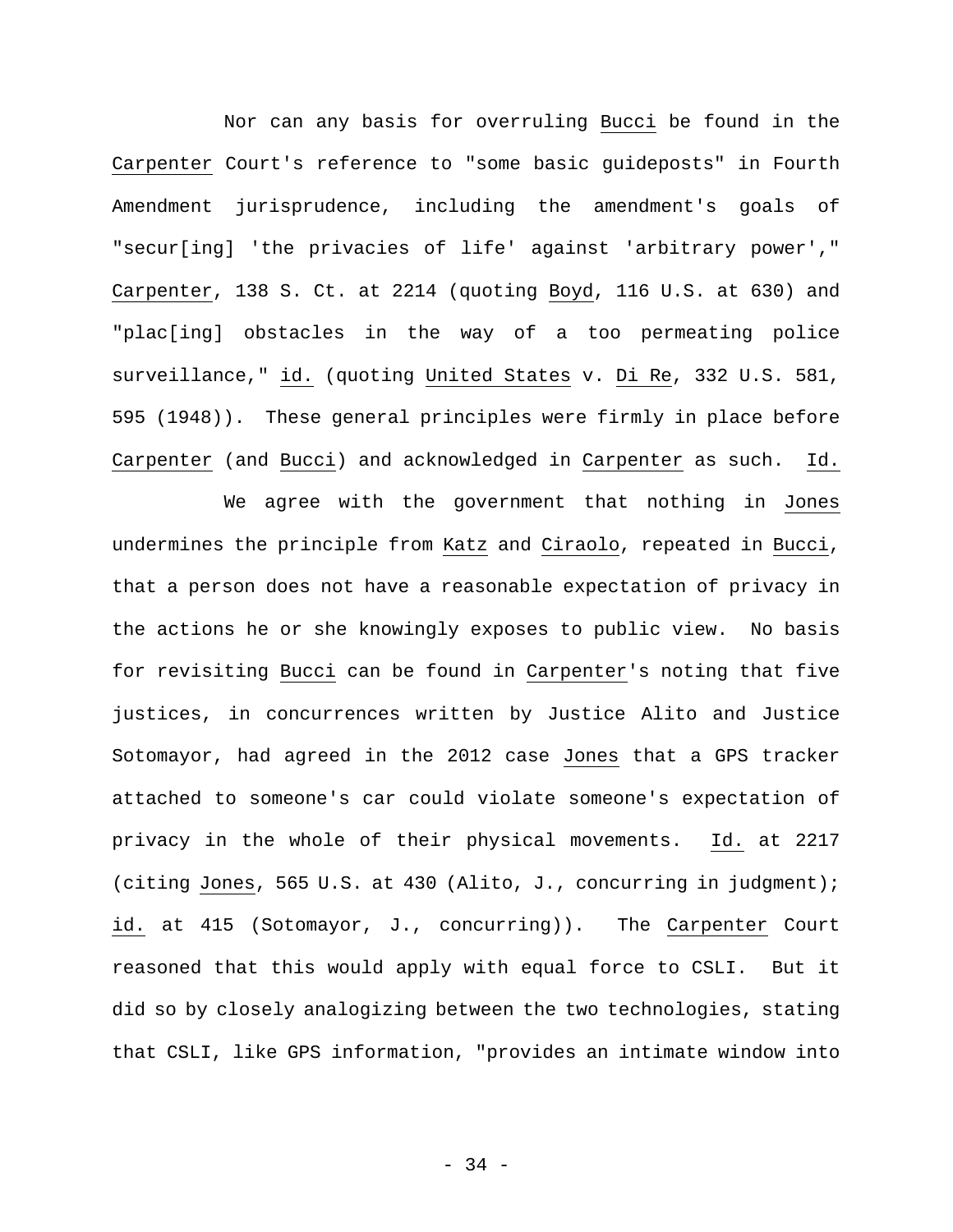Nor can any basis for overruling _Bucci_ be found in the _Carpenter_ Court's reference to "some basic guideposts" in Fourth Amendment jurisprudence, including the amendment's goals of "secur[ing] 'the privacies of life' against 'arbitrary power'," _Carpenter_, 138 S. Ct. at 2214 (quoting _Boyd_, 116 U.S. at 630) and "plac[ing] obstacles in the way of a too permeating police surveillance," _id._ (quoting _United States_ v. _Di Re_, 332 U.S. 581, 595 (1948)). These general principles were firmly in place before _Carpenter_ (and _Bucci_) and acknowledged in _Carpenter_ as such. _Id._

We agree with the government that nothing in _Jones_ undermines the principle from _Katz_ and _Ciraolo_, repeated in _Bucci_, that a person does not have a reasonable expectation of privacy in the actions he or she knowingly exposes to public view. No basis for revisiting _Bucci_ can be found in _Carpenter_'s noting that five justices, in concurrences written by Justice Alito and Justice Sotomayor, had agreed in the 2012 case _Jones_ that a GPS tracker attached to someone's car could violate someone's expectation of privacy in the whole of their physical movements. _Id._ at 2217 (citing _Jones_, 565 U.S. at 430 (Alito, J., concurring in judgment); _id._ at 415 (Sotomayor, J., concurring)). The _Carpenter_ Court reasoned that this would apply with equal force to CSLI. But it did so by closely analogizing between the two technologies, stating that CSLI, like GPS information, "provides an intimate window into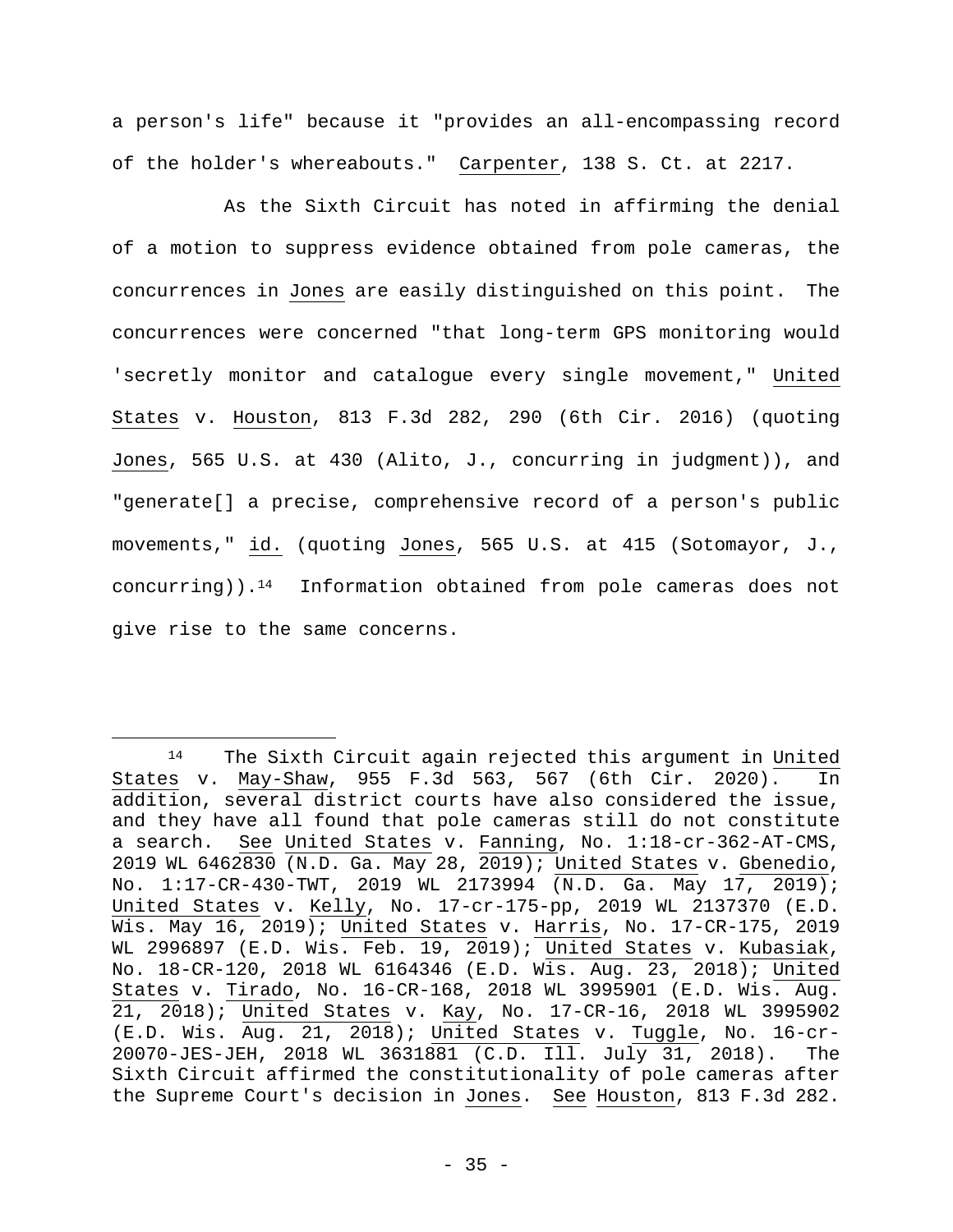a person's life" because it "provides an all-encompassing record of the holder's whereabouts." Carpenter, 138 S. Ct. at 2217.

As the Sixth Circuit has noted in affirming the denial of a motion to suppress evidence obtained from pole cameras, the concurrences in Jones are easily distinguished on this point. The concurrences were concerned "that long-term GPS monitoring would 'secretly monitor and catalogue every single movement," United States v. Houston, 813 F.3d 282, 290 (6th Cir. 2016) (quoting Jones, 565 U.S. at 430 (Alito, J., concurring in judgment)), and "generate[] a precise, comprehensive record of a person's public movements," id. (quoting Jones, 565 U.S. at 415 (Sotomayor, J., concurring)).[14] Information obtained from pole cameras does not give rise to the same concerns.

---

[14] The Sixth Circuit again rejected this argument in United States v. May-Shaw, 955 F.3d 563, 567 (6th Cir. 2020). In addition, several district courts have also considered the issue, and they have all found that pole cameras still do not constitute a search. See United States v. Fanning, No. 1:18-cr-362-AT-CMS, 2019 WL 6462830 (N.D. Ga. May 28, 2019); United States v. Gbenedio, No. 1:17-CR-430-TWT, 2019 WL 2173994 (N.D. Ga. May 17, 2019); United States v. Kelly, No. 17-cr-175-pp, 2019 WL 2137370 (E.D. Wis. May 16, 2019); United States v. Harris, No. 17-CR-175, 2019 WL 2996897 (E.D. Wis. Feb. 19, 2019); United States v. Kubasiak, No. 18-CR-120, 2018 WL 6164346 (E.D. Wis. Aug. 23, 2018); United States v. Tirado, No. 16-CR-168, 2018 WL 3995901 (E.D. Wis. Aug. 21, 2018); United States v. Kay, No. 17-CR-16, 2018 WL 3995902 (E.D. Wis. Aug. 21, 2018); United States v. Tuggle, No. 16-cr-20070-JES-JEH, 2018 WL 3631881 (C.D. Ill. July 31, 2018). The Sixth Circuit affirmed the constitutionality of pole cameras after the Supreme Court's decision in Jones. See Houston, 813 F.3d 282.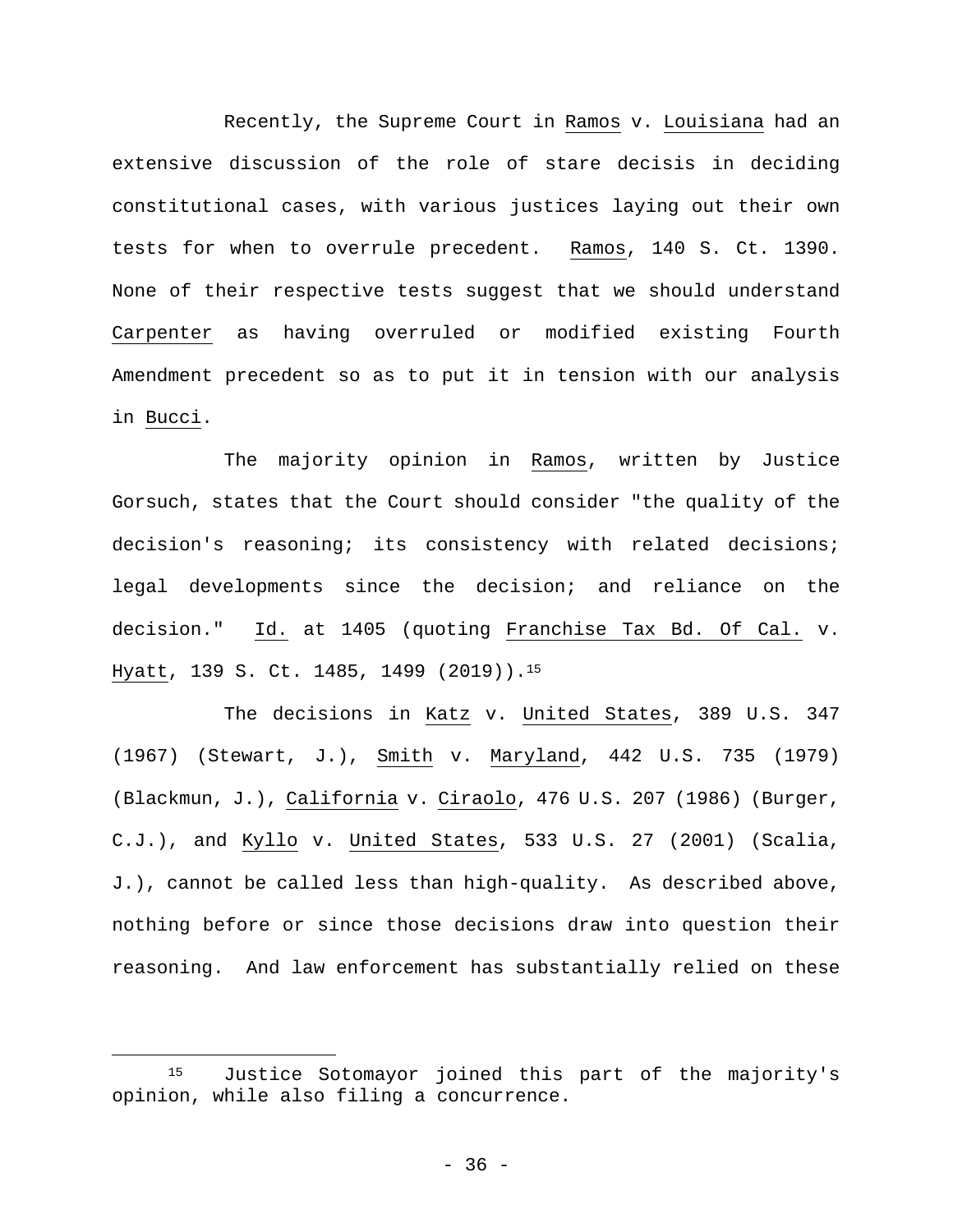Recently, the Supreme Court in Ramos v. Louisiana had an extensive discussion of the role of stare decisis in deciding constitutional cases, with various justices laying out their own tests for when to overrule precedent. Ramos, 140 S. Ct. 1390. None of their respective tests suggest that we should understand Carpenter as having overruled or modified existing Fourth Amendment precedent so as to put it in tension with our analysis in Bucci.

The majority opinion in Ramos, written by Justice Gorsuch, states that the Court should consider "the quality of the decision's reasoning; its consistency with related decisions; legal developments since the decision; and reliance on the decision." Id. at 1405 (quoting Franchise Tax Bd. Of Cal. v. Hyatt, 139 S. Ct. 1485, 1499 (2019)).[15]

The decisions in Katz v. United States, 389 U.S. 347 (1967) (Stewart, J.), Smith v. Maryland, 442 U.S. 735 (1979) (Blackmun, J.), California v. Ciraolo, 476 U.S. 207 (1986) (Burger, C.J.), and Kyllo v. United States, 533 U.S. 27 (2001) (Scalia, J.), cannot be called less than high-quality. As described above, nothing before or since those decisions draw into question their reasoning. And law enforcement has substantially relied on these

---

[15] Justice Sotomayor joined this part of the majority's opinion, while also filing a concurrence.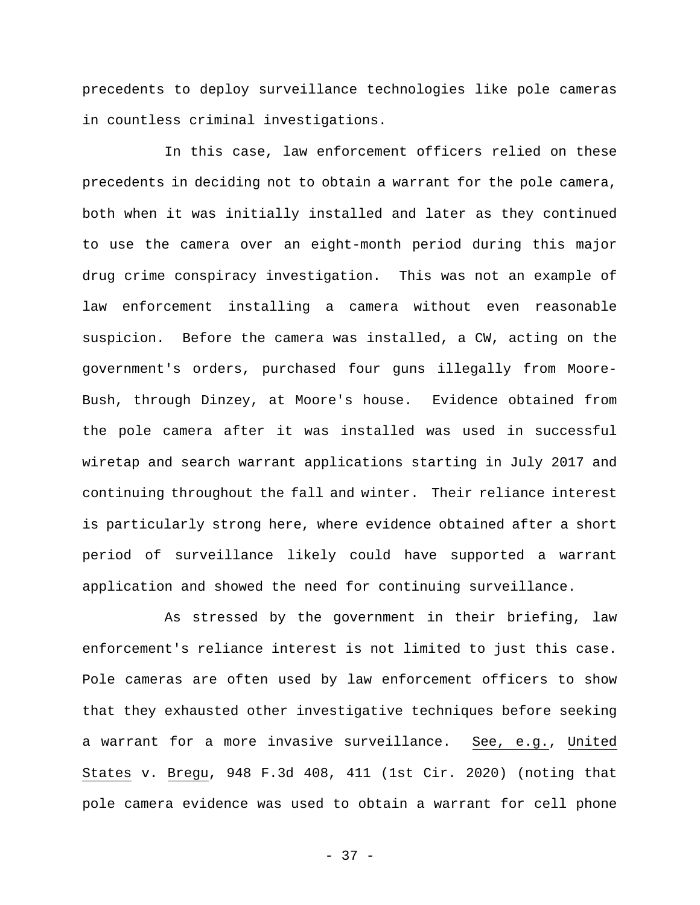precedents to deploy surveillance technologies like pole cameras in countless criminal investigations.

In this case, law enforcement officers relied on these precedents in deciding not to obtain a warrant for the pole camera, both when it was initially installed and later as they continued to use the camera over an eight-month period during this major drug crime conspiracy investigation. This was not an example of law enforcement installing a camera without even reasonable suspicion. Before the camera was installed, a CW, acting on the government's orders, purchased four guns illegally from Moore-Bush, through Dinzey, at Moore's house. Evidence obtained from the pole camera after it was installed was used in successful wiretap and search warrant applications starting in July 2017 and continuing throughout the fall and winter. Their reliance interest is particularly strong here, where evidence obtained after a short period of surveillance likely could have supported a warrant application and showed the need for continuing surveillance.

As stressed by the government in their briefing, law enforcement's reliance interest is not limited to just this case. Pole cameras are often used by law enforcement officers to show that they exhausted other investigative techniques before seeking a warrant for a more invasive surveillance. See, e.g., United States v. Bregu, 948 F.3d 408, 411 (1st Cir. 2020) (noting that pole camera evidence was used to obtain a warrant for cell phone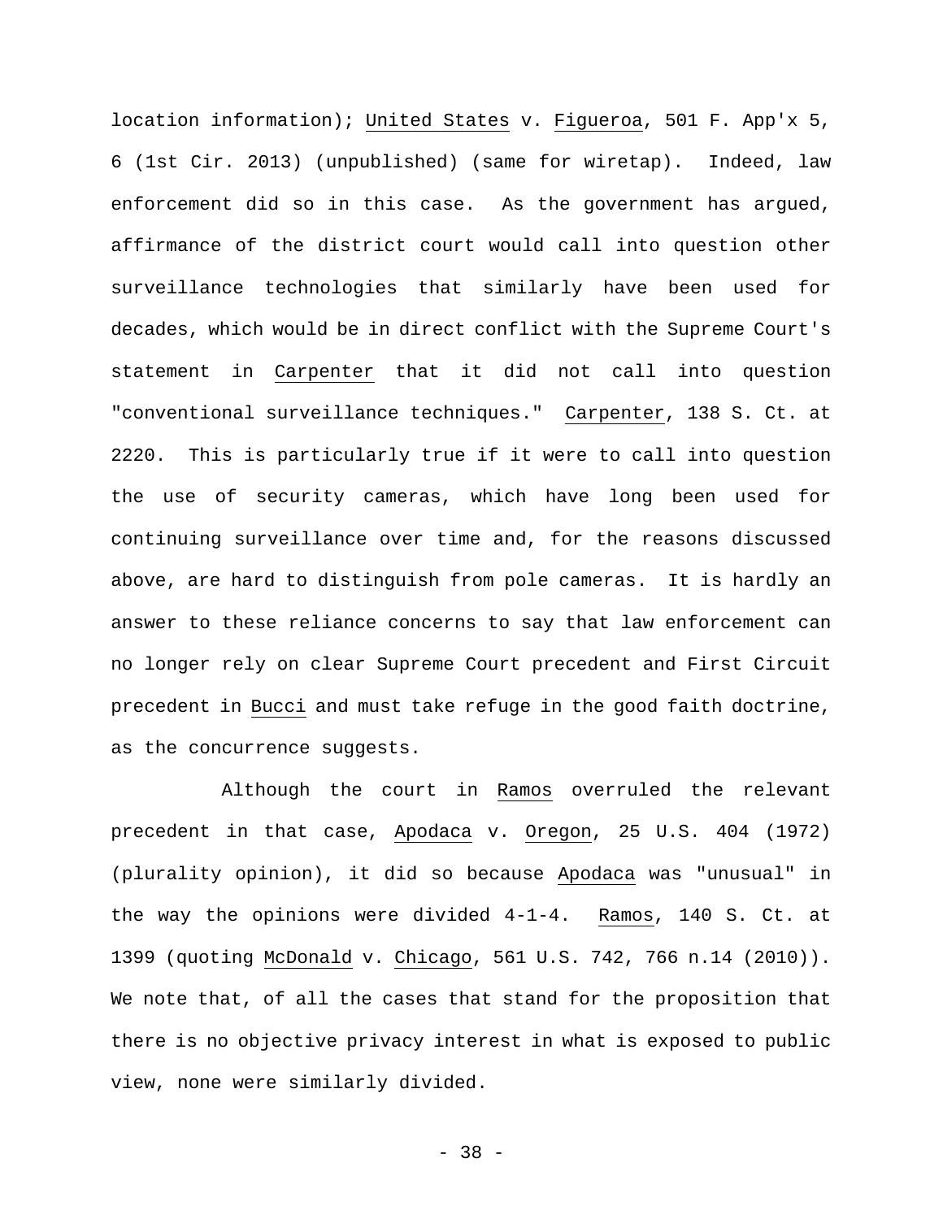location information); United States v. Figueroa, 501 F. App'x 5, 6 (1st Cir. 2013) (unpublished) (same for wiretap). Indeed, law enforcement did so in this case. As the government has argued, affirmance of the district court would call into question other surveillance technologies that similarly have been used for decades, which would be in direct conflict with the Supreme Court's statement in Carpenter that it did not call into question "conventional surveillance techniques." Carpenter, 138 S. Ct. at 2220. This is particularly true if it were to call into question the use of security cameras, which have long been used for continuing surveillance over time and, for the reasons discussed above, are hard to distinguish from pole cameras. It is hardly an answer to these reliance concerns to say that law enforcement can no longer rely on clear Supreme Court precedent and First Circuit precedent in Bucci and must take refuge in the good faith doctrine, as the concurrence suggests.

Although the court in Ramos overruled the relevant precedent in that case, Apodaca v. Oregon, 25 U.S. 404 (1972) (plurality opinion), it did so because Apodaca was "unusual" in the way the opinions were divided 4-1-4. Ramos, 140 S. Ct. at 1399 (quoting McDonald v. Chicago, 561 U.S. 742, 766 n.14 (2010)). We note that, of all the cases that stand for the proposition that there is no objective privacy interest in what is exposed to public view, none were similarly divided.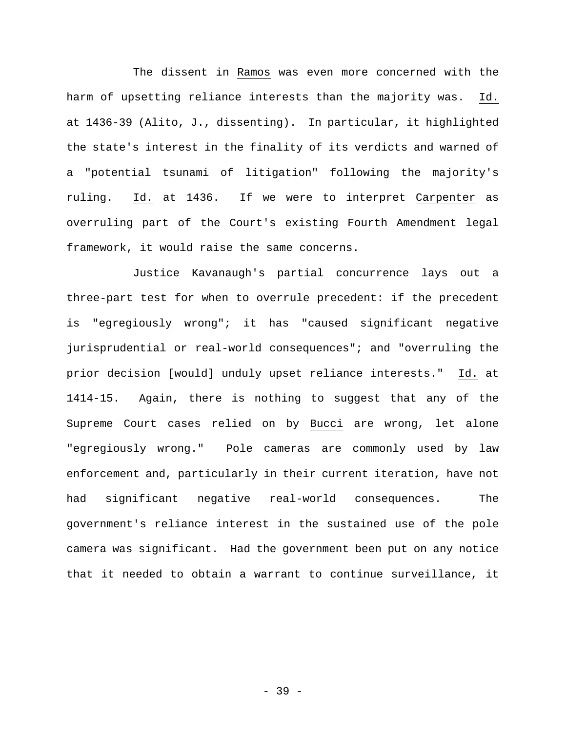The dissent in _Ramos_ was even more concerned with the harm of upsetting reliance interests than the majority was. _Id._ at 1436-39 (Alito, J., dissenting). In particular, it highlighted the state's interest in the finality of its verdicts and warned of a "potential tsunami of litigation" following the majority's ruling. _Id._ at 1436. If we were to interpret _Carpenter_ as overruling part of the Court's existing Fourth Amendment legal framework, it would raise the same concerns.

Justice Kavanaugh's partial concurrence lays out a three-part test for when to overrule precedent: if the precedent is "egregiously wrong"; it has "caused significant negative jurisprudential or real-world consequences"; and "overruling the prior decision [would] unduly upset reliance interests." _Id._ at 1414-15. Again, there is nothing to suggest that any of the Supreme Court cases relied on by _Bucci_ are wrong, let alone "egregiously wrong." Pole cameras are commonly used by law enforcement and, particularly in their current iteration, have not had significant negative real-world consequences. The government's reliance interest in the sustained use of the pole camera was significant. Had the government been put on any notice that it needed to obtain a warrant to continue surveillance, it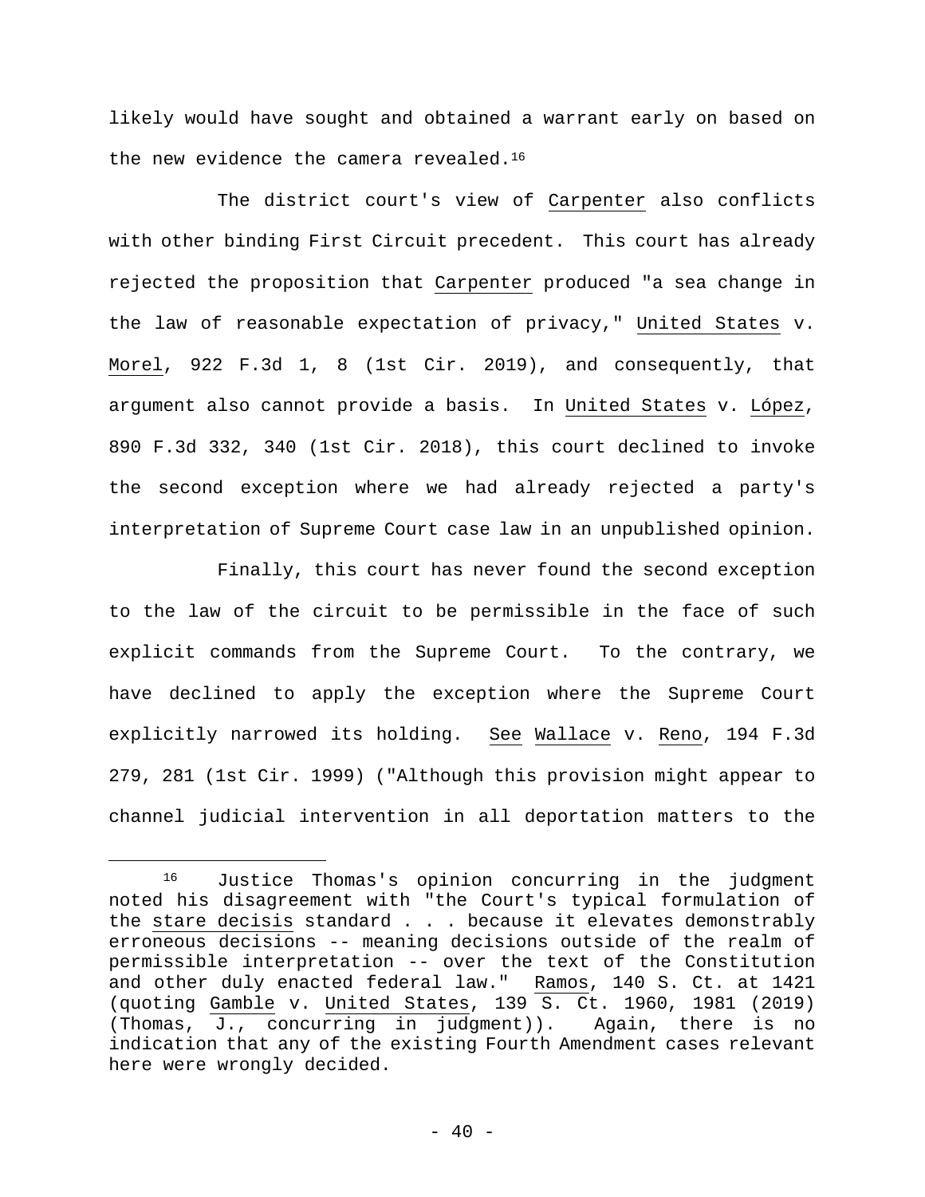likely would have sought and obtained a warrant early on based on the new evidence the camera revealed.[16]

The district court's view of Carpenter also conflicts with other binding First Circuit precedent. This court has already rejected the proposition that Carpenter produced "a sea change in the law of reasonable expectation of privacy," United States v. Morel, 922 F.3d 1, 8 (1st Cir. 2019), and consequently, that argument also cannot provide a basis. In United States v. López, 890 F.3d 332, 340 (1st Cir. 2018), this court declined to invoke the second exception where we had already rejected a party's interpretation of Supreme Court case law in an unpublished opinion.

Finally, this court has never found the second exception to the law of the circuit to be permissible in the face of such explicit commands from the Supreme Court. To the contrary, we have declined to apply the exception where the Supreme Court explicitly narrowed its holding. See Wallace v. Reno, 194 F.3d 279, 281 (1st Cir. 1999) ("Although this provision might appear to channel judicial intervention in all deportation matters to the

---

[16] Justice Thomas's opinion concurring in the judgment noted his disagreement with "the Court's typical formulation of the stare decisis standard . . . because it elevates demonstrably erroneous decisions -- meaning decisions outside of the realm of permissible interpretation -- over the text of the Constitution and other duly enacted federal law." Ramos, 140 S. Ct. at 1421 (quoting Gamble v. United States, 139 S. Ct. 1960, 1981 (2019) (Thomas, J., concurring in judgment)). Again, there is no indication that any of the existing Fourth Amendment cases relevant here were wrongly decided.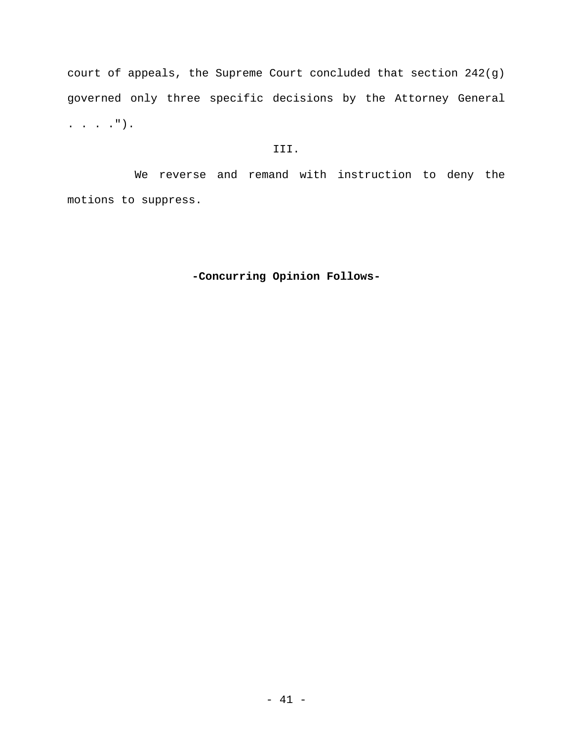court of appeals, the Supreme Court concluded that section 242(g) governed only three specific decisions by the Attorney General . . . .").

## III.

We reverse and remand with instruction to deny the motions to suppress.

**-Concurring Opinion Follows-**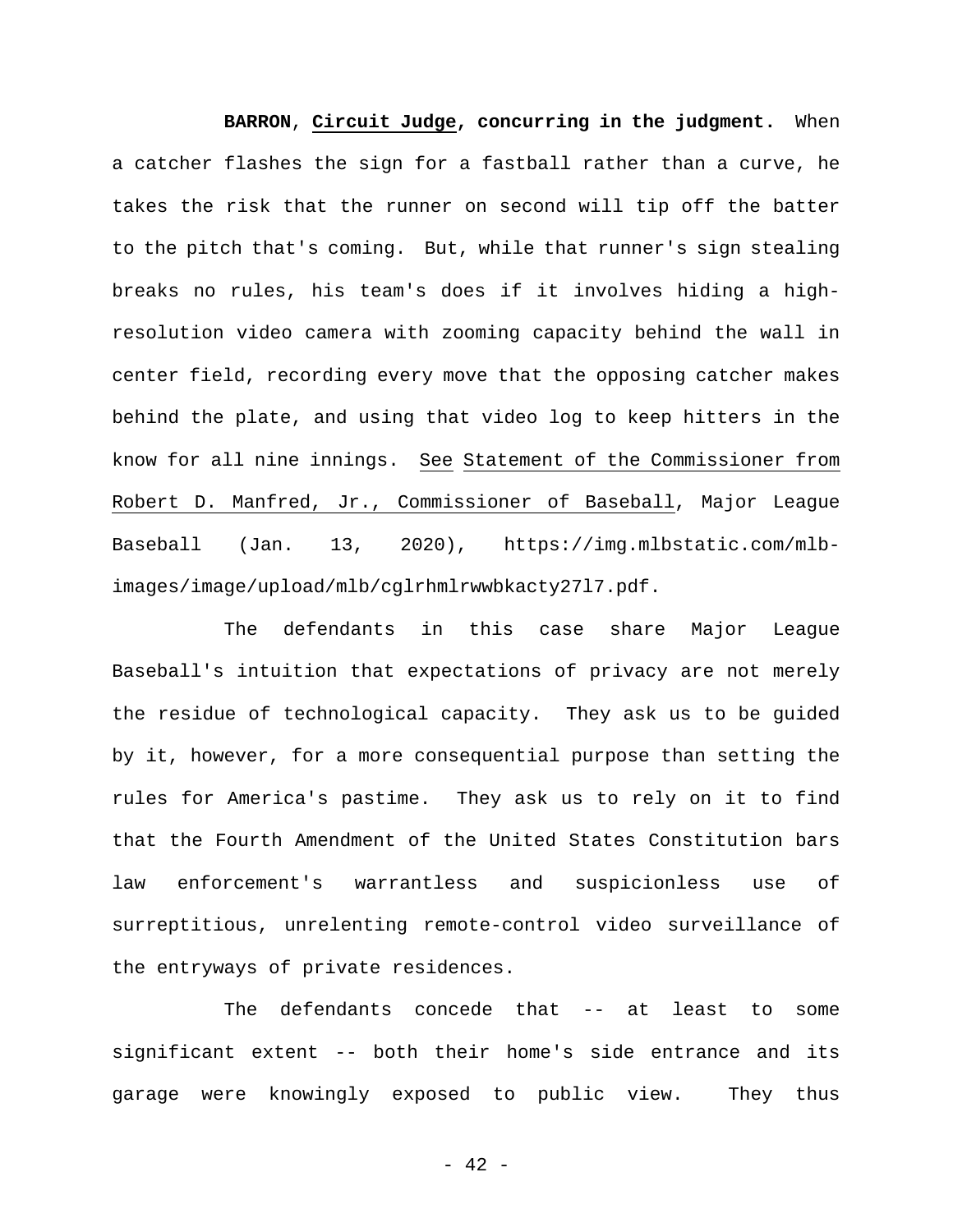**BARRON**, **Circuit Judge, concurring in the judgment.** When a catcher flashes the sign for a fastball rather than a curve, he takes the risk that the runner on second will tip off the batter to the pitch that's coming. But, while that runner's sign stealing breaks no rules, his team's does if it involves hiding a high-resolution video camera with zooming capacity behind the wall in center field, recording every move that the opposing catcher makes behind the plate, and using that video log to keep hitters in the know for all nine innings. See Statement of the Commissioner from Robert D. Manfred, Jr., Commissioner of Baseball, Major League Baseball (Jan. 13, 2020), https://img.mlbstatic.com/mlb-images/image/upload/mlb/cglrhmlrwwbkacty27l7.pdf.

The defendants in this case share Major League Baseball's intuition that expectations of privacy are not merely the residue of technological capacity. They ask us to be guided by it, however, for a more consequential purpose than setting the rules for America's pastime. They ask us to rely on it to find that the Fourth Amendment of the United States Constitution bars law enforcement's warrantless and suspicionless use of surreptitious, unrelenting remote-control video surveillance of the entryways of private residences.

The defendants concede that -- at least to some significant extent -- both their home's side entrance and its garage were knowingly exposed to public view. They thus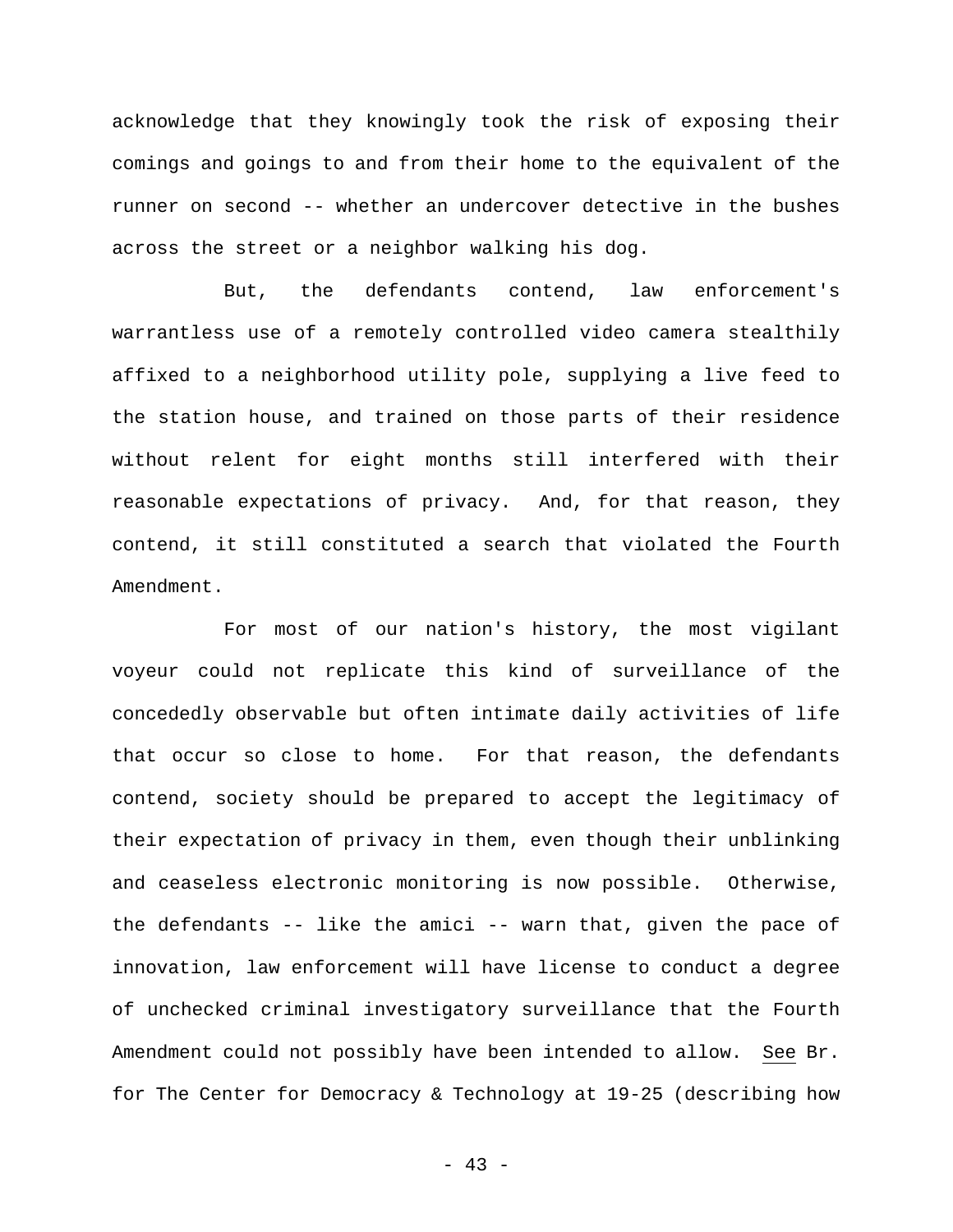acknowledge that they knowingly took the risk of exposing their comings and goings to and from their home to the equivalent of the runner on second -- whether an undercover detective in the bushes across the street or a neighbor walking his dog.

But, the defendants contend, law enforcement's warrantless use of a remotely controlled video camera stealthily affixed to a neighborhood utility pole, supplying a live feed to the station house, and trained on those parts of their residence without relent for eight months still interfered with their reasonable expectations of privacy. And, for that reason, they contend, it still constituted a search that violated the Fourth Amendment.

For most of our nation's history, the most vigilant voyeur could not replicate this kind of surveillance of the concededly observable but often intimate daily activities of life that occur so close to home. For that reason, the defendants contend, society should be prepared to accept the legitimacy of their expectation of privacy in them, even though their unblinking and ceaseless electronic monitoring is now possible. Otherwise, the defendants -- like the amici -- warn that, given the pace of innovation, law enforcement will have license to conduct a degree of unchecked criminal investigatory surveillance that the Fourth Amendment could not possibly have been intended to allow. See Br. for The Center for Democracy & Technology at 19-25 (describing how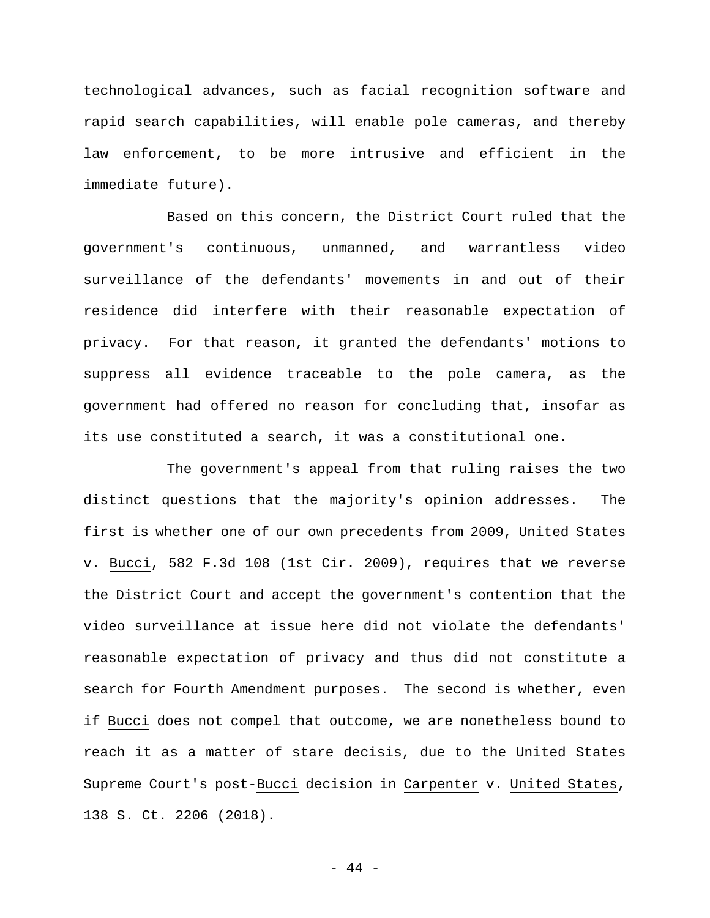technological advances, such as facial recognition software and rapid search capabilities, will enable pole cameras, and thereby law enforcement, to be more intrusive and efficient in the immediate future).

Based on this concern, the District Court ruled that the government's continuous, unmanned, and warrantless video surveillance of the defendants' movements in and out of their residence did interfere with their reasonable expectation of privacy. For that reason, it granted the defendants' motions to suppress all evidence traceable to the pole camera, as the government had offered no reason for concluding that, insofar as its use constituted a search, it was a constitutional one.

The government's appeal from that ruling raises the two distinct questions that the majority's opinion addresses. The first is whether one of our own precedents from 2009, United States v. Bucci, 582 F.3d 108 (1st Cir. 2009), requires that we reverse the District Court and accept the government's contention that the video surveillance at issue here did not violate the defendants' reasonable expectation of privacy and thus did not constitute a search for Fourth Amendment purposes. The second is whether, even if Bucci does not compel that outcome, we are nonetheless bound to reach it as a matter of stare decisis, due to the United States Supreme Court's post-Bucci decision in Carpenter v. United States, 138 S. Ct. 2206 (2018).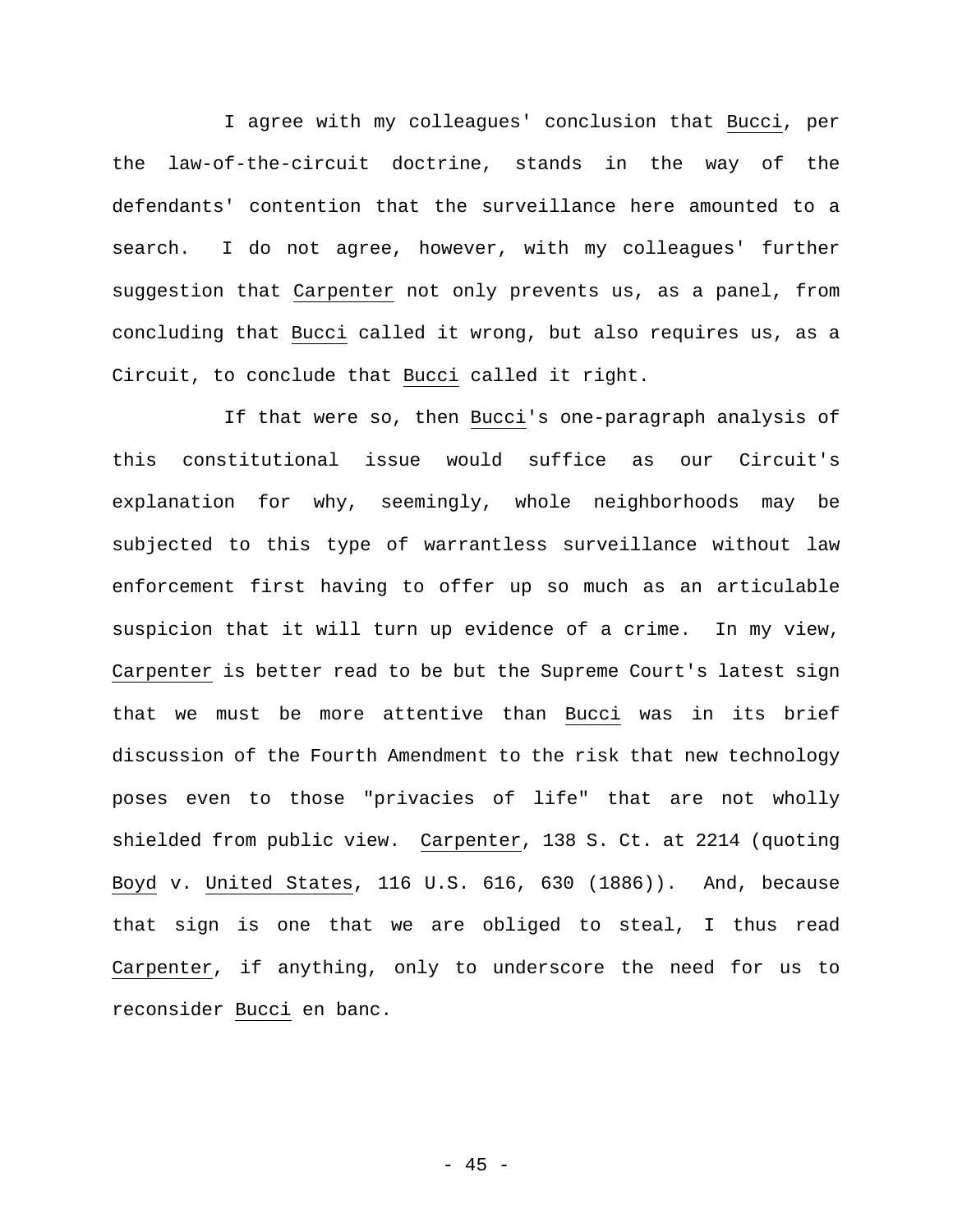I agree with my colleagues' conclusion that Bucci, per the law-of-the-circuit doctrine, stands in the way of the defendants' contention that the surveillance here amounted to a search. I do not agree, however, with my colleagues' further suggestion that Carpenter not only prevents us, as a panel, from concluding that Bucci called it wrong, but also requires us, as a Circuit, to conclude that Bucci called it right.

If that were so, then Bucci's one-paragraph analysis of this constitutional issue would suffice as our Circuit's explanation for why, seemingly, whole neighborhoods may be subjected to this type of warrantless surveillance without law enforcement first having to offer up so much as an articulable suspicion that it will turn up evidence of a crime. In my view, Carpenter is better read to be but the Supreme Court's latest sign that we must be more attentive than Bucci was in its brief discussion of the Fourth Amendment to the risk that new technology poses even to those "privacies of life" that are not wholly shielded from public view. Carpenter, 138 S. Ct. at 2214 (quoting Boyd v. United States, 116 U.S. 616, 630 (1886)). And, because that sign is one that we are obliged to steal, I thus read Carpenter, if anything, only to underscore the need for us to reconsider Bucci en banc.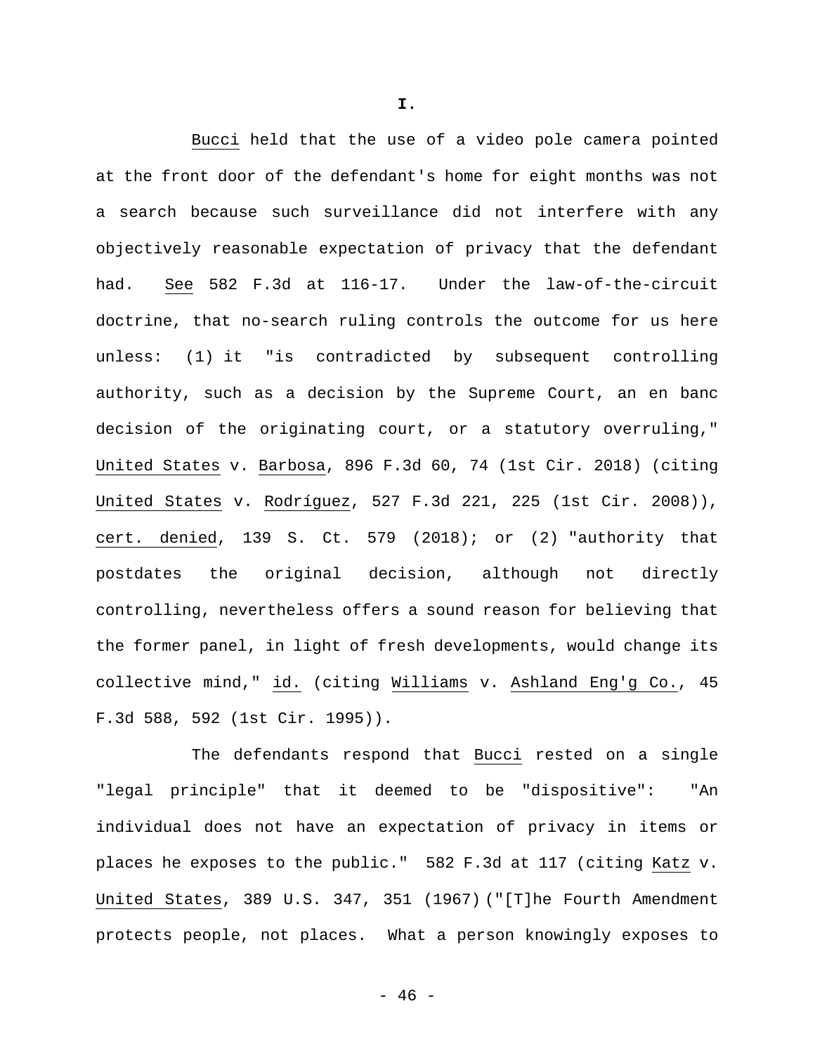**I.**

Bucci held that the use of a video pole camera pointed at the front door of the defendant's home for eight months was not a search because such surveillance did not interfere with any objectively reasonable expectation of privacy that the defendant had. See 582 F.3d at 116-17. Under the law-of-the-circuit doctrine, that no-search ruling controls the outcome for us here unless: (1) it "is contradicted by subsequent controlling authority, such as a decision by the Supreme Court, an en banc decision of the originating court, or a statutory overruling," United States v. Barbosa, 896 F.3d 60, 74 (1st Cir. 2018) (citing United States v. Rodríguez, 527 F.3d 221, 225 (1st Cir. 2008)), cert. denied, 139 S. Ct. 579 (2018); or (2) "authority that postdates the original decision, although not directly controlling, nevertheless offers a sound reason for believing that the former panel, in light of fresh developments, would change its collective mind," id. (citing Williams v. Ashland Eng'g Co., 45 F.3d 588, 592 (1st Cir. 1995)).

The defendants respond that Bucci rested on a single "legal principle" that it deemed to be "dispositive": "An individual does not have an expectation of privacy in items or places he exposes to the public." 582 F.3d at 117 (citing Katz v. United States, 389 U.S. 347, 351 (1967) ("[T]he Fourth Amendment protects people, not places. What a person knowingly exposes to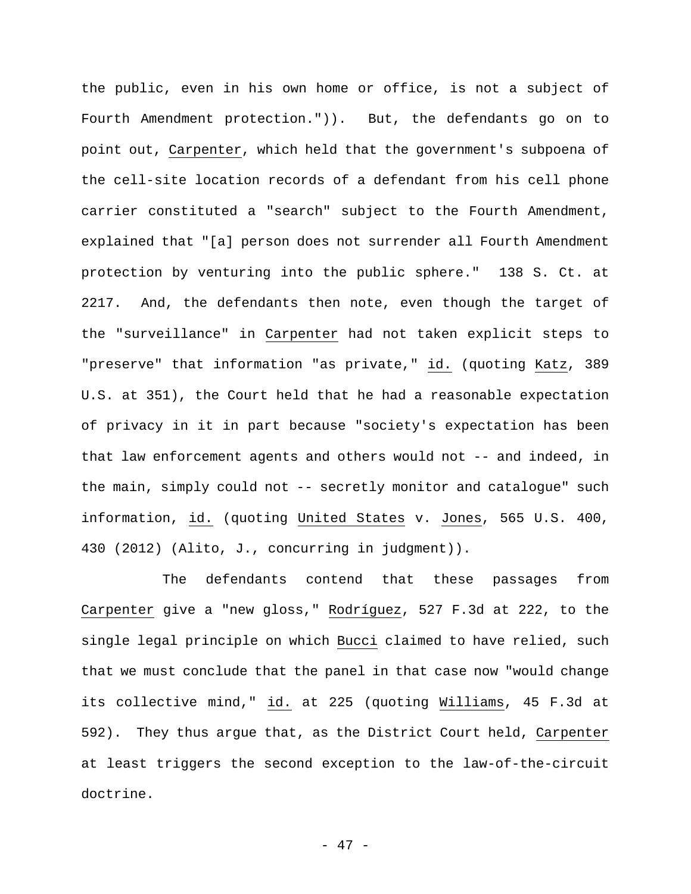the public, even in his own home or office, is not a subject of Fourth Amendment protection.")). But, the defendants go on to point out, Carpenter, which held that the government's subpoena of the cell-site location records of a defendant from his cell phone carrier constituted a "search" subject to the Fourth Amendment, explained that "[a] person does not surrender all Fourth Amendment protection by venturing into the public sphere." 138 S. Ct. at 2217. And, the defendants then note, even though the target of the "surveillance" in Carpenter had not taken explicit steps to "preserve" that information "as private," id. (quoting Katz, 389 U.S. at 351), the Court held that he had a reasonable expectation of privacy in it in part because "society's expectation has been that law enforcement agents and others would not -- and indeed, in the main, simply could not -- secretly monitor and catalogue" such information, id. (quoting United States v. Jones, 565 U.S. 400, 430 (2012) (Alito, J., concurring in judgment)).

The defendants contend that these passages from Carpenter give a "new gloss," Rodríguez, 527 F.3d at 222, to the single legal principle on which Bucci claimed to have relied, such that we must conclude that the panel in that case now "would change its collective mind," id. at 225 (quoting Williams, 45 F.3d at 592). They thus argue that, as the District Court held, Carpenter at least triggers the second exception to the law-of-the-circuit doctrine.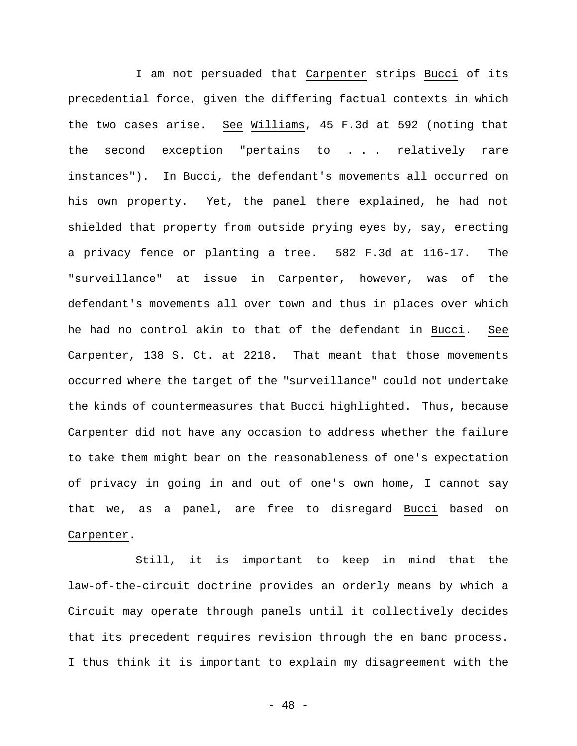I am not persuaded that _Carpenter_ strips _Bucci_ of its precedential force, given the differing factual contexts in which the two cases arise. _See_ _Williams_, 45 F.3d at 592 (noting that the second exception "pertains to . . . relatively rare instances"). In _Bucci_, the defendant's movements all occurred on his own property. Yet, the panel there explained, he had not shielded that property from outside prying eyes by, say, erecting a privacy fence or planting a tree. 582 F.3d at 116-17. The "surveillance" at issue in _Carpenter_, however, was of the defendant's movements all over town and thus in places over which he had no control akin to that of the defendant in _Bucci_. _See_ _Carpenter_, 138 S. Ct. at 2218. That meant that those movements occurred where the target of the "surveillance" could not undertake the kinds of countermeasures that _Bucci_ highlighted. Thus, because _Carpenter_ did not have any occasion to address whether the failure to take them might bear on the reasonableness of one's expectation of privacy in going in and out of one's own home, I cannot say that we, as a panel, are free to disregard _Bucci_ based on _Carpenter_.

Still, it is important to keep in mind that the law-of-the-circuit doctrine provides an orderly means by which a Circuit may operate through panels until it collectively decides that its precedent requires revision through the en banc process. I thus think it is important to explain my disagreement with the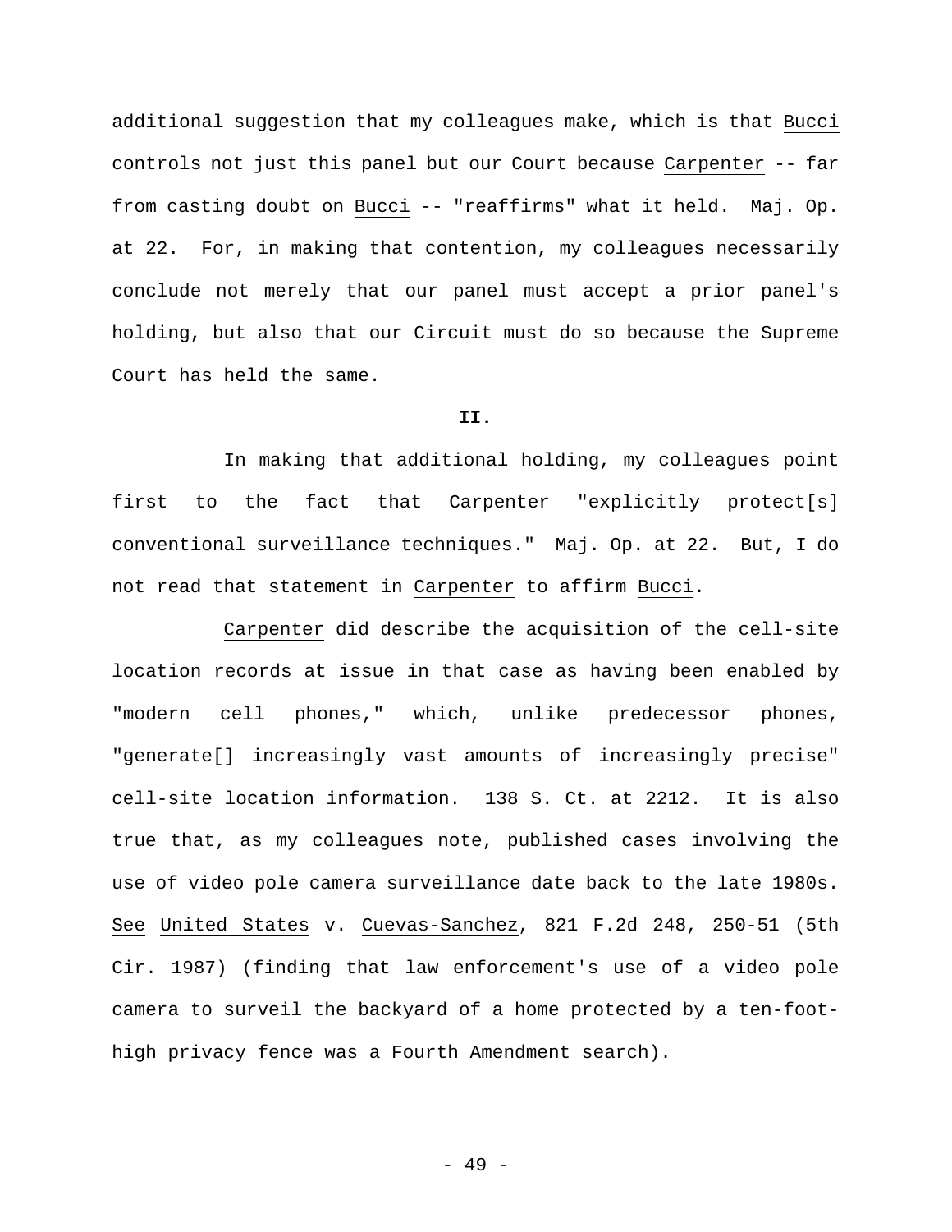additional suggestion that my colleagues make, which is that _Bucci_ controls not just this panel but our Court because _Carpenter_ -- far from casting doubt on _Bucci_ -- "reaffirms" what it held. Maj. Op. at 22. For, in making that contention, my colleagues necessarily conclude not merely that our panel must accept a prior panel's holding, but also that our Circuit must do so because the Supreme Court has held the same.

**II.**

In making that additional holding, my colleagues point first to the fact that _Carpenter_ "explicitly protect[s] conventional surveillance techniques." Maj. Op. at 22. But, I do not read that statement in _Carpenter_ to affirm _Bucci_.

_Carpenter_ did describe the acquisition of the cell-site location records at issue in that case as having been enabled by "modern cell phones," which, unlike predecessor phones, "generate[] increasingly vast amounts of increasingly precise" cell-site location information. 138 S. Ct. at 2212. It is also true that, as my colleagues note, published cases involving the use of video pole camera surveillance date back to the late 1980s. _See_ _United States_ v. _Cuevas-Sanchez_, 821 F.2d 248, 250-51 (5th Cir. 1987) (finding that law enforcement's use of a video pole camera to surveil the backyard of a home protected by a ten-foot-high privacy fence was a Fourth Amendment search).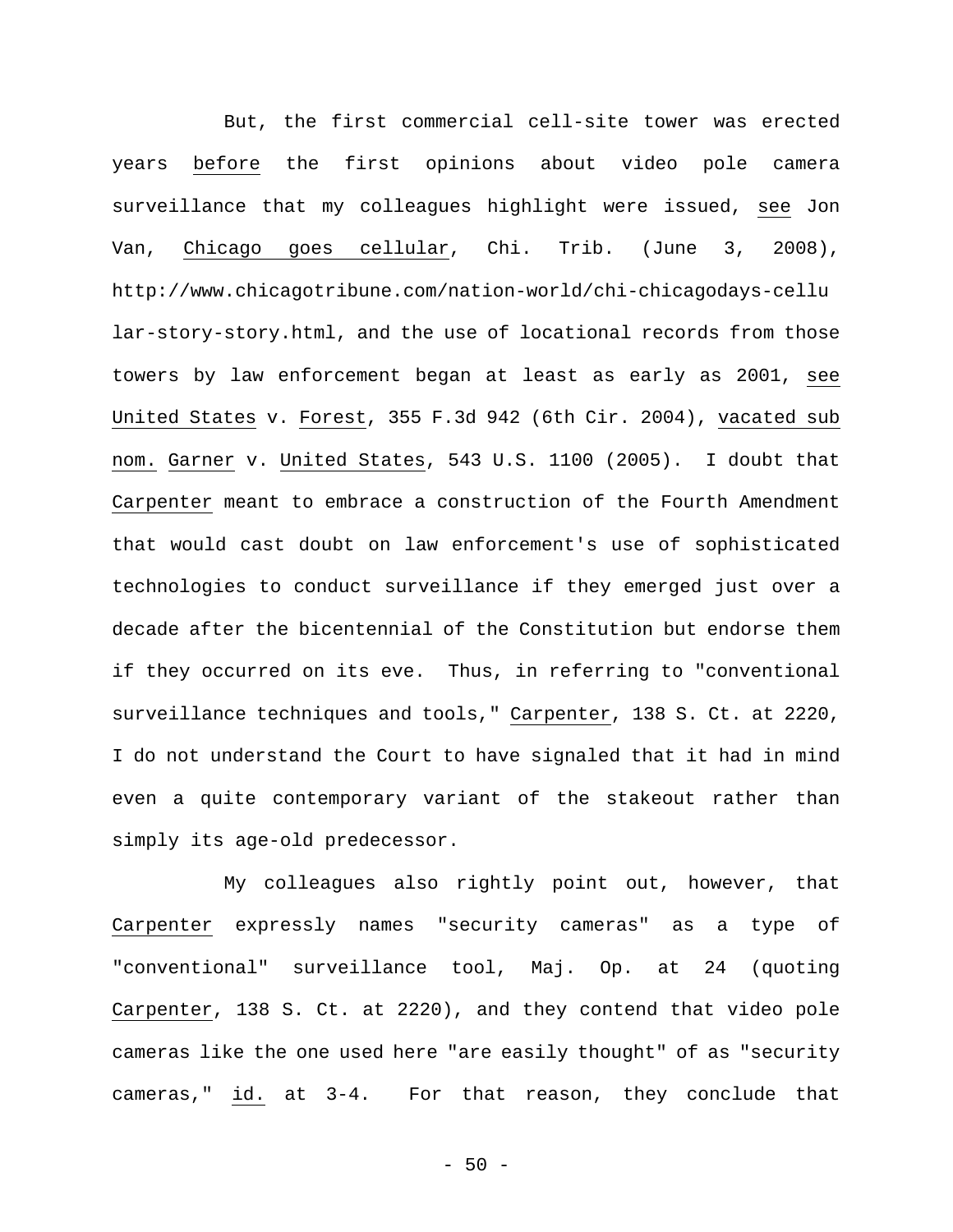But, the first commercial cell-site tower was erected years before the first opinions about video pole camera surveillance that my colleagues highlight were issued, see Jon Van, Chicago goes cellular, Chi. Trib. (June 3, 2008), http://www.chicagotribune.com/nation-world/chi-chicagodays-cellular-story-story.html, and the use of locational records from those towers by law enforcement began at least as early as 2001, see United States v. Forest, 355 F.3d 942 (6th Cir. 2004), vacated sub nom. Garner v. United States, 543 U.S. 1100 (2005). I doubt that Carpenter meant to embrace a construction of the Fourth Amendment that would cast doubt on law enforcement's use of sophisticated technologies to conduct surveillance if they emerged just over a decade after the bicentennial of the Constitution but endorse them if they occurred on its eve. Thus, in referring to "conventional surveillance techniques and tools," Carpenter, 138 S. Ct. at 2220, I do not understand the Court to have signaled that it had in mind even a quite contemporary variant of the stakeout rather than simply its age-old predecessor.

My colleagues also rightly point out, however, that Carpenter expressly names "security cameras" as a type of "conventional" surveillance tool, Maj. Op. at 24 (quoting Carpenter, 138 S. Ct. at 2220), and they contend that video pole cameras like the one used here "are easily thought" of as "security cameras," id. at 3-4. For that reason, they conclude that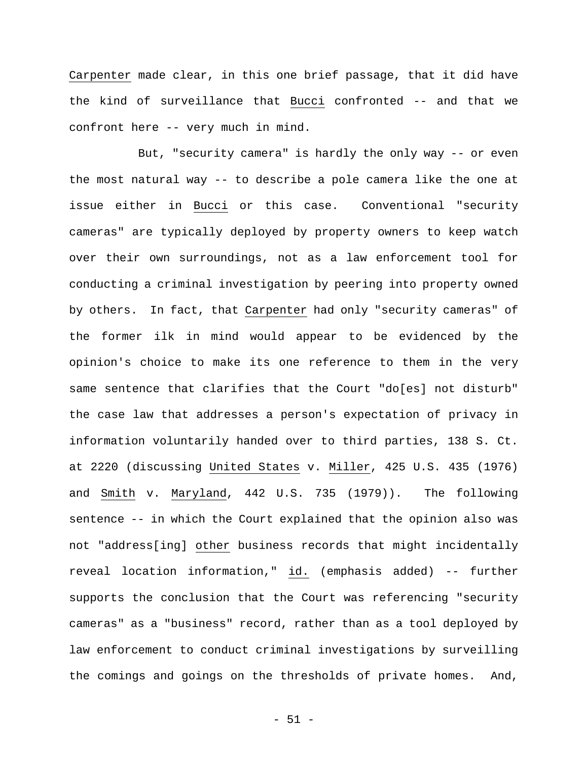Carpenter made clear, in this one brief passage, that it did have the kind of surveillance that Bucci confronted -- and that we confront here -- very much in mind.

But, "security camera" is hardly the only way -- or even the most natural way -- to describe a pole camera like the one at issue either in Bucci or this case. Conventional "security cameras" are typically deployed by property owners to keep watch over their own surroundings, not as a law enforcement tool for conducting a criminal investigation by peering into property owned by others. In fact, that Carpenter had only "security cameras" of the former ilk in mind would appear to be evidenced by the opinion's choice to make its one reference to them in the very same sentence that clarifies that the Court "do[es] not disturb" the case law that addresses a person's expectation of privacy in information voluntarily handed over to third parties, 138 S. Ct. at 2220 (discussing United States v. Miller, 425 U.S. 435 (1976) and Smith v. Maryland, 442 U.S. 735 (1979)). The following sentence -- in which the Court explained that the opinion also was not "address[ing] other business records that might incidentally reveal location information," id. (emphasis added) -- further supports the conclusion that the Court was referencing "security cameras" as a "business" record, rather than as a tool deployed by law enforcement to conduct criminal investigations by surveilling the comings and goings on the thresholds of private homes. And,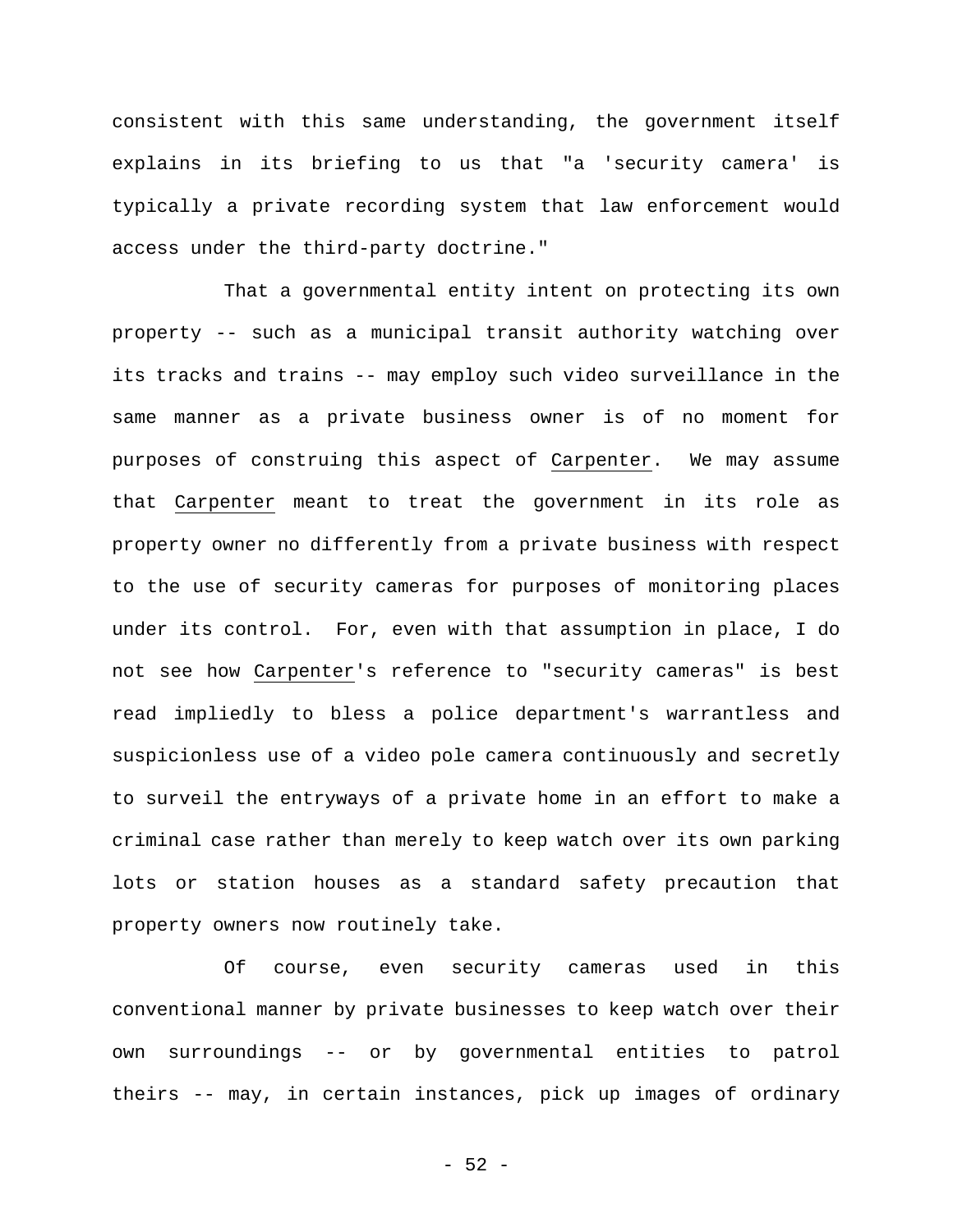consistent with this same understanding, the government itself explains in its briefing to us that "a 'security camera' is typically a private recording system that law enforcement would access under the third-party doctrine."

That a governmental entity intent on protecting its own property -- such as a municipal transit authority watching over its tracks and trains -- may employ such video surveillance in the same manner as a private business owner is of no moment for purposes of construing this aspect of Carpenter. We may assume that Carpenter meant to treat the government in its role as property owner no differently from a private business with respect to the use of security cameras for purposes of monitoring places under its control. For, even with that assumption in place, I do not see how Carpenter's reference to "security cameras" is best read impliedly to bless a police department's warrantless and suspicionless use of a video pole camera continuously and secretly to surveil the entryways of a private home in an effort to make a criminal case rather than merely to keep watch over its own parking lots or station houses as a standard safety precaution that property owners now routinely take.

Of course, even security cameras used in this conventional manner by private businesses to keep watch over their own surroundings -- or by governmental entities to patrol theirs -- may, in certain instances, pick up images of ordinary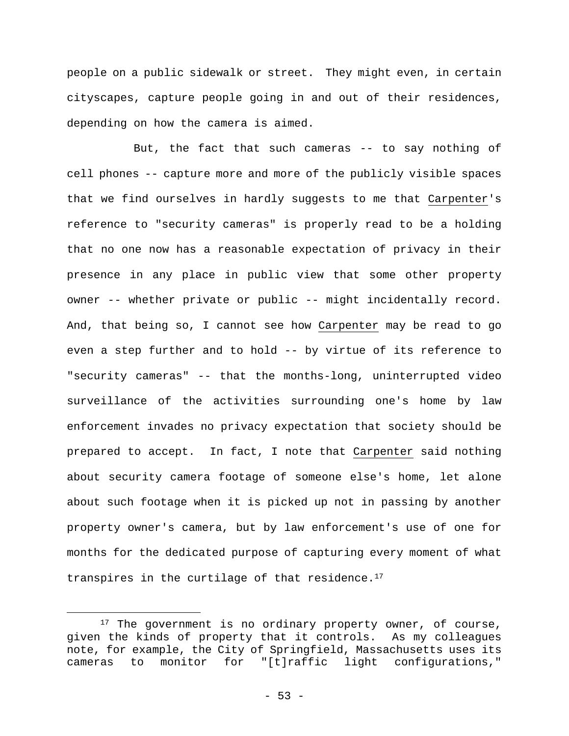people on a public sidewalk or street. They might even, in certain cityscapes, capture people going in and out of their residences, depending on how the camera is aimed.

But, the fact that such cameras -- to say nothing of cell phones -- capture more and more of the publicly visible spaces that we find ourselves in hardly suggests to me that Carpenter's reference to "security cameras" is properly read to be a holding that no one now has a reasonable expectation of privacy in their presence in any place in public view that some other property owner -- whether private or public -- might incidentally record. And, that being so, I cannot see how Carpenter may be read to go even a step further and to hold -- by virtue of its reference to "security cameras" -- that the months-long, uninterrupted video surveillance of the activities surrounding one's home by law enforcement invades no privacy expectation that society should be prepared to accept. In fact, I note that Carpenter said nothing about security camera footage of someone else's home, let alone about such footage when it is picked up not in passing by another property owner's camera, but by law enforcement's use of one for months for the dedicated purpose of capturing every moment of what transpires in the curtilage of that residence.[17]

---

[17] The government is no ordinary property owner, of course, given the kinds of property that it controls. As my colleagues note, for example, the City of Springfield, Massachusetts uses its cameras to monitor for "[t]raffic light configurations,"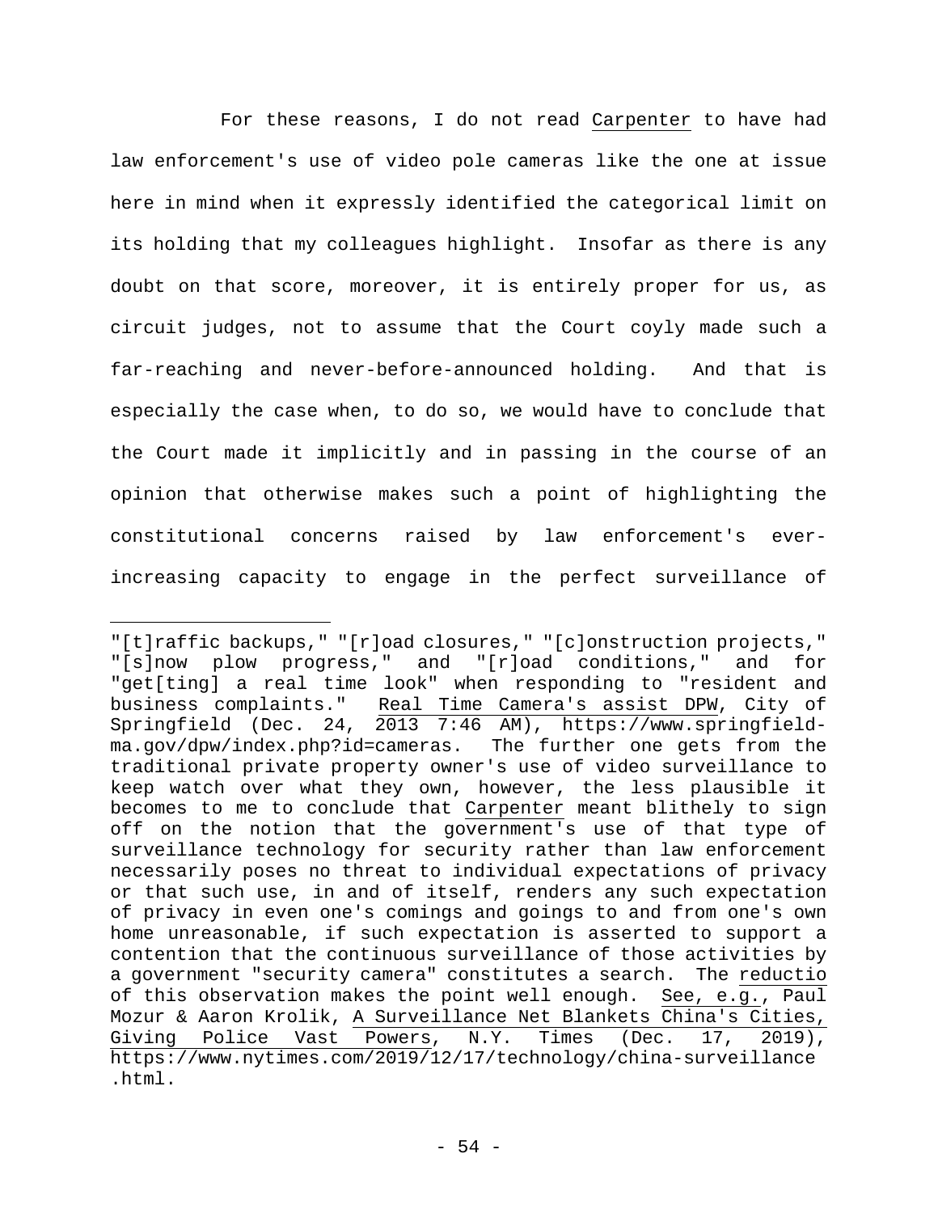For these reasons, I do not read _Carpenter_ to have had law enforcement's use of video pole cameras like the one at issue here in mind when it expressly identified the categorical limit on its holding that my colleagues highlight. Insofar as there is any doubt on that score, moreover, it is entirely proper for us, as circuit judges, not to assume that the Court coyly made such a far-reaching and never-before-announced holding. And that is especially the case when, to do so, we would have to conclude that the Court made it implicitly and in passing in the course of an opinion that otherwise makes such a point of highlighting the constitutional concerns raised by law enforcement's ever-increasing capacity to engage in the perfect surveillance of

---

"[t]raffic backups," "[r]oad closures," "[c]onstruction projects," "[s]now plow progress," and "[r]oad conditions," and for "get[ting] a real time look" when responding to "resident and business complaints." _Real Time Camera's assist DPW_, City of Springfield (Dec. 24, 2013 7:46 AM), https://www.springfield-ma.gov/dpw/index.php?id=cameras. The further one gets from the traditional private property owner's use of video surveillance to keep watch over what they own, however, the less plausible it becomes to me to conclude that _Carpenter_ meant blithely to sign off on the notion that the government's use of that type of surveillance technology for security rather than law enforcement necessarily poses no threat to individual expectations of privacy or that such use, in and of itself, renders any such expectation of privacy in even one's comings and goings to and from one's own home unreasonable, if such expectation is asserted to support a contention that the continuous surveillance of those activities by a government "security camera" constitutes a search. The _reductio_ of this observation makes the point well enough. _See, e.g._, Paul Mozur & Aaron Krolik, _A Surveillance Net Blankets China's Cities, Giving Police Vast Powers_, N.Y. Times (Dec. 17, 2019), https://www.nytimes.com/2019/12/17/technology/china-surveillance.html.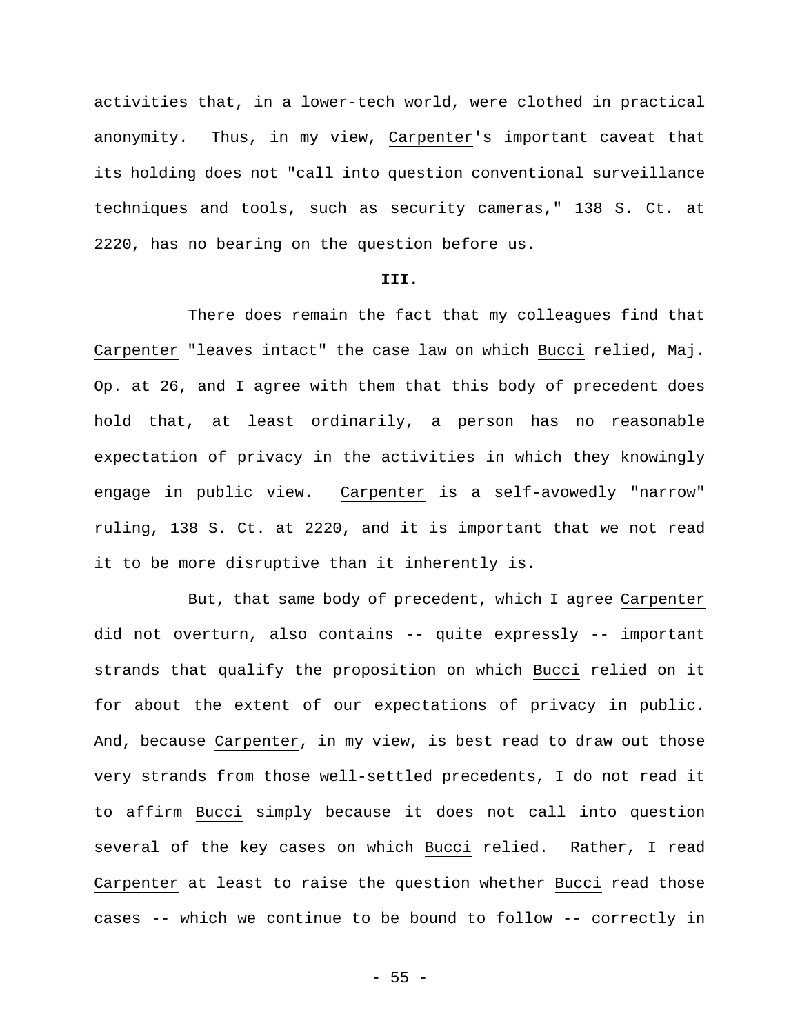activities that, in a lower-tech world, were clothed in practical anonymity. Thus, in my view, Carpenter's important caveat that its holding does not "call into question conventional surveillance techniques and tools, such as security cameras," 138 S. Ct. at 2220, has no bearing on the question before us.

**III.**

There does remain the fact that my colleagues find that Carpenter "leaves intact" the case law on which Bucci relied, Maj. Op. at 26, and I agree with them that this body of precedent does hold that, at least ordinarily, a person has no reasonable expectation of privacy in the activities in which they knowingly engage in public view. Carpenter is a self-avowedly "narrow" ruling, 138 S. Ct. at 2220, and it is important that we not read it to be more disruptive than it inherently is.

But, that same body of precedent, which I agree Carpenter did not overturn, also contains -- quite expressly -- important strands that qualify the proposition on which Bucci relied on it for about the extent of our expectations of privacy in public. And, because Carpenter, in my view, is best read to draw out those very strands from those well-settled precedents, I do not read it to affirm Bucci simply because it does not call into question several of the key cases on which Bucci relied. Rather, I read Carpenter at least to raise the question whether Bucci read those cases -- which we continue to be bound to follow -- correctly in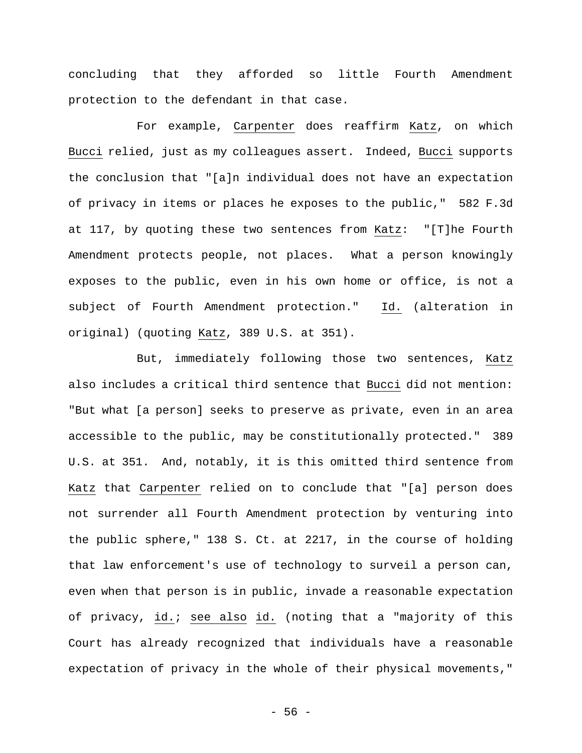concluding that they afforded so little Fourth Amendment protection to the defendant in that case.

For example, _Carpenter_ does reaffirm _Katz_, on which _Bucci_ relied, just as my colleagues assert. Indeed, _Bucci_ supports the conclusion that "[a]n individual does not have an expectation of privacy in items or places he exposes to the public," 582 F.3d at 117, by quoting these two sentences from _Katz_: "[T]he Fourth Amendment protects people, not places. What a person knowingly exposes to the public, even in his own home or office, is not a subject of Fourth Amendment protection." _Id._ (alteration in original) (quoting _Katz_, 389 U.S. at 351).

But, immediately following those two sentences, _Katz_ also includes a critical third sentence that _Bucci_ did not mention: "But what [a person] seeks to preserve as private, even in an area accessible to the public, may be constitutionally protected." 389 U.S. at 351. And, notably, it is this omitted third sentence from _Katz_ that _Carpenter_ relied on to conclude that "[a] person does not surrender all Fourth Amendment protection by venturing into the public sphere," 138 S. Ct. at 2217, in the course of holding that law enforcement's use of technology to surveil a person can, even when that person is in public, invade a reasonable expectation of privacy, _id._; _see also_ _id._ (noting that a "majority of this Court has already recognized that individuals have a reasonable expectation of privacy in the whole of their physical movements,"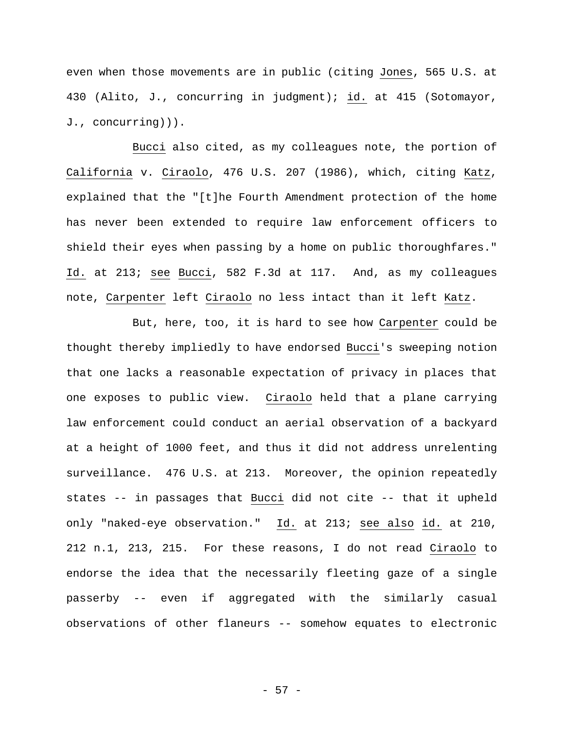even when those movements are in public (citing Jones, 565 U.S. at 430 (Alito, J., concurring in judgment); id. at 415 (Sotomayor, J., concurring))).

Bucci also cited, as my colleagues note, the portion of California v. Ciraolo, 476 U.S. 207 (1986), which, citing Katz, explained that the "[t]he Fourth Amendment protection of the home has never been extended to require law enforcement officers to shield their eyes when passing by a home on public thoroughfares." Id. at 213; see Bucci, 582 F.3d at 117. And, as my colleagues note, Carpenter left Ciraolo no less intact than it left Katz.

But, here, too, it is hard to see how Carpenter could be thought thereby impliedly to have endorsed Bucci's sweeping notion that one lacks a reasonable expectation of privacy in places that one exposes to public view. Ciraolo held that a plane carrying law enforcement could conduct an aerial observation of a backyard at a height of 1000 feet, and thus it did not address unrelenting surveillance. 476 U.S. at 213. Moreover, the opinion repeatedly states -- in passages that Bucci did not cite -- that it upheld only "naked-eye observation." Id. at 213; see also id. at 210, 212 n.1, 213, 215. For these reasons, I do not read Ciraolo to endorse the idea that the necessarily fleeting gaze of a single passerby -- even if aggregated with the similarly casual observations of other flaneurs -- somehow equates to electronic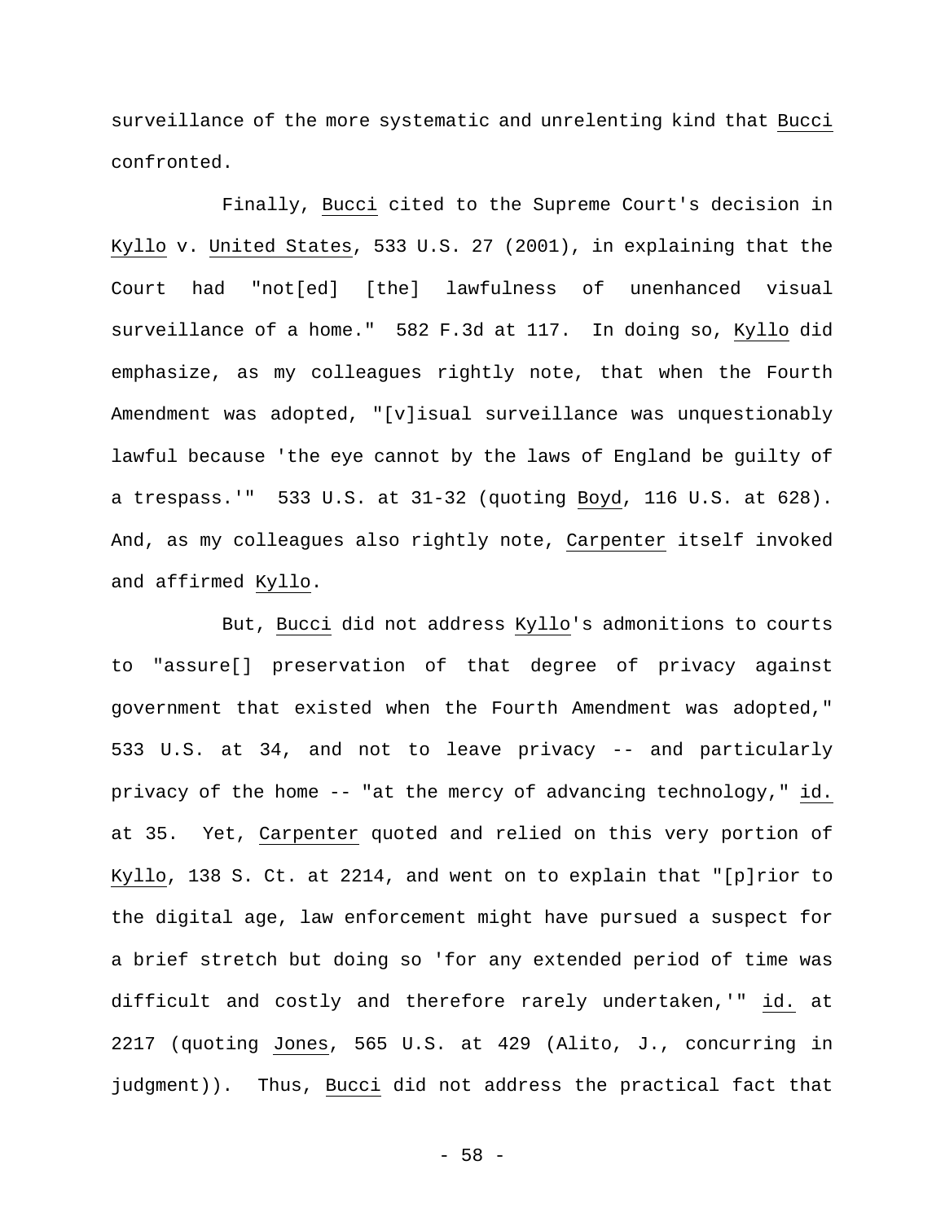surveillance of the more systematic and unrelenting kind that Bucci confronted.

Finally, Bucci cited to the Supreme Court's decision in Kyllo v. United States, 533 U.S. 27 (2001), in explaining that the Court had "not[ed] [the] lawfulness of unenhanced visual surveillance of a home." 582 F.3d at 117. In doing so, Kyllo did emphasize, as my colleagues rightly note, that when the Fourth Amendment was adopted, "[v]isual surveillance was unquestionably lawful because 'the eye cannot by the laws of England be guilty of a trespass.'" 533 U.S. at 31-32 (quoting Boyd, 116 U.S. at 628). And, as my colleagues also rightly note, Carpenter itself invoked and affirmed Kyllo.

But, Bucci did not address Kyllo's admonitions to courts to "assure[] preservation of that degree of privacy against government that existed when the Fourth Amendment was adopted," 533 U.S. at 34, and not to leave privacy -- and particularly privacy of the home -- "at the mercy of advancing technology," id. at 35. Yet, Carpenter quoted and relied on this very portion of Kyllo, 138 S. Ct. at 2214, and went on to explain that "[p]rior to the digital age, law enforcement might have pursued a suspect for a brief stretch but doing so 'for any extended period of time was difficult and costly and therefore rarely undertaken,'" id. at 2217 (quoting Jones, 565 U.S. at 429 (Alito, J., concurring in judgment)). Thus, Bucci did not address the practical fact that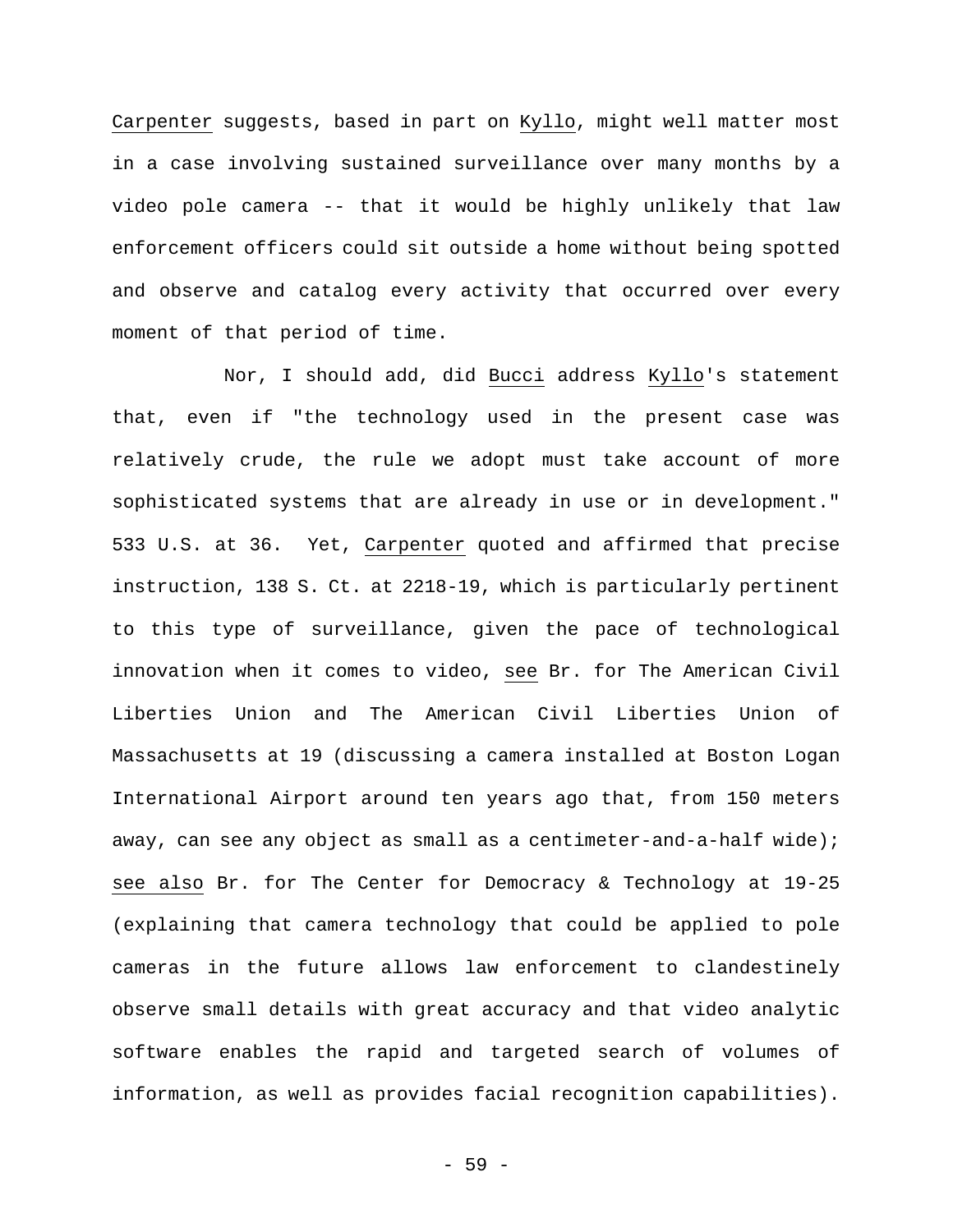Carpenter suggests, based in part on Kyllo, might well matter most in a case involving sustained surveillance over many months by a video pole camera -- that it would be highly unlikely that law enforcement officers could sit outside a home without being spotted and observe and catalog every activity that occurred over every moment of that period of time.

Nor, I should add, did Bucci address Kyllo's statement that, even if "the technology used in the present case was relatively crude, the rule we adopt must take account of more sophisticated systems that are already in use or in development." 533 U.S. at 36. Yet, Carpenter quoted and affirmed that precise instruction, 138 S. Ct. at 2218-19, which is particularly pertinent to this type of surveillance, given the pace of technological innovation when it comes to video, see Br. for The American Civil Liberties Union and The American Civil Liberties Union of Massachusetts at 19 (discussing a camera installed at Boston Logan International Airport around ten years ago that, from 150 meters away, can see any object as small as a centimeter-and-a-half wide); see also Br. for The Center for Democracy & Technology at 19-25 (explaining that camera technology that could be applied to pole cameras in the future allows law enforcement to clandestinely observe small details with great accuracy and that video analytic software enables the rapid and targeted search of volumes of information, as well as provides facial recognition capabilities).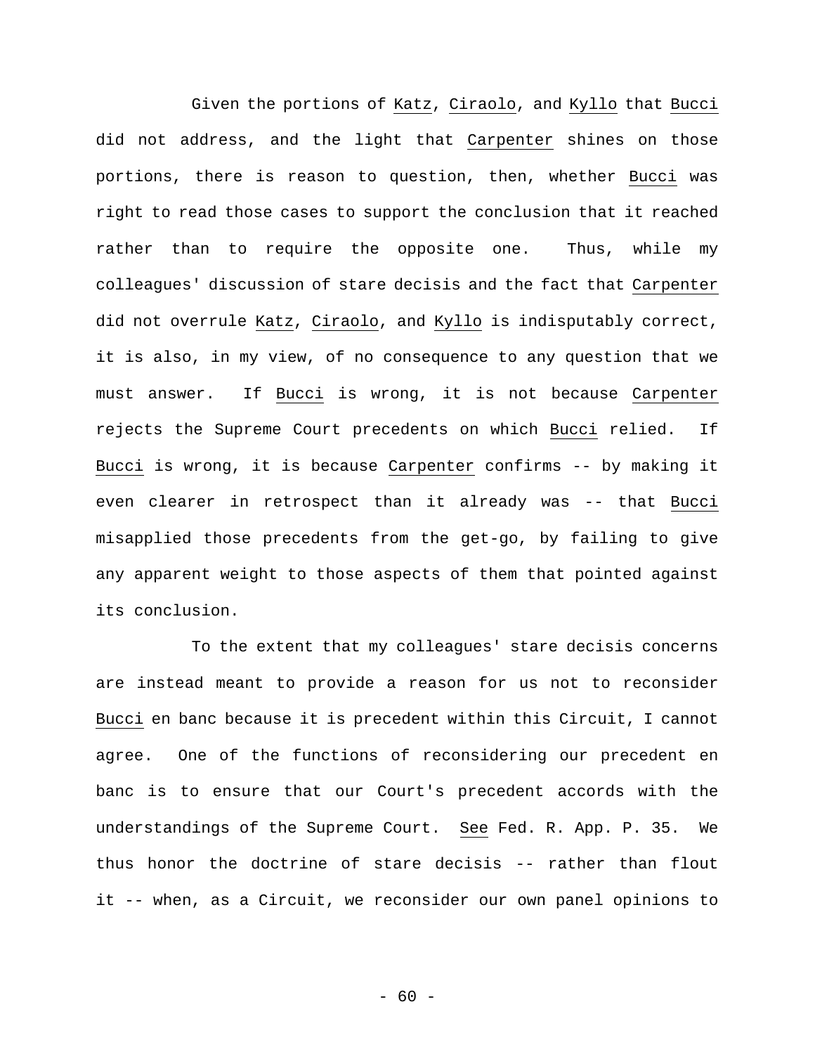Given the portions of Katz, Ciraolo, and Kyllo that Bucci did not address, and the light that Carpenter shines on those portions, there is reason to question, then, whether Bucci was right to read those cases to support the conclusion that it reached rather than to require the opposite one. Thus, while my colleagues' discussion of stare decisis and the fact that Carpenter did not overrule Katz, Ciraolo, and Kyllo is indisputably correct, it is also, in my view, of no consequence to any question that we must answer. If Bucci is wrong, it is not because Carpenter rejects the Supreme Court precedents on which Bucci relied. If Bucci is wrong, it is because Carpenter confirms -- by making it even clearer in retrospect than it already was -- that Bucci misapplied those precedents from the get-go, by failing to give any apparent weight to those aspects of them that pointed against its conclusion.

To the extent that my colleagues' stare decisis concerns are instead meant to provide a reason for us not to reconsider Bucci en banc because it is precedent within this Circuit, I cannot agree. One of the functions of reconsidering our precedent en banc is to ensure that our Court's precedent accords with the understandings of the Supreme Court. See Fed. R. App. P. 35. We thus honor the doctrine of stare decisis -- rather than flout it -- when, as a Circuit, we reconsider our own panel opinions to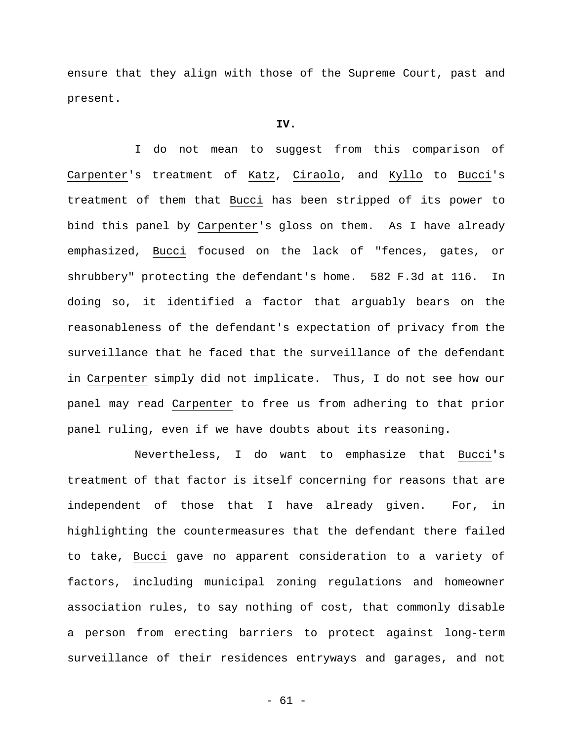ensure that they align with those of the Supreme Court, past and present.

**IV.**

I do not mean to suggest from this comparison of Carpenter's treatment of Katz, Ciraolo, and Kyllo to Bucci's treatment of them that Bucci has been stripped of its power to bind this panel by Carpenter's gloss on them. As I have already emphasized, Bucci focused on the lack of "fences, gates, or shrubbery" protecting the defendant's home. 582 F.3d at 116. In doing so, it identified a factor that arguably bears on the reasonableness of the defendant's expectation of privacy from the surveillance that he faced that the surveillance of the defendant in Carpenter simply did not implicate. Thus, I do not see how our panel may read Carpenter to free us from adhering to that prior panel ruling, even if we have doubts about its reasoning.

Nevertheless, I do want to emphasize that Bucci's treatment of that factor is itself concerning for reasons that are independent of those that I have already given. For, in highlighting the countermeasures that the defendant there failed to take, Bucci gave no apparent consideration to a variety of factors, including municipal zoning regulations and homeowner association rules, to say nothing of cost, that commonly disable a person from erecting barriers to protect against long-term surveillance of their residences entryways and garages, and not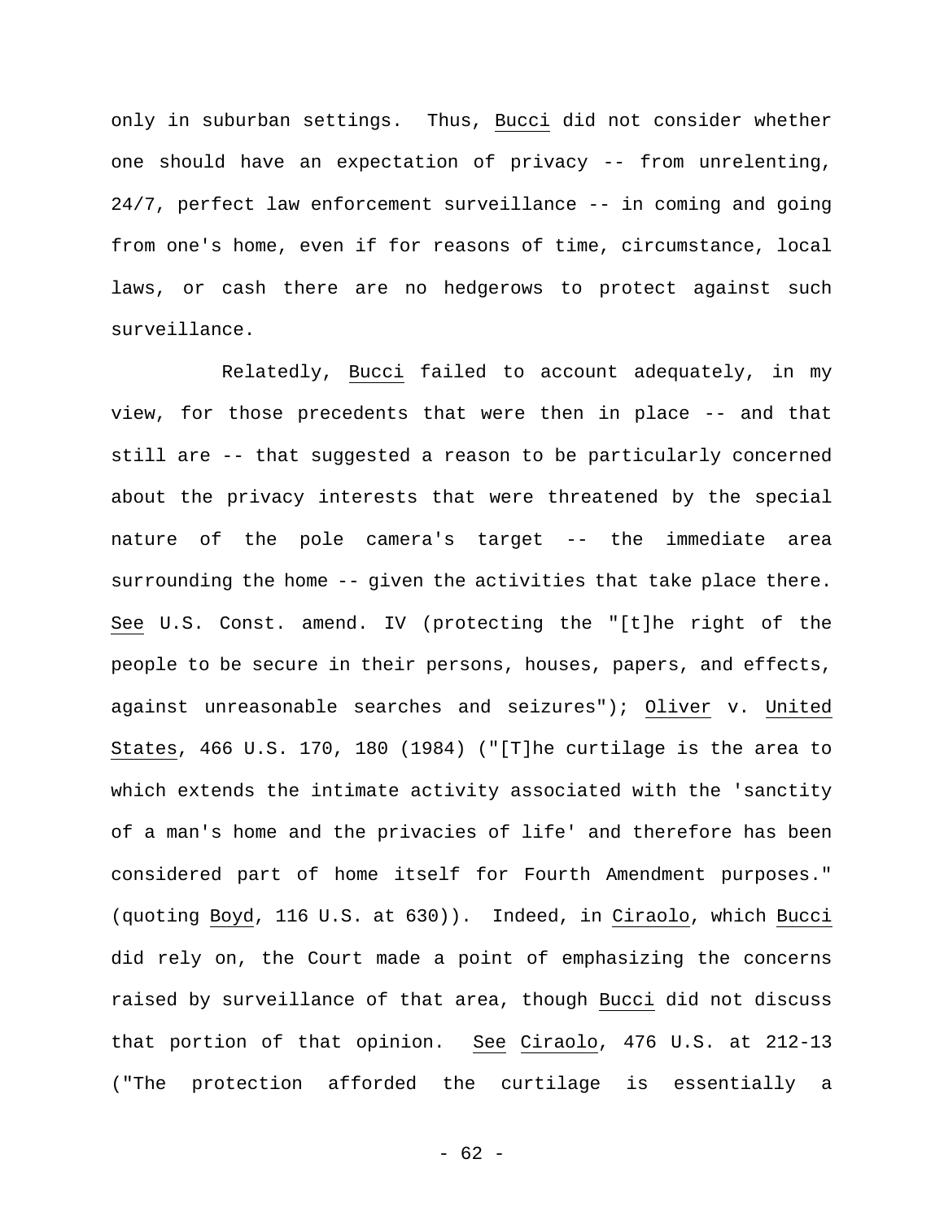only in suburban settings. Thus, Bucci did not consider whether one should have an expectation of privacy -- from unrelenting, 24/7, perfect law enforcement surveillance -- in coming and going from one's home, even if for reasons of time, circumstance, local laws, or cash there are no hedgerows to protect against such surveillance.

Relatedly, Bucci failed to account adequately, in my view, for those precedents that were then in place -- and that still are -- that suggested a reason to be particularly concerned about the privacy interests that were threatened by the special nature of the pole camera's target -- the immediate area surrounding the home -- given the activities that take place there. See U.S. Const. amend. IV (protecting the "[t]he right of the people to be secure in their persons, houses, papers, and effects, against unreasonable searches and seizures"); Oliver v. United States, 466 U.S. 170, 180 (1984) ("[T]he curtilage is the area to which extends the intimate activity associated with the 'sanctity of a man's home and the privacies of life' and therefore has been considered part of home itself for Fourth Amendment purposes." (quoting Boyd, 116 U.S. at 630)). Indeed, in Ciraolo, which Bucci did rely on, the Court made a point of emphasizing the concerns raised by surveillance of that area, though Bucci did not discuss that portion of that opinion. See Ciraolo, 476 U.S. at 212-13 ("The protection afforded the curtilage is essentially a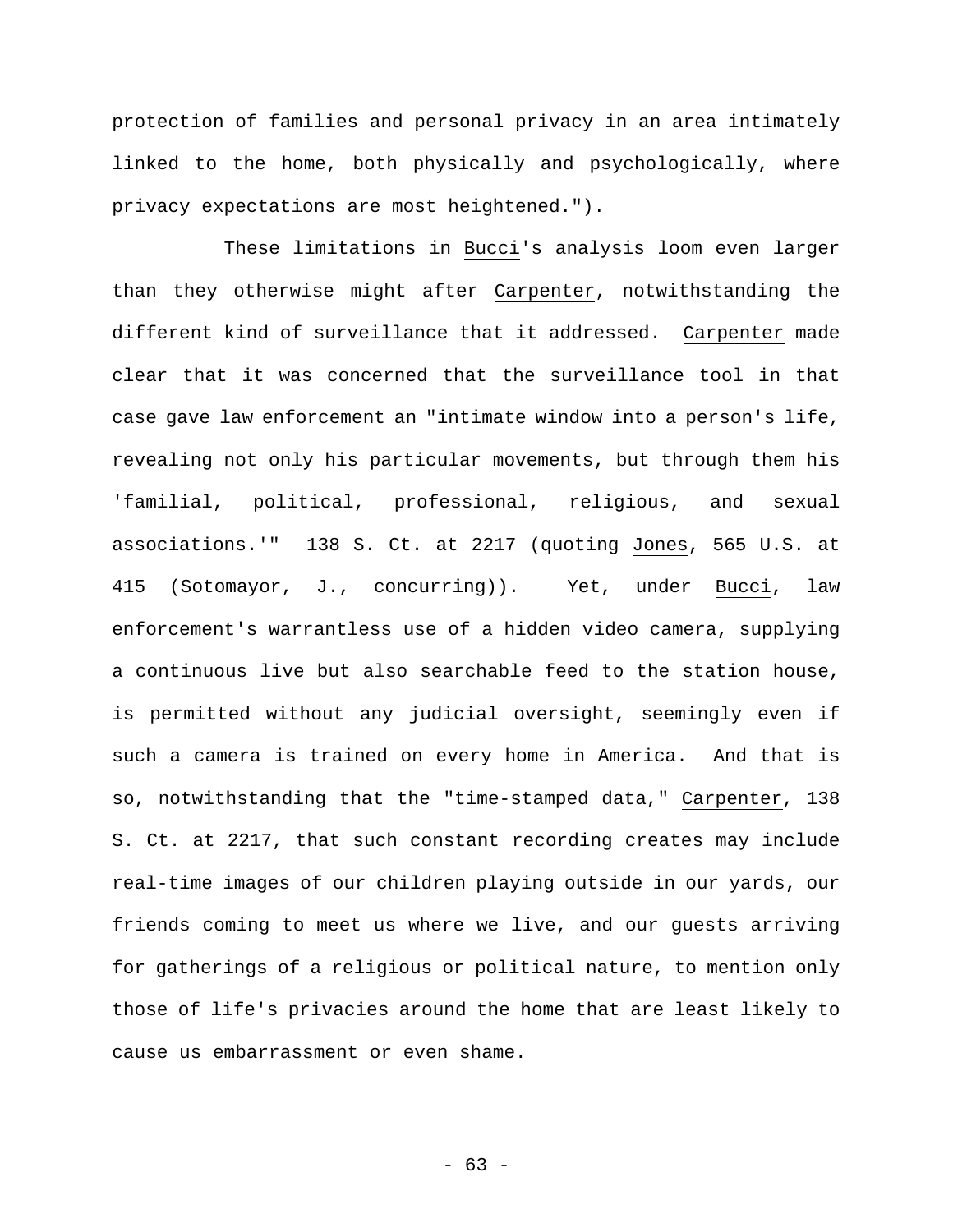protection of families and personal privacy in an area intimately linked to the home, both physically and psychologically, where privacy expectations are most heightened.").

These limitations in Bucci's analysis loom even larger than they otherwise might after Carpenter, notwithstanding the different kind of surveillance that it addressed. Carpenter made clear that it was concerned that the surveillance tool in that case gave law enforcement an "intimate window into a person's life, revealing not only his particular movements, but through them his 'familial, political, professional, religious, and sexual associations.'" 138 S. Ct. at 2217 (quoting Jones, 565 U.S. at 415 (Sotomayor, J., concurring)). Yet, under Bucci, law enforcement's warrantless use of a hidden video camera, supplying a continuous live but also searchable feed to the station house, is permitted without any judicial oversight, seemingly even if such a camera is trained on every home in America. And that is so, notwithstanding that the "time-stamped data," Carpenter, 138 S. Ct. at 2217, that such constant recording creates may include real-time images of our children playing outside in our yards, our friends coming to meet us where we live, and our guests arriving for gatherings of a religious or political nature, to mention only those of life's privacies around the home that are least likely to cause us embarrassment or even shame.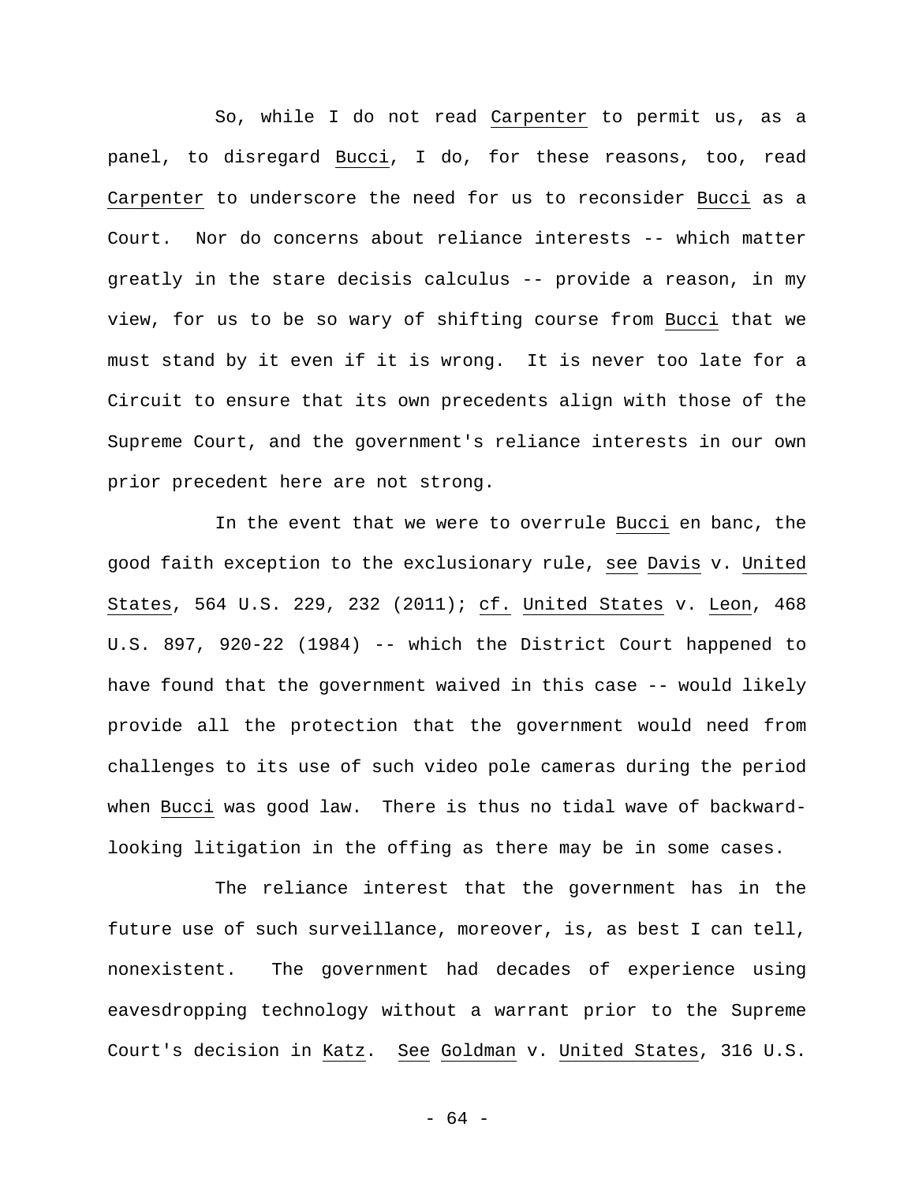So, while I do not read *Carpenter* to permit us, as a panel, to disregard *Bucci*, I do, for these reasons, too, read *Carpenter* to underscore the need for us to reconsider *Bucci* as a Court. Nor do concerns about reliance interests -- which matter greatly in the stare decisis calculus -- provide a reason, in my view, for us to be so wary of shifting course from *Bucci* that we must stand by it even if it is wrong. It is never too late for a Circuit to ensure that its own precedents align with those of the Supreme Court, and the government's reliance interests in our own prior precedent here are not strong.

In the event that we were to overrule *Bucci* en banc, the good faith exception to the exclusionary rule, *see* *Davis* v. *United States*, 564 U.S. 229, 232 (2011); *cf.* *United States* v. *Leon*, 468 U.S. 897, 920-22 (1984) -- which the District Court happened to have found that the government waived in this case -- would likely provide all the protection that the government would need from challenges to its use of such video pole cameras during the period when *Bucci* was good law. There is thus no tidal wave of backward-looking litigation in the offing as there may be in some cases.

The reliance interest that the government has in the future use of such surveillance, moreover, is, as best I can tell, nonexistent. The government had decades of experience using eavesdropping technology without a warrant prior to the Supreme Court's decision in *Katz*. *See* *Goldman* v. *United States*, 316 U.S.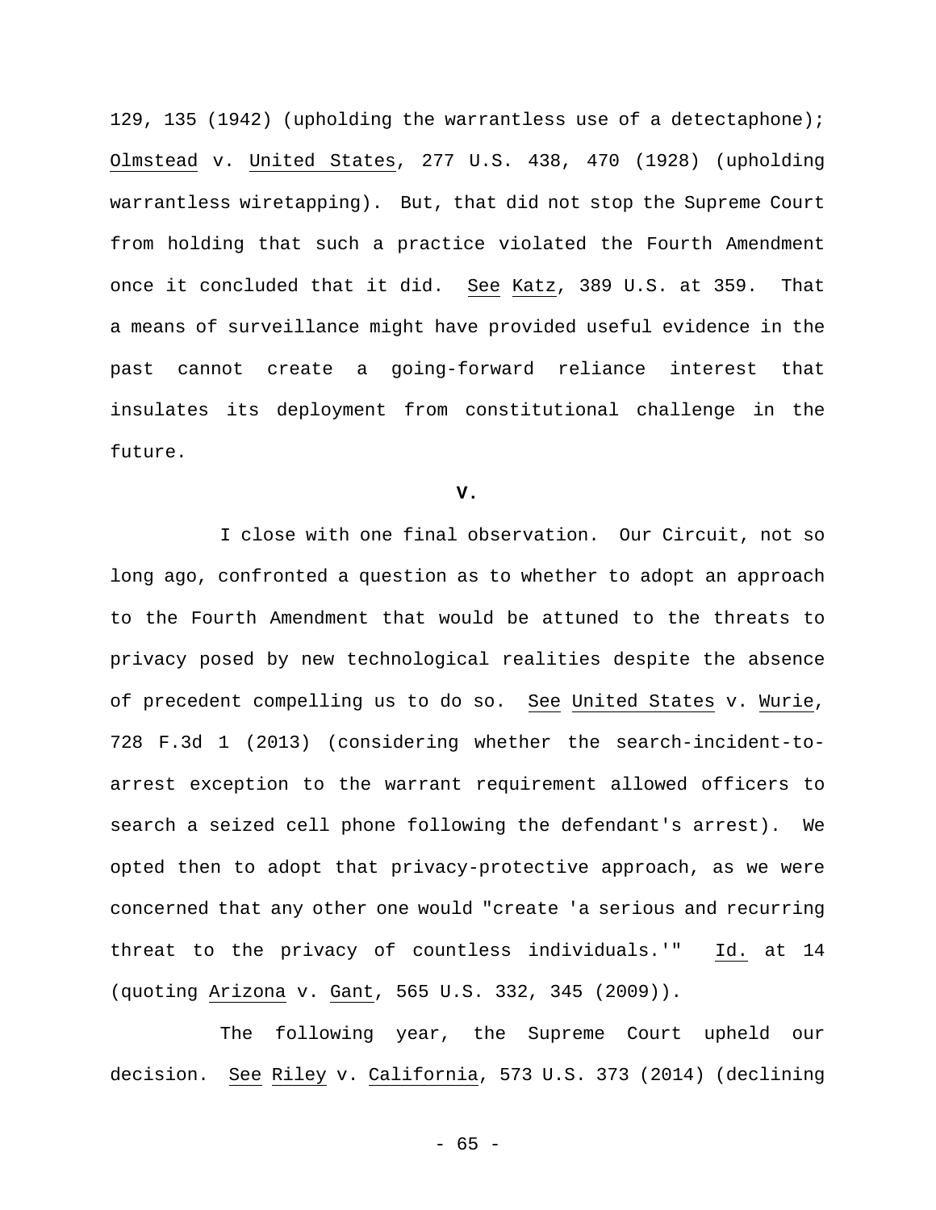129, 135 (1942) (upholding the warrantless use of a detectaphone); Olmstead v. United States, 277 U.S. 438, 470 (1928) (upholding warrantless wiretapping). But, that did not stop the Supreme Court from holding that such a practice violated the Fourth Amendment once it concluded that it did. See Katz, 389 U.S. at 359. That a means of surveillance might have provided useful evidence in the past cannot create a going-forward reliance interest that insulates its deployment from constitutional challenge in the future.

**V.**

I close with one final observation. Our Circuit, not so long ago, confronted a question as to whether to adopt an approach to the Fourth Amendment that would be attuned to the threats to privacy posed by new technological realities despite the absence of precedent compelling us to do so. See United States v. Wurie, 728 F.3d 1 (2013) (considering whether the search-incident-to-arrest exception to the warrant requirement allowed officers to search a seized cell phone following the defendant's arrest). We opted then to adopt that privacy-protective approach, as we were concerned that any other one would "create 'a serious and recurring threat to the privacy of countless individuals.'" Id. at 14 (quoting Arizona v. Gant, 565 U.S. 332, 345 (2009)).

The following year, the Supreme Court upheld our decision. See Riley v. California, 573 U.S. 373 (2014) (declining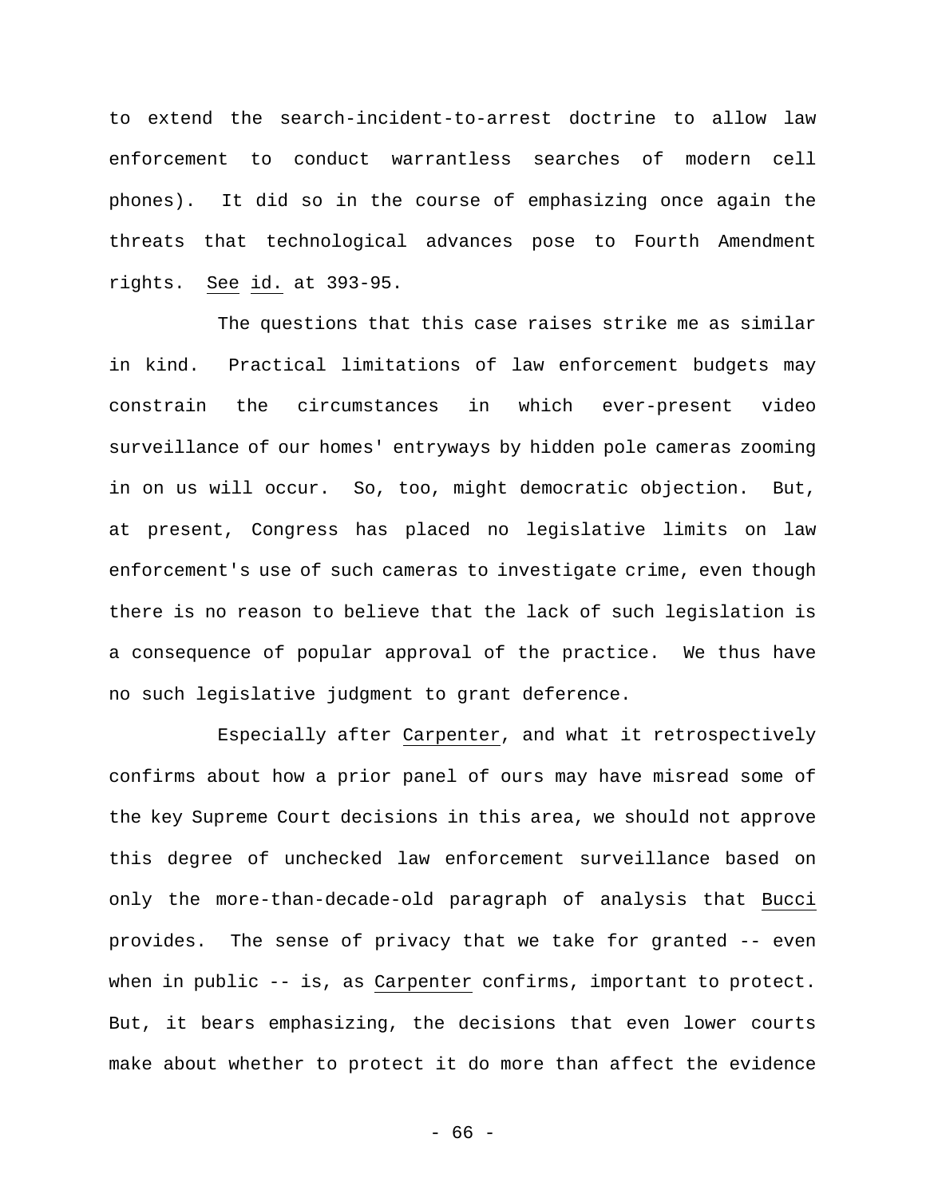to extend the search-incident-to-arrest doctrine to allow law enforcement to conduct warrantless searches of modern cell phones). It did so in the course of emphasizing once again the threats that technological advances pose to Fourth Amendment rights. _See_ _id._ at 393-95.

The questions that this case raises strike me as similar in kind. Practical limitations of law enforcement budgets may constrain the circumstances in which ever-present video surveillance of our homes' entryways by hidden pole cameras zooming in on us will occur. So, too, might democratic objection. But, at present, Congress has placed no legislative limits on law enforcement's use of such cameras to investigate crime, even though there is no reason to believe that the lack of such legislation is a consequence of popular approval of the practice. We thus have no such legislative judgment to grant deference.

Especially after _Carpenter_, and what it retrospectively confirms about how a prior panel of ours may have misread some of the key Supreme Court decisions in this area, we should not approve this degree of unchecked law enforcement surveillance based on only the more-than-decade-old paragraph of analysis that _Bucci_ provides. The sense of privacy that we take for granted -- even when in public -- is, as _Carpenter_ confirms, important to protect. But, it bears emphasizing, the decisions that even lower courts make about whether to protect it do more than affect the evidence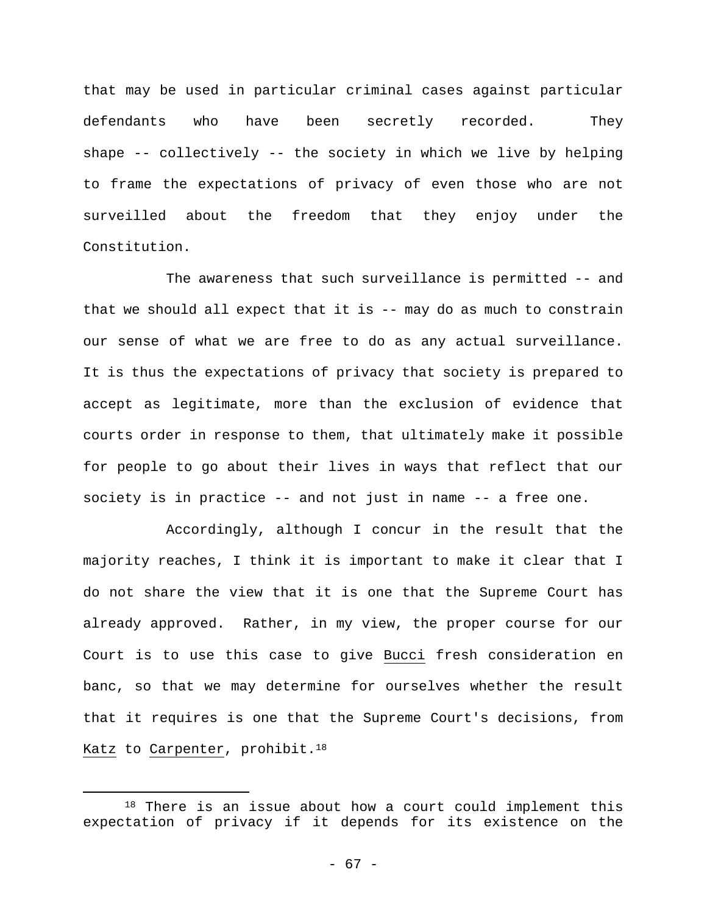that may be used in particular criminal cases against particular defendants who have been secretly recorded. They shape -- collectively -- the society in which we live by helping to frame the expectations of privacy of even those who are not surveilled about the freedom that they enjoy under the Constitution.

The awareness that such surveillance is permitted -- and that we should all expect that it is -- may do as much to constrain our sense of what we are free to do as any actual surveillance. It is thus the expectations of privacy that society is prepared to accept as legitimate, more than the exclusion of evidence that courts order in response to them, that ultimately make it possible for people to go about their lives in ways that reflect that our society is in practice -- and not just in name -- a free one.

Accordingly, although I concur in the result that the majority reaches, I think it is important to make it clear that I do not share the view that it is one that the Supreme Court has already approved. Rather, in my view, the proper course for our Court is to use this case to give Bucci fresh consideration en banc, so that we may determine for ourselves whether the result that it requires is one that the Supreme Court's decisions, from Katz to Carpenter, prohibit.[18]

---

[18] There is an issue about how a court could implement this expectation of privacy if it depends for its existence on the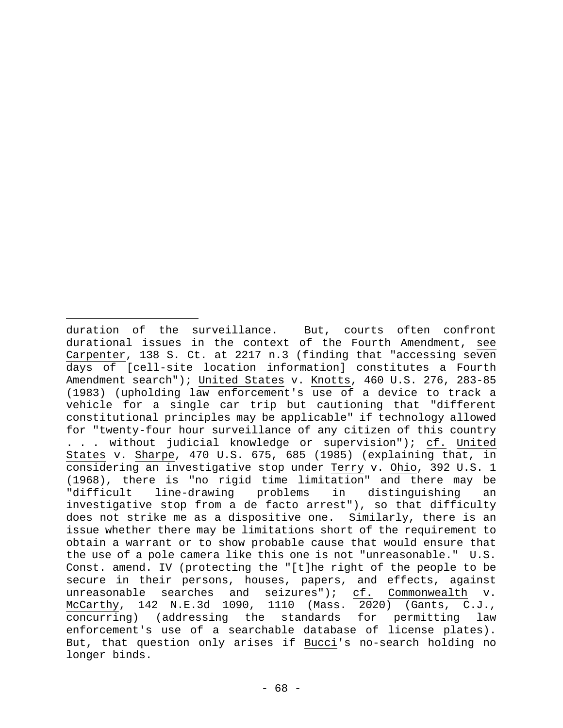duration of the surveillance. But, courts often confront durational issues in the context of the Fourth Amendment, see Carpenter, 138 S. Ct. at 2217 n.3 (finding that "accessing seven days of [cell-site location information] constitutes a Fourth Amendment search"); United States v. Knotts, 460 U.S. 276, 283-85 (1983) (upholding law enforcement's use of a device to track a vehicle for a single car trip but cautioning that "different constitutional principles may be applicable" if technology allowed for "twenty-four hour surveillance of any citizen of this country . . . without judicial knowledge or supervision"); cf. United States v. Sharpe, 470 U.S. 675, 685 (1985) (explaining that, in considering an investigative stop under Terry v. Ohio, 392 U.S. 1 (1968), there is "no rigid time limitation" and there may be "difficult line-drawing problems in distinguishing an investigative stop from a de facto arrest"), so that difficulty does not strike me as a dispositive one. Similarly, there is an issue whether there may be limitations short of the requirement to obtain a warrant or to show probable cause that would ensure that the use of a pole camera like this one is not "unreasonable." U.S. Const. amend. IV (protecting the "[t]he right of the people to be secure in their persons, houses, papers, and effects, against unreasonable searches and seizures"); cf. Commonwealth v. McCarthy, 142 N.E.3d 1090, 1110 (Mass. 2020) (Gants, C.J., concurring) (addressing the standards for permitting law enforcement's use of a searchable database of license plates). But, that question only arises if Bucci's no-search holding no longer binds.